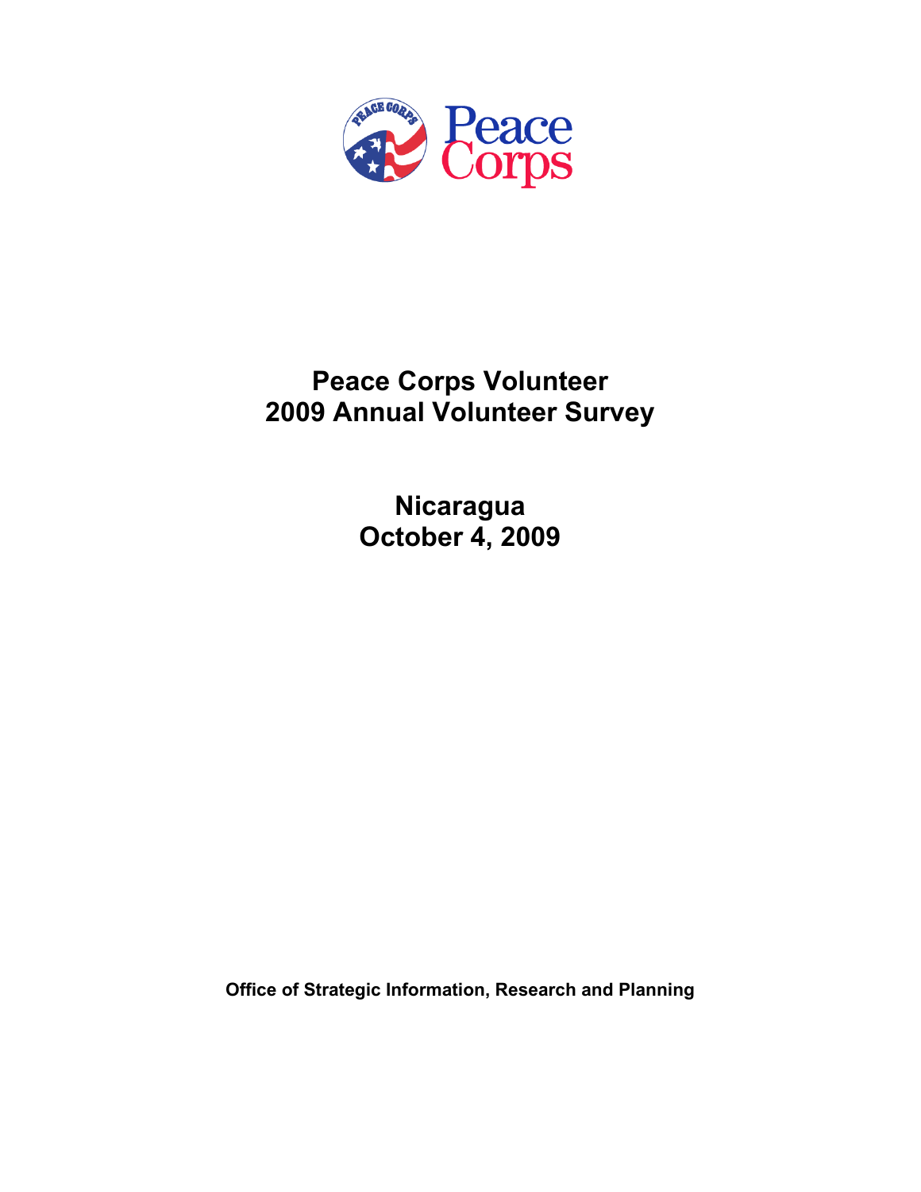Peace Corps

# Peace Corps Volunteer
# 2009 Annual Volunteer Survey

## Nicaragua
## October 4, 2009

**Office of Strategic Information, Research and Planning**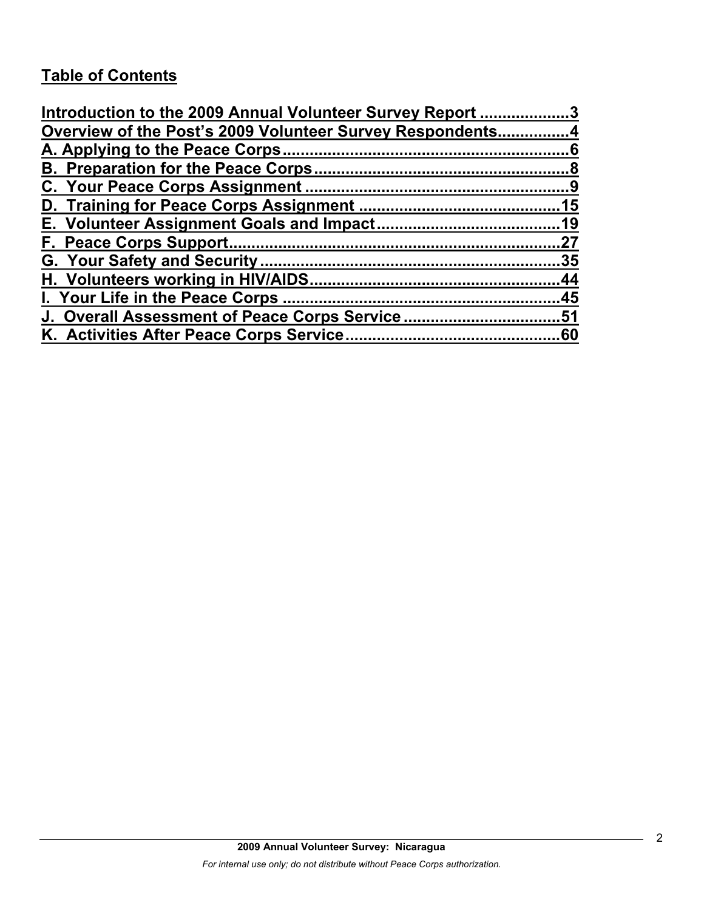## Table of Contents

Introduction to the 2009 Annual Volunteer Survey Report ....................3
Overview of the Post's 2009 Volunteer Survey Respondents................4
A. Applying to the Peace Corps................................................................6
B. Preparation for the Peace Corps.........................................................8
C. Your Peace Corps Assignment ..........................................................9
D. Training for Peace Corps Assignment ............................................15
E. Volunteer Assignment Goals and Impact........................................19
F. Peace Corps Support.........................................................................27
G. Your Safety and Security..................................................................35
H. Volunteers working in HIV/AIDS.......................................................44
I. Your Life in the Peace Corps .............................................................45
J. Overall Assessment of Peace Corps Service ..................................51
K. Activities After Peace Corps Service...............................................60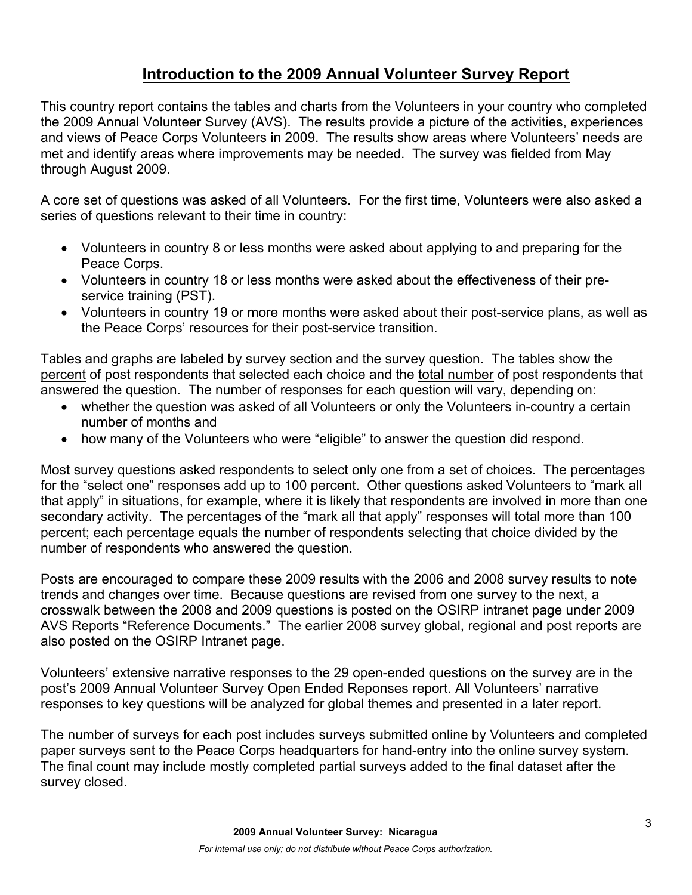# Introduction to the 2009 Annual Volunteer Survey Report

This country report contains the tables and charts from the Volunteers in your country who completed the 2009 Annual Volunteer Survey (AVS). The results provide a picture of the activities, experiences and views of Peace Corps Volunteers in 2009. The results show areas where Volunteers' needs are met and identify areas where improvements may be needed. The survey was fielded from May through August 2009.

A core set of questions was asked of all Volunteers. For the first time, Volunteers were also asked a series of questions relevant to their time in country:

- Volunteers in country 8 or less months were asked about applying to and preparing for the Peace Corps.
- Volunteers in country 18 or less months were asked about the effectiveness of their pre-service training (PST).
- Volunteers in country 19 or more months were asked about their post-service plans, as well as the Peace Corps' resources for their post-service transition.

Tables and graphs are labeled by survey section and the survey question. The tables show the percent of post respondents that selected each choice and the total number of post respondents that answered the question. The number of responses for each question will vary, depending on:

- whether the question was asked of all Volunteers or only the Volunteers in-country a certain number of months and
- how many of the Volunteers who were "eligible" to answer the question did respond.

Most survey questions asked respondents to select only one from a set of choices. The percentages for the "select one" responses add up to 100 percent. Other questions asked Volunteers to "mark all that apply" in situations, for example, where it is likely that respondents are involved in more than one secondary activity. The percentages of the "mark all that apply" responses will total more than 100 percent; each percentage equals the number of respondents selecting that choice divided by the number of respondents who answered the question.

Posts are encouraged to compare these 2009 results with the 2006 and 2008 survey results to note trends and changes over time. Because questions are revised from one survey to the next, a crosswalk between the 2008 and 2009 questions is posted on the OSIRP intranet page under 2009 AVS Reports "Reference Documents." The earlier 2008 survey global, regional and post reports are also posted on the OSIRP Intranet page.

Volunteers' extensive narrative responses to the 29 open-ended questions on the survey are in the post's 2009 Annual Volunteer Survey Open Ended Reponses report. All Volunteers' narrative responses to key questions will be analyzed for global themes and presented in a later report.

The number of surveys for each post includes surveys submitted online by Volunteers and completed paper surveys sent to the Peace Corps headquarters for hand-entry into the online survey system. The final count may include mostly completed partial surveys added to the final dataset after the survey closed.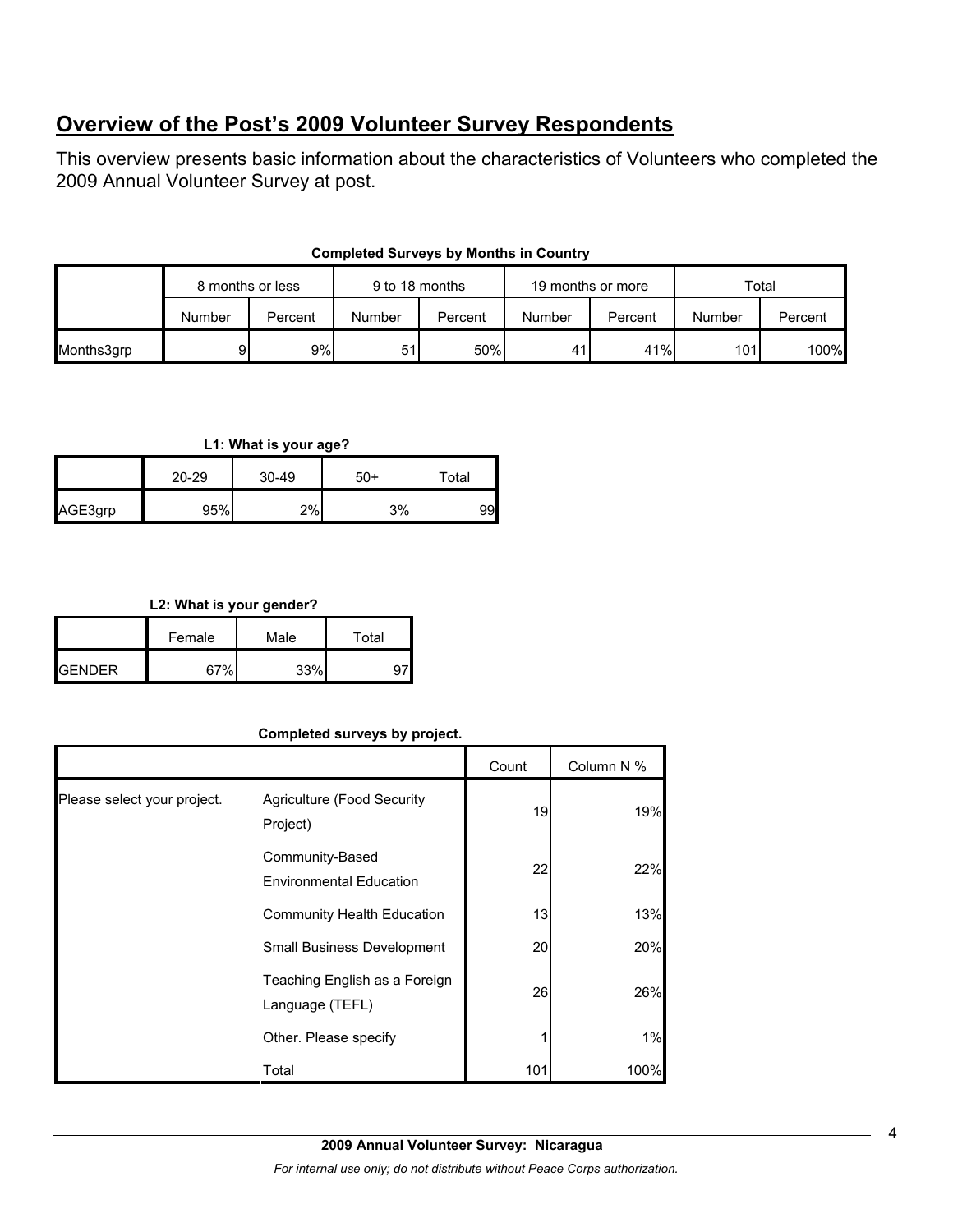## Overview of the Post's 2009 Volunteer Survey Respondents

This overview presents basic information about the characteristics of Volunteers who completed the 2009 Annual Volunteer Survey at post.

**Completed Surveys by Months in Country**

| | 8 months or less | | 9 to 18 months | | 19 months or more | | Total | |
|---|---|---|---|---|---|---|---|---|
| | Number | Percent | Number | Percent | Number | Percent | Number | Percent |
| Months3grp | 9 | 9% | 51 | 50% | 41 | 41% | 101 | 100% |

**L1: What is your age?**

| | 20-29 | 30-49 | 50+ | Total |
|---|---|---|---|---|
| AGE3grp | 95% | 2% | 3% | 99 |

**L2: What is your gender?**

| | Female | Male | Total |
|---|---|---|---|
| GENDER | 67% | 33% | 97 |

**Completed surveys by project.**

| | | Count | Column N % |
|---|---|---|---|
| Please select your project. | Agriculture (Food Security Project) | 19 | 19% |
| | Community-Based Environmental Education | 22 | 22% |
| | Community Health Education | 13 | 13% |
| | Small Business Development | 20 | 20% |
| | Teaching English as a Foreign Language (TEFL) | 26 | 26% |
| | Other. Please specify | 1 | 1% |
| | Total | 101 | 100% |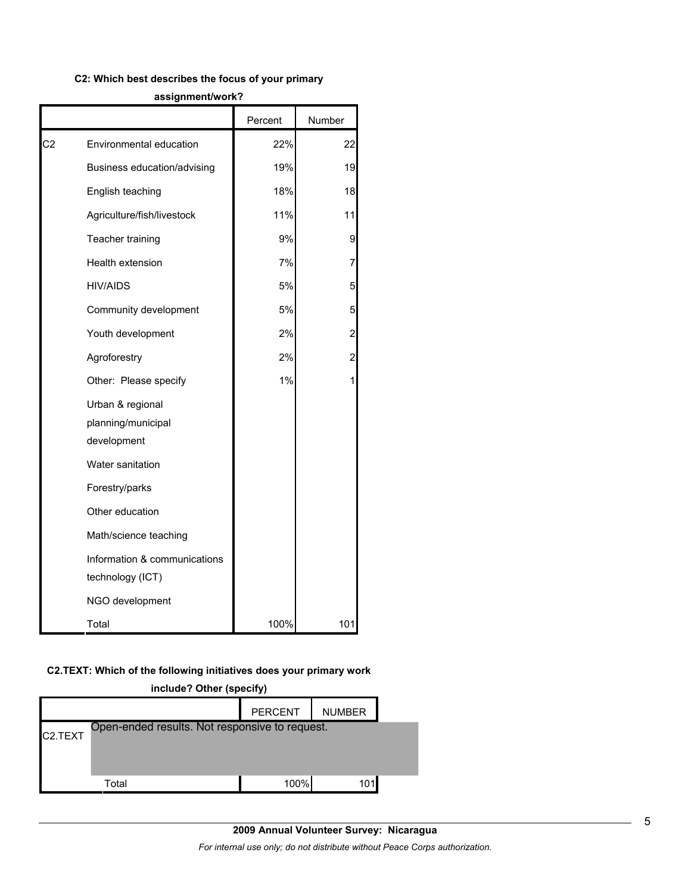**C2: Which best describes the focus of your primary assignment/work?**

| | | Percent | Number |
|---|---|---|---|
| C2 | Environmental education | 22% | 22 |
| | Business education/advising | 19% | 19 |
| | English teaching | 18% | 18 |
| | Agriculture/fish/livestock | 11% | 11 |
| | Teacher training | 9% | 9 |
| | Health extension | 7% | 7 |
| | HIV/AIDS | 5% | 5 |
| | Community development | 5% | 5 |
| | Youth development | 2% | 2 |
| | Agroforestry | 2% | 2 |
| | Other: Please specify | 1% | 1 |
| | Urban & regional planning/municipal development | | |
| | Water sanitation | | |
| | Forestry/parks | | |
| | Other education | | |
| | Math/science teaching | | |
| | Information & communications technology (ICT) | | |
| | NGO development | | |
| | Total | 100% | 101 |

**C2.TEXT: Which of the following initiatives does your primary work include? Other (specify)**

| | | PERCENT | NUMBER |
|---|---|---|---|
| C2.TEXT | Open-ended results. Not responsive to request. | | |
| | Total | 100% | 101 |

**2009 Annual Volunteer Survey: Nicaragua**

*For internal use only; do not distribute without Peace Corps authorization.*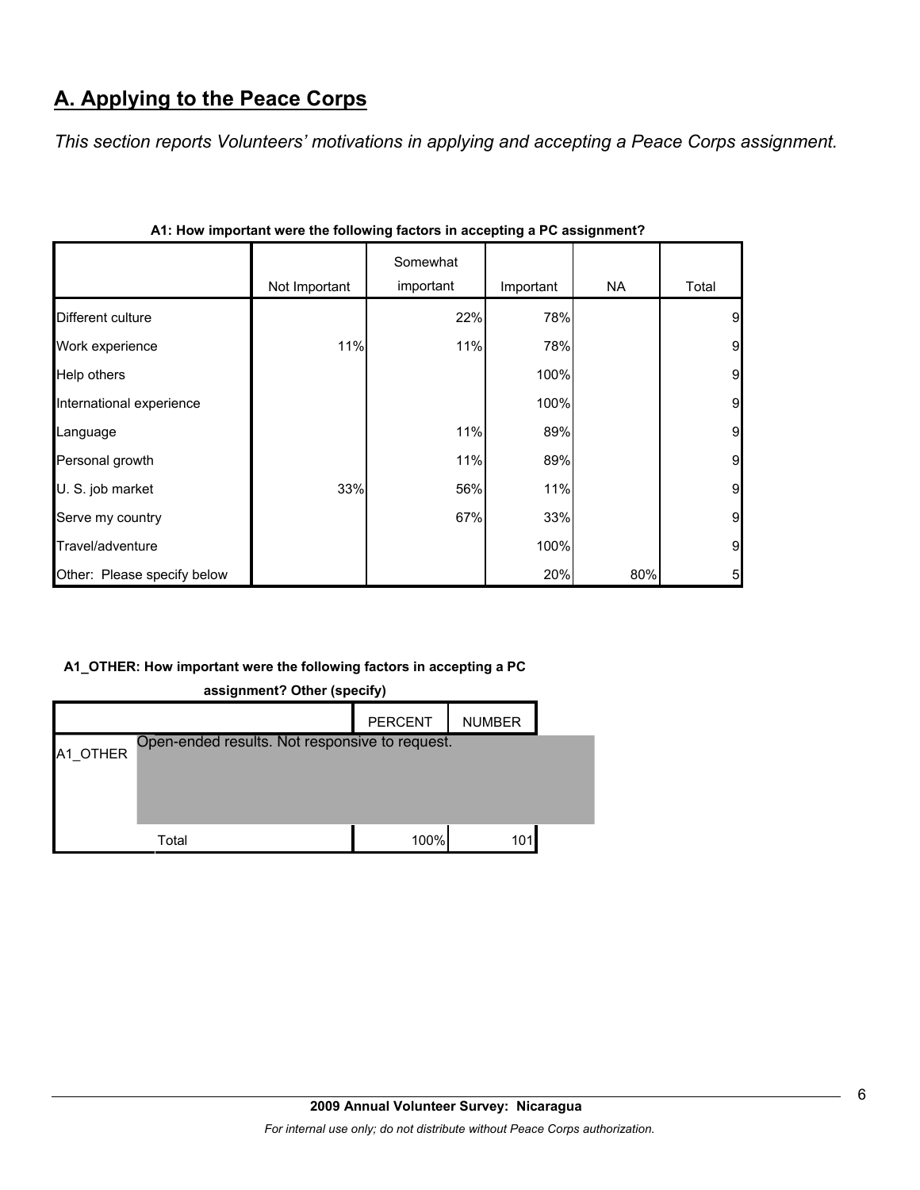## A. Applying to the Peace Corps

*This section reports Volunteers' motivations in applying and accepting a Peace Corps assignment.*

**A1: How important were the following factors in accepting a PC assignment?**

| | Not Important | Somewhat important | Important | NA | Total |
|---|---|---|---|---|---|
| Different culture | | 22% | 78% | | 9 |
| Work experience | 11% | 11% | 78% | | 9 |
| Help others | | | 100% | | 9 |
| International experience | | | 100% | | 9 |
| Language | | 11% | 89% | | 9 |
| Personal growth | | 11% | 89% | | 9 |
| U. S. job market | 33% | 56% | 11% | | 9 |
| Serve my country | | 67% | 33% | | 9 |
| Travel/adventure | | | 100% | | 9 |
| Other: Please specify below | | | 20% | 80% | 5 |

**A1_OTHER: How important were the following factors in accepting a PC assignment? Other (specify)**

| | | PERCENT | NUMBER |
|---|---|---|---|
| A1_OTHER | Open-ended results. Not responsive to request. | | |
| | Total | 100% | 101 |

**2009 Annual Volunteer Survey: Nicaragua**

*For internal use only; do not distribute without Peace Corps authorization.*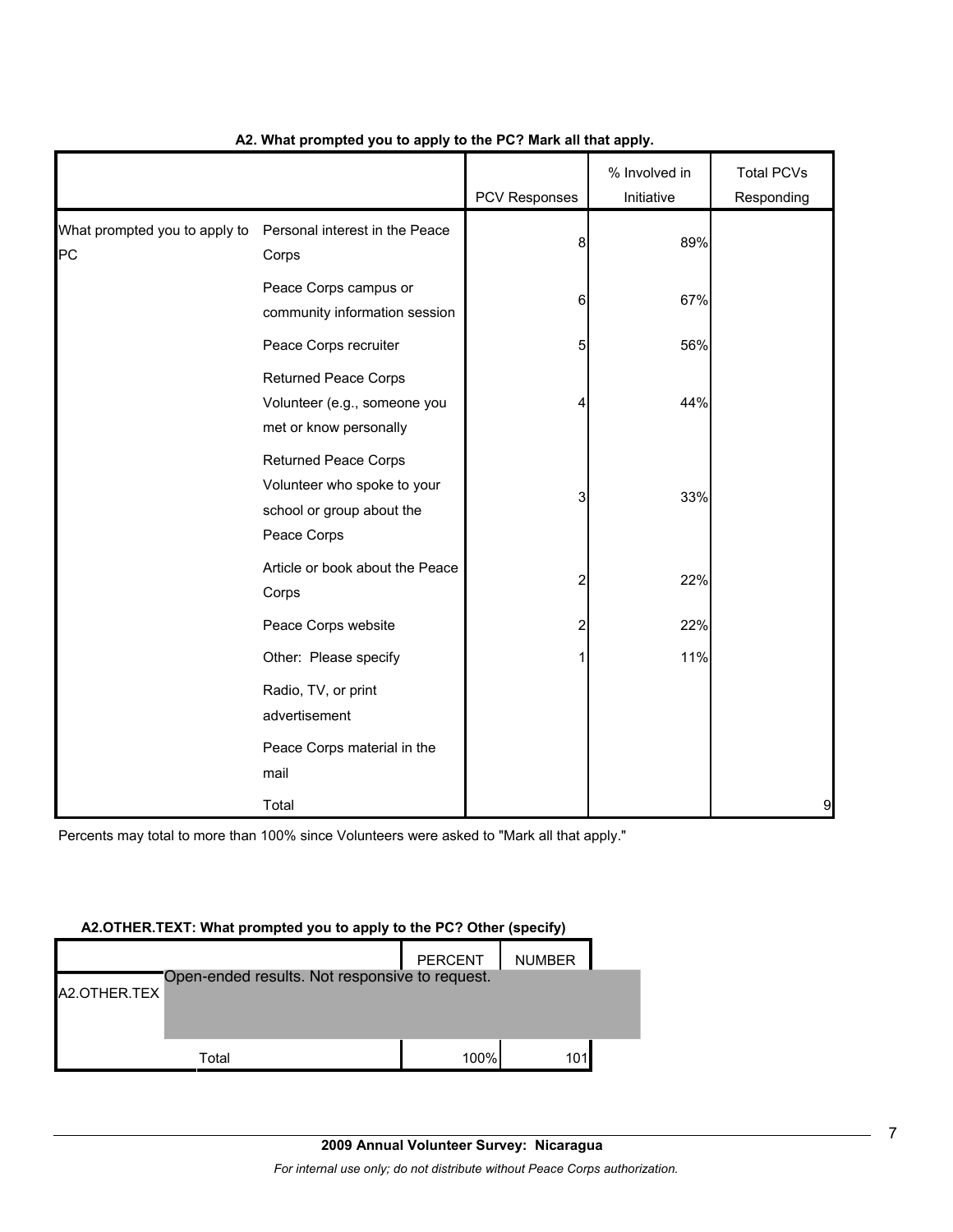**A2. What prompted you to apply to the PC? Mark all that apply.**

| | | PCV Responses | % Involved in Initiative | Total PCVs Responding |
|---|---|---|---|---|
| What prompted you to apply to PC | Personal interest in the Peace Corps | 8 | 89% | |
| | Peace Corps campus or community information session | 6 | 67% | |
| | Peace Corps recruiter | 5 | 56% | |
| | Returned Peace Corps Volunteer (e.g., someone you met or know personally | 4 | 44% | |
| | Returned Peace Corps Volunteer who spoke to your school or group about the Peace Corps | 3 | 33% | |
| | Article or book about the Peace Corps | 2 | 22% | |
| | Peace Corps website | 2 | 22% | |
| | Other: Please specify | 1 | 11% | |
| | Radio, TV, or print advertisement | | | |
| | Peace Corps material in the mail | | | |
| | Total | | | 9 |

Percents may total to more than 100% since Volunteers were asked to "Mark all that apply."

**A2.OTHER.TEXT: What prompted you to apply to the PC? Other (specify)**

| | | PERCENT | NUMBER |
|---|---|---|---|
| A2.OTHER.TEX | Open-ended results. Not responsive to request. | | |
| | Total | 100% | 101 |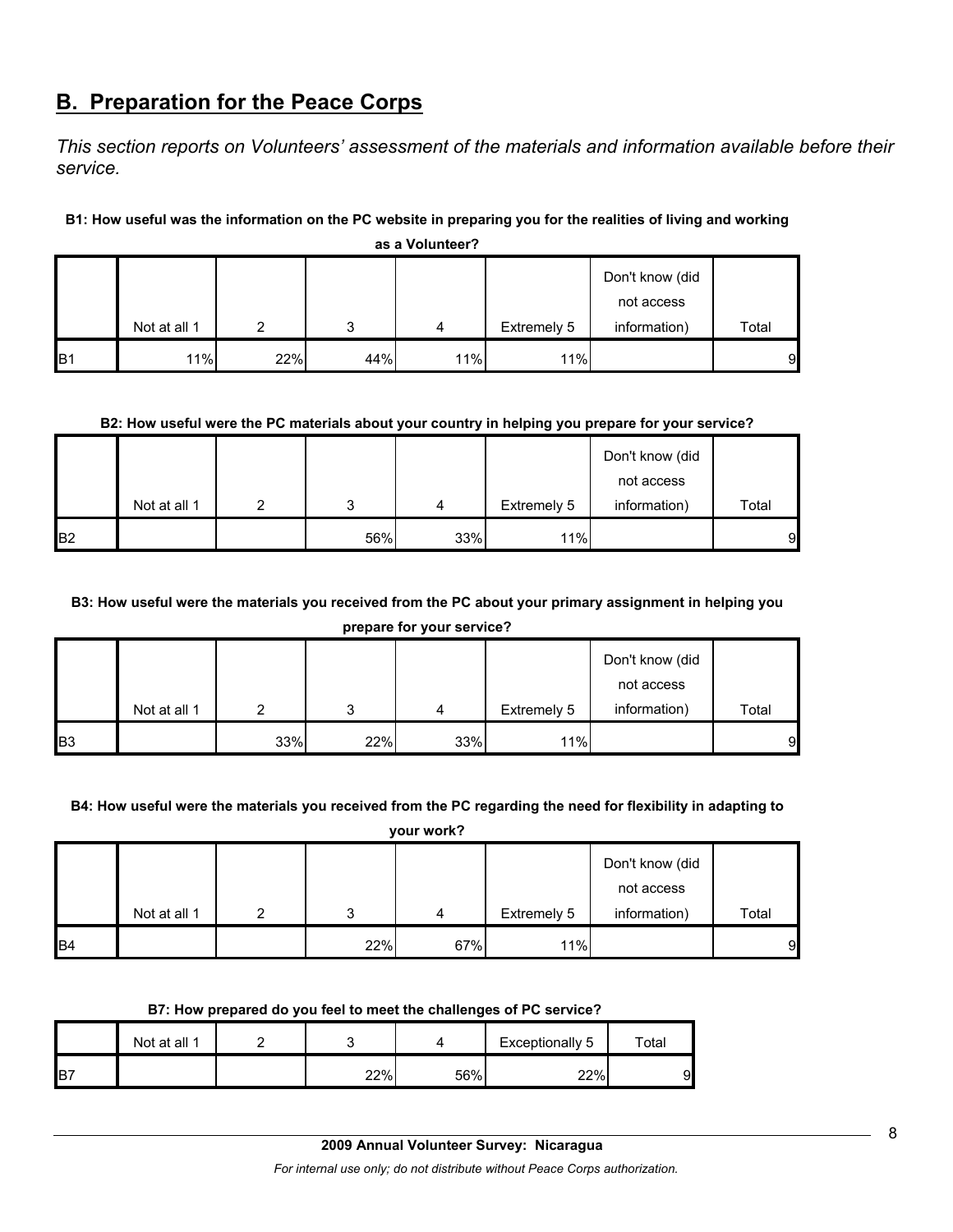## B. Preparation for the Peace Corps

*This section reports on Volunteers' assessment of the materials and information available before their service.*

**B1: How useful was the information on the PC website in preparing you for the realities of living and working as a Volunteer?**

| | Not at all 1 | 2 | 3 | 4 | Extremely 5 | Don't know (did not access information) | Total |
|---|---|---|---|---|---|---|---|
| B1 | 11% | 22% | 44% | 11% | 11% | | 9 |

**B2: How useful were the PC materials about your country in helping you prepare for your service?**

| | Not at all 1 | 2 | 3 | 4 | Extremely 5 | Don't know (did not access information) | Total |
|---|---|---|---|---|---|---|---|
| B2 | | | 56% | 33% | 11% | | 9 |

**B3: How useful were the materials you received from the PC about your primary assignment in helping you prepare for your service?**

| | Not at all 1 | 2 | 3 | 4 | Extremely 5 | Don't know (did not access information) | Total |
|---|---|---|---|---|---|---|---|
| B3 | | 33% | 22% | 33% | 11% | | 9 |

**B4: How useful were the materials you received from the PC regarding the need for flexibility in adapting to your work?**

| | Not at all 1 | 2 | 3 | 4 | Extremely 5 | Don't know (did not access information) | Total |
|---|---|---|---|---|---|---|---|
| B4 | | | 22% | 67% | 11% | | 9 |

**B7: How prepared do you feel to meet the challenges of PC service?**

| | Not at all 1 | 2 | 3 | 4 | Exceptionally 5 | Total |
|---|---|---|---|---|---|---|
| B7 | | | 22% | 56% | 22% | 9 |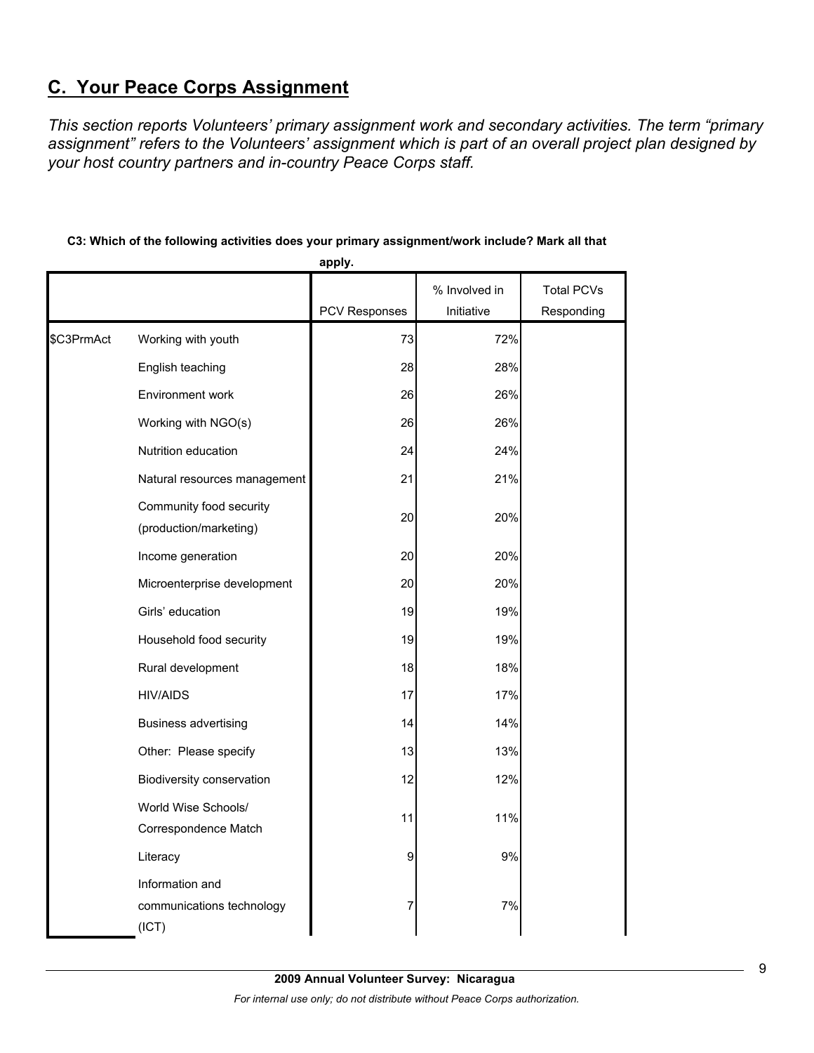## C. Your Peace Corps Assignment

*This section reports Volunteers' primary assignment work and secondary activities. The term "primary assignment" refers to the Volunteers' assignment which is part of an overall project plan designed by your host country partners and in-country Peace Corps staff.*

**C3: Which of the following activities does your primary assignment/work include? Mark all that apply.**

| | | PCV Responses | % Involved in Initiative | Total PCVs Responding |
|---|---|---|---|---|
| $C3PrmAct | Working with youth | 73 | 72% | |
| | English teaching | 28 | 28% | |
| | Environment work | 26 | 26% | |
| | Working with NGO(s) | 26 | 26% | |
| | Nutrition education | 24 | 24% | |
| | Natural resources management | 21 | 21% | |
| | Community food security (production/marketing) | 20 | 20% | |
| | Income generation | 20 | 20% | |
| | Microenterprise development | 20 | 20% | |
| | Girls' education | 19 | 19% | |
| | Household food security | 19 | 19% | |
| | Rural development | 18 | 18% | |
| | HIV/AIDS | 17 | 17% | |
| | Business advertising | 14 | 14% | |
| | Other: Please specify | 13 | 13% | |
| | Biodiversity conservation | 12 | 12% | |
| | World Wise Schools/ Correspondence Match | 11 | 11% | |
| | Literacy | 9 | 9% | |
| | Information and communications technology (ICT) | 7 | 7% | |

**2009 Annual Volunteer Survey: Nicaragua**

*For internal use only; do not distribute without Peace Corps authorization.*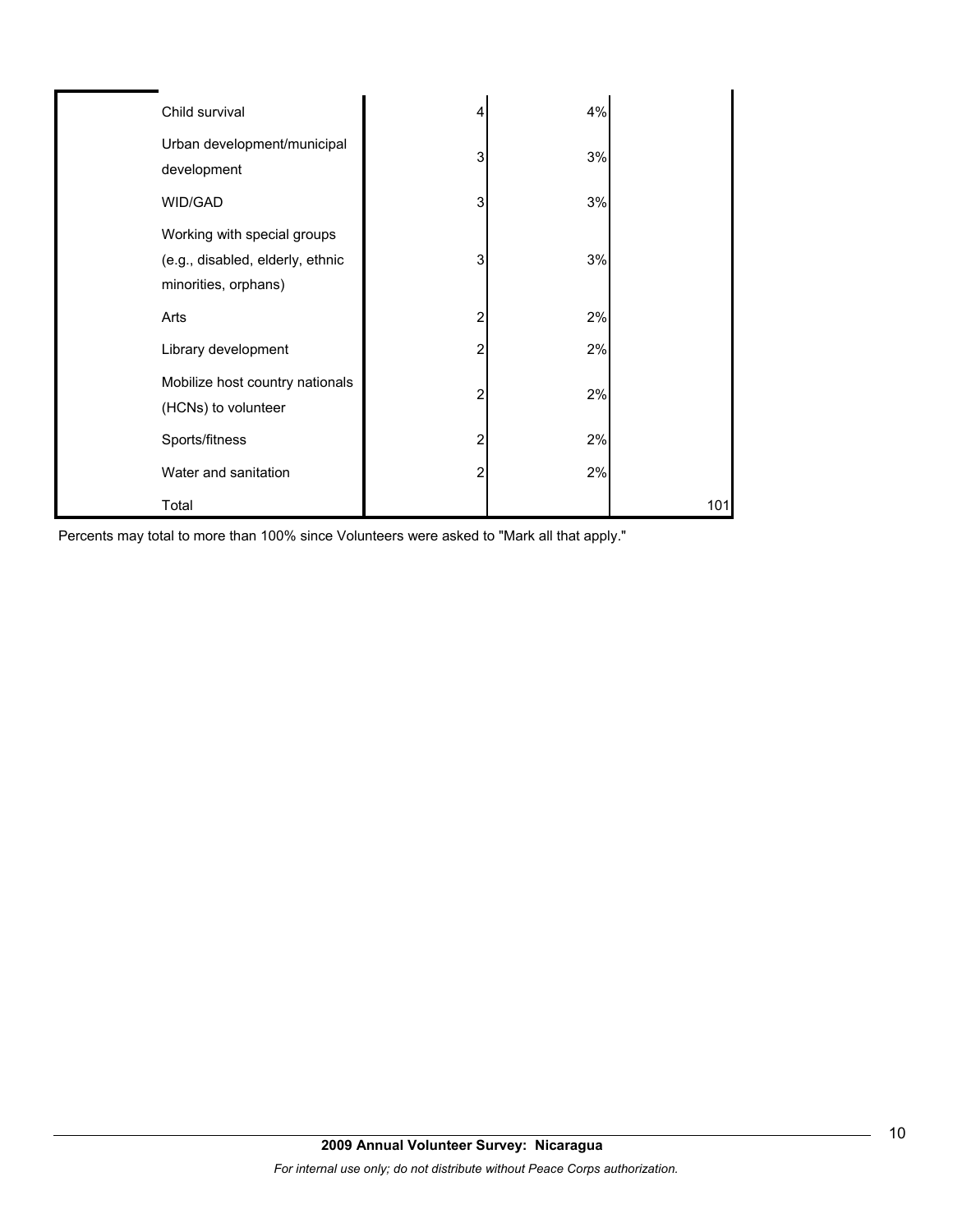| | | | | |
|---|---|---|---|---|
| | Child survival | 4 | 4% | |
| | Urban development/municipal development | 3 | 3% | |
| | WID/GAD | 3 | 3% | |
| | Working with special groups (e.g., disabled, elderly, ethnic minorities, orphans) | 3 | 3% | |
| | Arts | 2 | 2% | |
| | Library development | 2 | 2% | |
| | Mobilize host country nationals (HCNs) to volunteer | 2 | 2% | |
| | Sports/fitness | 2 | 2% | |
| | Water and sanitation | 2 | 2% | |
| | Total | | | 101 |

Percents may total to more than 100% since Volunteers were asked to "Mark all that apply."

**2009 Annual Volunteer Survey: Nicaragua**

*For internal use only; do not distribute without Peace Corps authorization.*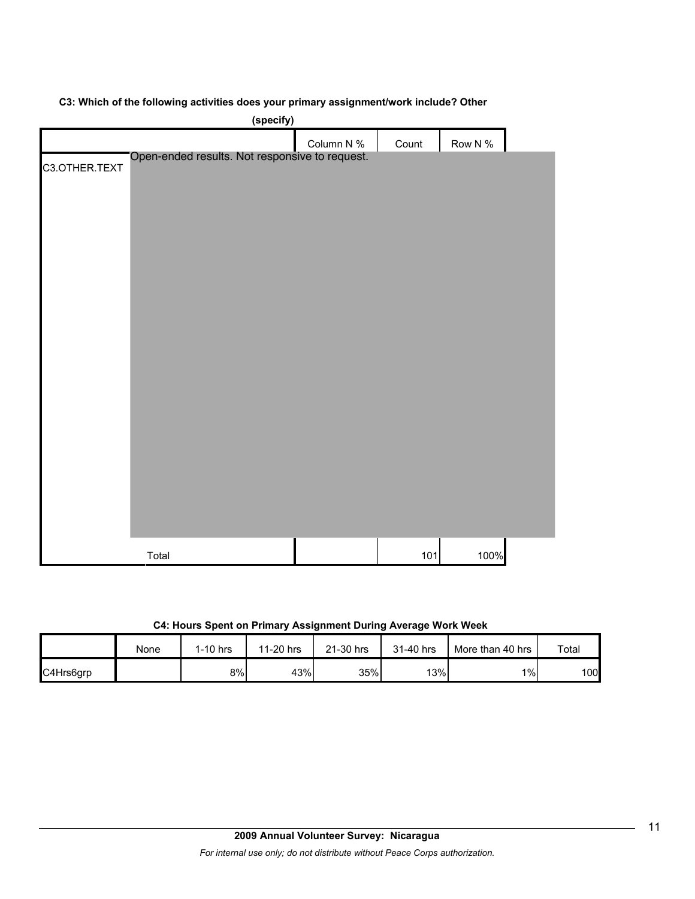**C3: Which of the following activities does your primary assignment/work include? Other (specify)**

| | | Column N % | Count | Row N % |
|---|---|---|---|---|
| C3.OTHER.TEXT | Open-ended results. Not responsive to request. | | | |
| | Total | | 101 | 100% |

**C4: Hours Spent on Primary Assignment During Average Work Week**

| | None | 1-10 hrs | 11-20 hrs | 21-30 hrs | 31-40 hrs | More than 40 hrs | Total |
|---|---|---|---|---|---|---|---|
| C4Hrs6grp | | 8% | 43% | 35% | 13% | 1% | 100 |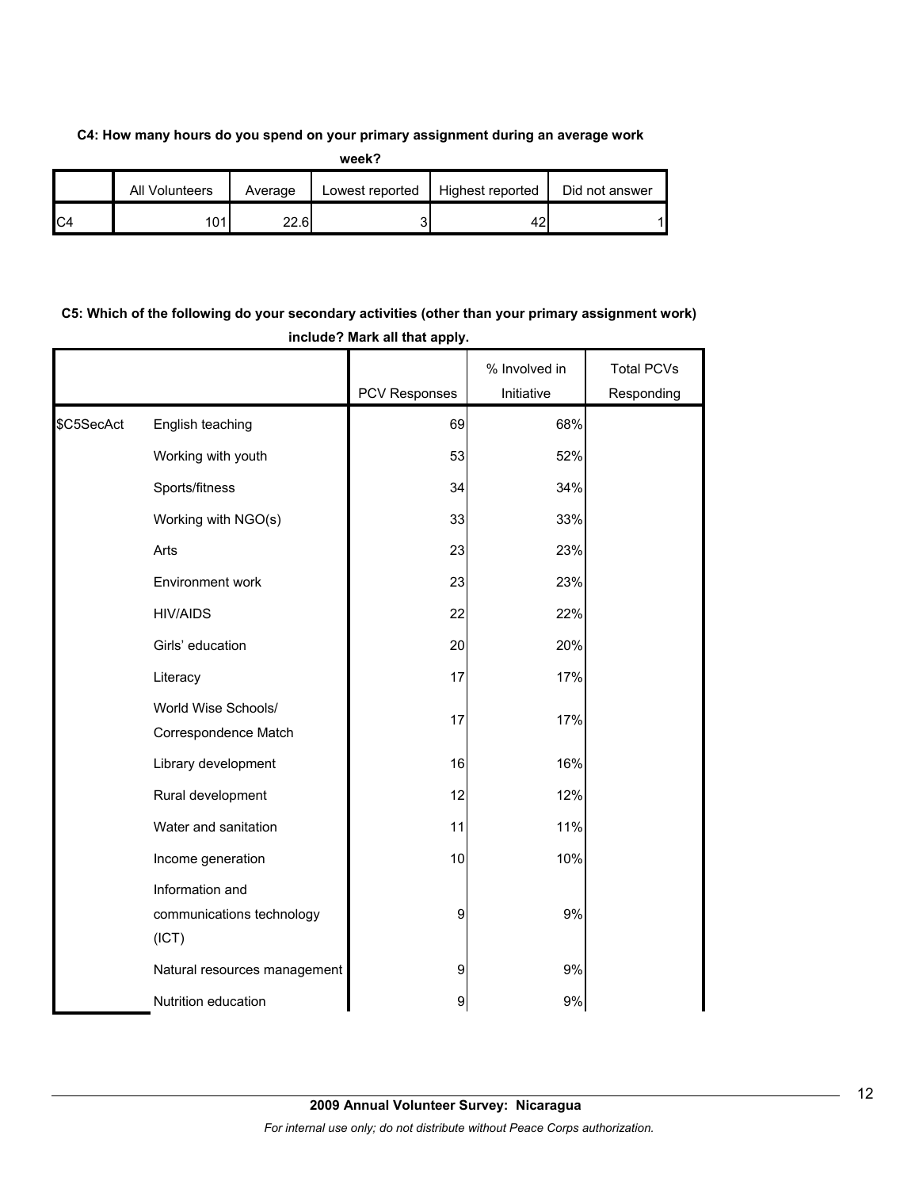**C4: How many hours do you spend on your primary assignment during an average work week?**

| | All Volunteers | Average | Lowest reported | Highest reported | Did not answer |
|---|---|---|---|---|---|
| C4 | 101 | 22.6 | 3 | 42 | 1 |

**C5: Which of the following do your secondary activities (other than your primary assignment work) include? Mark all that apply.**

| | | PCV Responses | % Involved in Initiative | Total PCVs Responding |
|---|---|---|---|---|
| $C5SecAct | English teaching | 69 | 68% | |
| | Working with youth | 53 | 52% | |
| | Sports/fitness | 34 | 34% | |
| | Working with NGO(s) | 33 | 33% | |
| | Arts | 23 | 23% | |
| | Environment work | 23 | 23% | |
| | HIV/AIDS | 22 | 22% | |
| | Girls' education | 20 | 20% | |
| | Literacy | 17 | 17% | |
| | World Wise Schools/ Correspondence Match | 17 | 17% | |
| | Library development | 16 | 16% | |
| | Rural development | 12 | 12% | |
| | Water and sanitation | 11 | 11% | |
| | Income generation | 10 | 10% | |
| | Information and communications technology (ICT) | 9 | 9% | |
| | Natural resources management | 9 | 9% | |
| | Nutrition education | 9 | 9% | |

**2009 Annual Volunteer Survey: Nicaragua**

*For internal use only; do not distribute without Peace Corps authorization.*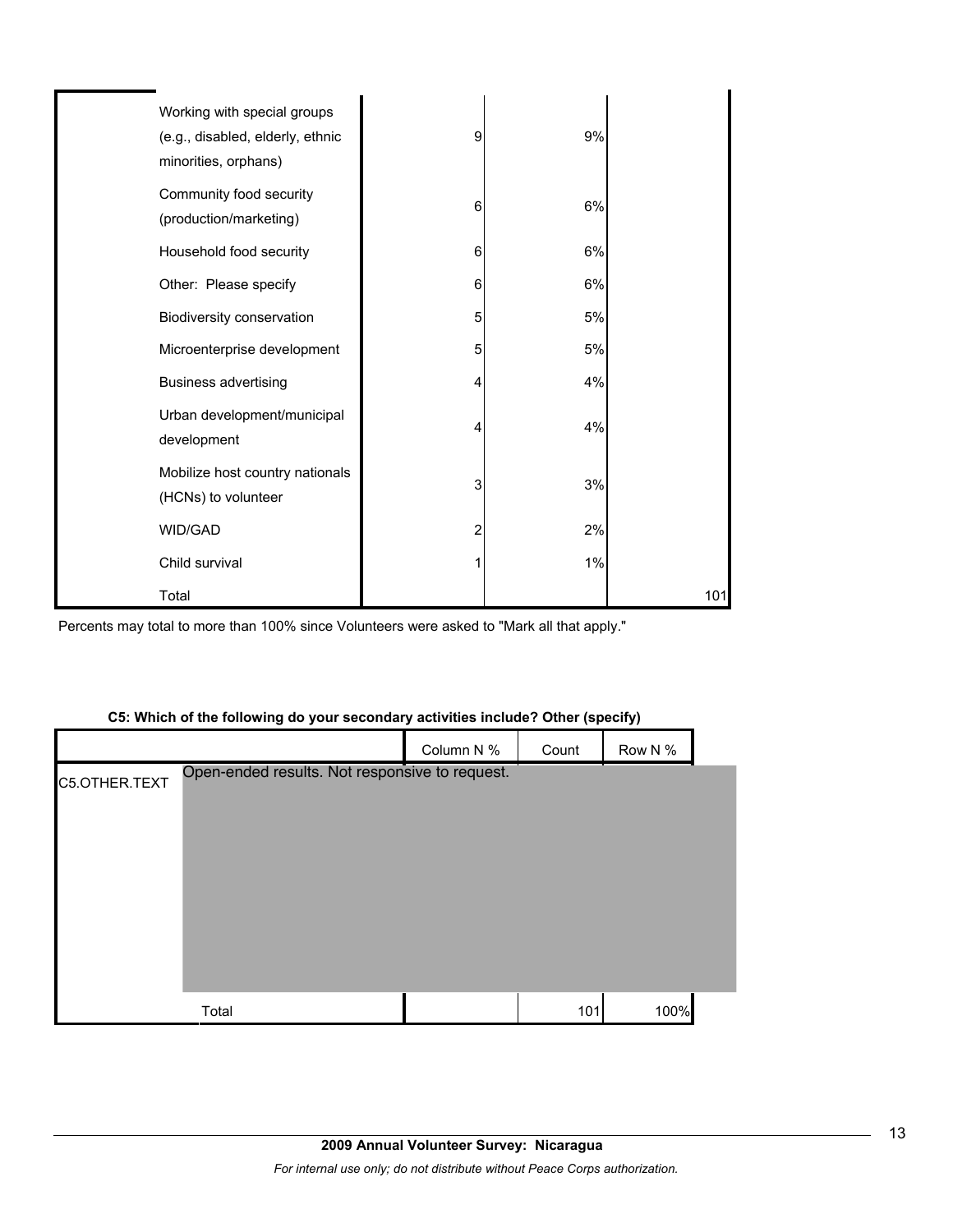| | Count | Column N % | Row N % |
|---|---|---|---|
| Working with special groups (e.g., disabled, elderly, ethnic minorities, orphans) | 9 | 9% | |
| Community food security (production/marketing) | 6 | 6% | |
| Household food security | 6 | 6% | |
| Other: Please specify | 6 | 6% | |
| Biodiversity conservation | 5 | 5% | |
| Microenterprise development | 5 | 5% | |
| Business advertising | 4 | 4% | |
| Urban development/municipal development | 4 | 4% | |
| Mobilize host country nationals (HCNs) to volunteer | 3 | 3% | |
| WID/GAD | 2 | 2% | |
| Child survival | 1 | 1% | |
| Total | | | 101 |

Percents may total to more than 100% since Volunteers were asked to "Mark all that apply."

**C5: Which of the following do your secondary activities include? Other (specify)**

| | | Column N % | Count | Row N % |
|---|---|---|---|---|
| C5.OTHER.TEXT | Open-ended results. Not responsive to request. | | | |
| | Total | | 101 | 100% |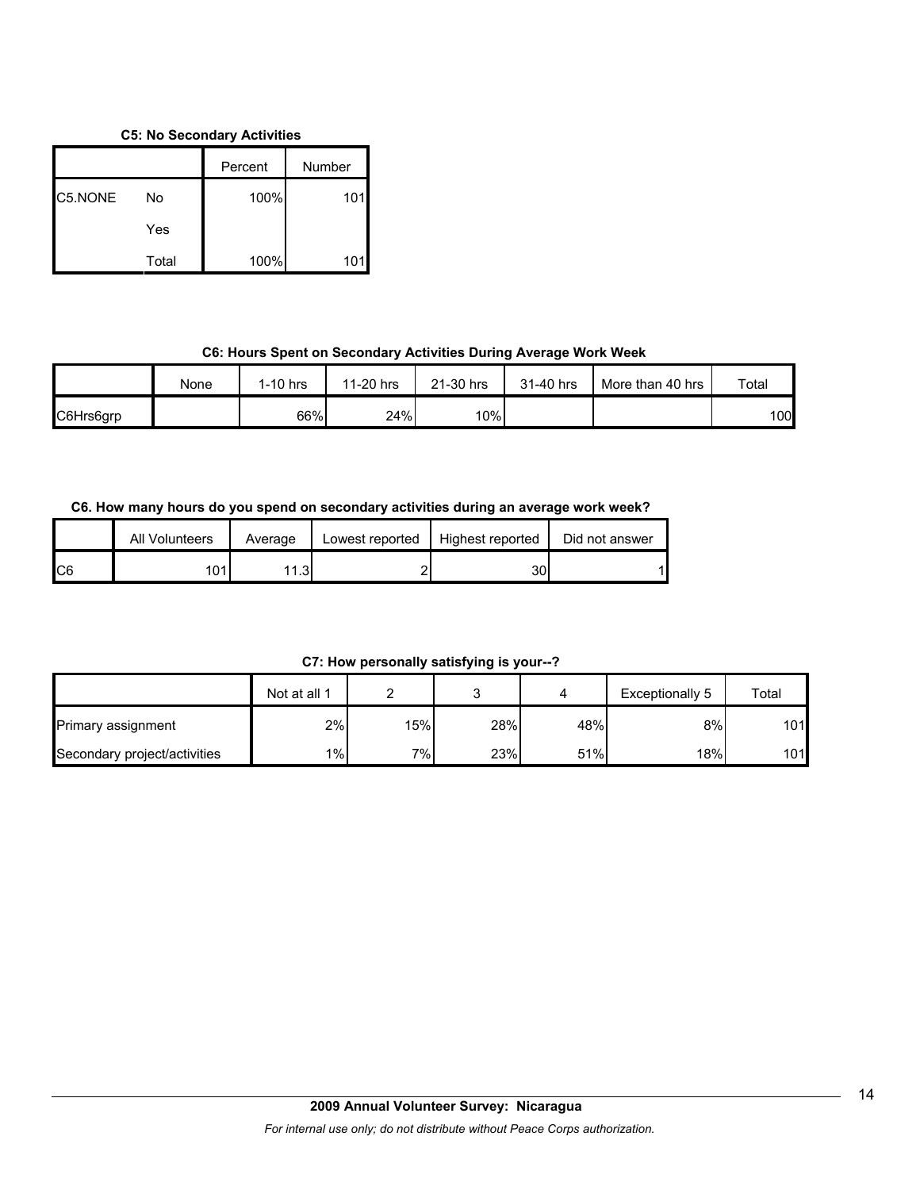**C5: No Secondary Activities**

| | | Percent | Number |
|---|---|---|---|
| C5.NONE | No | 100% | 101 |
| | Yes | | |
| | Total | 100% | 101 |

**C6: Hours Spent on Secondary Activities During Average Work Week**

| | None | 1-10 hrs | 11-20 hrs | 21-30 hrs | 31-40 hrs | More than 40 hrs | Total |
|---|---|---|---|---|---|---|---|
| C6Hrs6grp | | 66% | 24% | 10% | | | 100 |

**C6. How many hours do you spend on secondary activities during an average work week?**

| | All Volunteers | Average | Lowest reported | Highest reported | Did not answer |
|---|---|---|---|---|---|
| C6 | 101 | 11.3 | 2 | 30 | 1 |

**C7: How personally satisfying is your--?**

| | Not at all 1 | 2 | 3 | 4 | Exceptionally 5 | Total |
|---|---|---|---|---|---|---|
| Primary assignment | 2% | 15% | 28% | 48% | 8% | 101 |
| Secondary project/activities | 1% | 7% | 23% | 51% | 18% | 101 |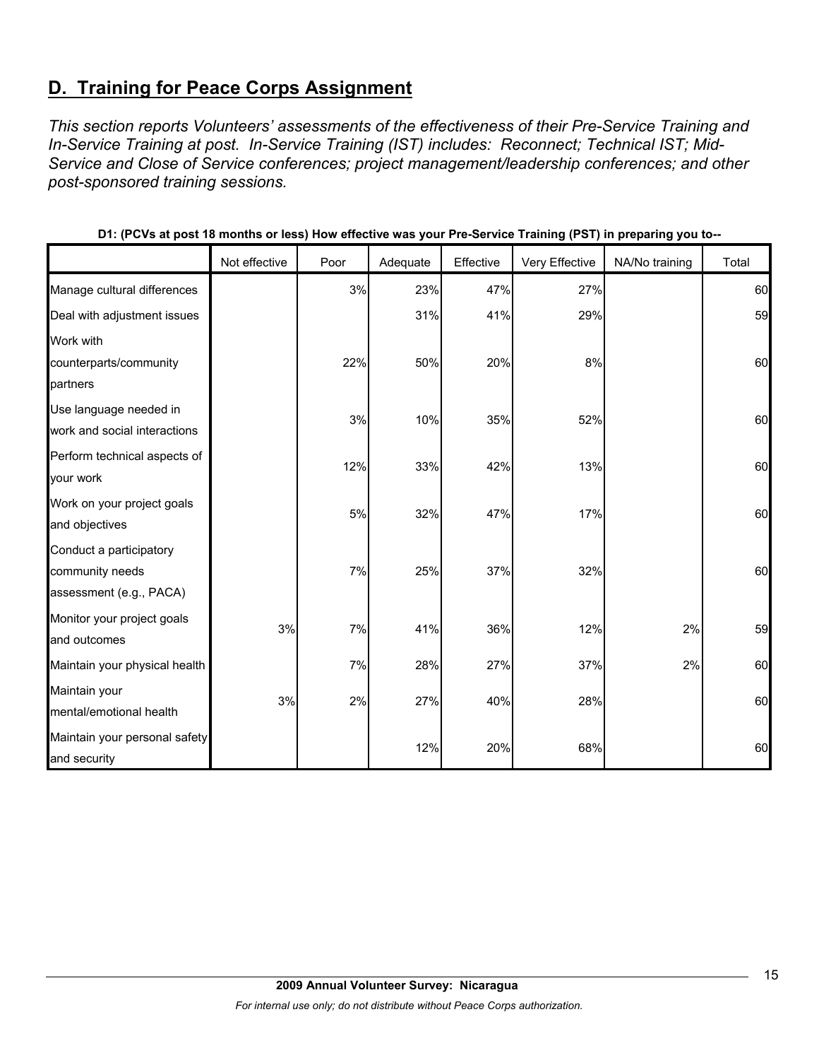## D. Training for Peace Corps Assignment

*This section reports Volunteers' assessments of the effectiveness of their Pre-Service Training and In-Service Training at post. In-Service Training (IST) includes: Reconnect; Technical IST; Mid-Service and Close of Service conferences; project management/leadership conferences; and other post-sponsored training sessions.*

**D1: (PCVs at post 18 months or less) How effective was your Pre-Service Training (PST) in preparing you to--**

| | Not effective | Poor | Adequate | Effective | Very Effective | NA/No training | Total |
|---|---|---|---|---|---|---|---|
| Manage cultural differences | | 3% | 23% | 47% | 27% | | 60 |
| Deal with adjustment issues | | | 31% | 41% | 29% | | 59 |
| Work with counterparts/community partners | | 22% | 50% | 20% | 8% | | 60 |
| Use language needed in work and social interactions | | 3% | 10% | 35% | 52% | | 60 |
| Perform technical aspects of your work | | 12% | 33% | 42% | 13% | | 60 |
| Work on your project goals and objectives | | 5% | 32% | 47% | 17% | | 60 |
| Conduct a participatory community needs assessment (e.g., PACA) | | 7% | 25% | 37% | 32% | | 60 |
| Monitor your project goals and outcomes | 3% | 7% | 41% | 36% | 12% | 2% | 59 |
| Maintain your physical health | | 7% | 28% | 27% | 37% | 2% | 60 |
| Maintain your mental/emotional health | 3% | 2% | 27% | 40% | 28% | | 60 |
| Maintain your personal safety and security | | | 12% | 20% | 68% | | 60 |

**2009 Annual Volunteer Survey: Nicaragua**

*For internal use only; do not distribute without Peace Corps authorization.*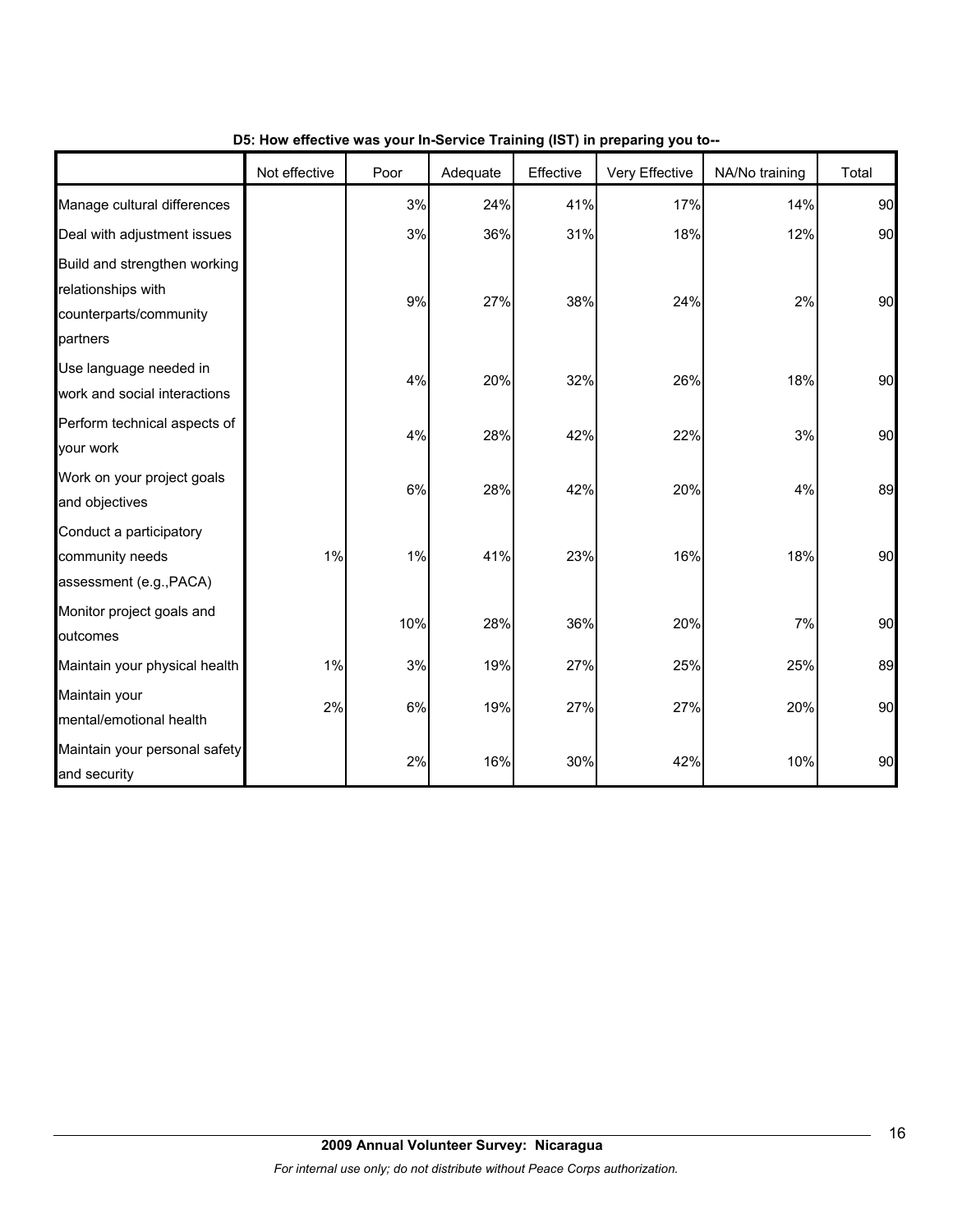**D5: How effective was your In-Service Training (IST) in preparing you to--**

| | Not effective | Poor | Adequate | Effective | Very Effective | NA/No training | Total |
|---|---|---|---|---|---|---|---|
| Manage cultural differences | | 3% | 24% | 41% | 17% | 14% | 90 |
| Deal with adjustment issues | | 3% | 36% | 31% | 18% | 12% | 90 |
| Build and strengthen working relationships with counterparts/community partners | | 9% | 27% | 38% | 24% | 2% | 90 |
| Use language needed in work and social interactions | | 4% | 20% | 32% | 26% | 18% | 90 |
| Perform technical aspects of your work | | 4% | 28% | 42% | 22% | 3% | 90 |
| Work on your project goals and objectives | | 6% | 28% | 42% | 20% | 4% | 89 |
| Conduct a participatory community needs assessment (e.g.,PACA) | 1% | 1% | 41% | 23% | 16% | 18% | 90 |
| Monitor project goals and outcomes | | 10% | 28% | 36% | 20% | 7% | 90 |
| Maintain your physical health | 1% | 3% | 19% | 27% | 25% | 25% | 89 |
| Maintain your mental/emotional health | 2% | 6% | 19% | 27% | 27% | 20% | 90 |
| Maintain your personal safety and security | | 2% | 16% | 30% | 42% | 10% | 90 |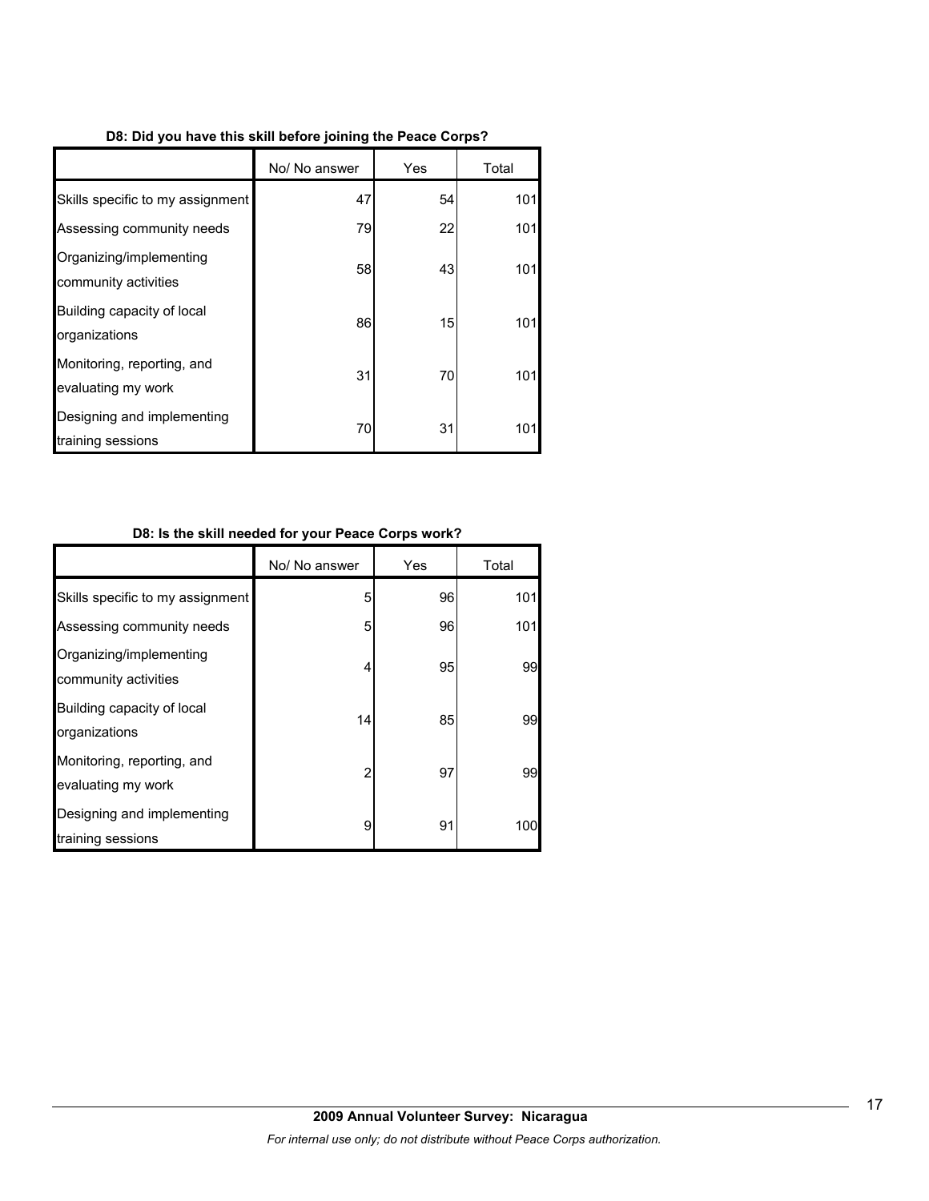**D8: Did you have this skill before joining the Peace Corps?**

| | No/ No answer | Yes | Total |
|---|---|---|---|
| Skills specific to my assignment | 47 | 54 | 101 |
| Assessing community needs | 79 | 22 | 101 |
| Organizing/implementing community activities | 58 | 43 | 101 |
| Building capacity of local organizations | 86 | 15 | 101 |
| Monitoring, reporting, and evaluating my work | 31 | 70 | 101 |
| Designing and implementing training sessions | 70 | 31 | 101 |

**D8: Is the skill needed for your Peace Corps work?**

| | No/ No answer | Yes | Total |
|---|---|---|---|
| Skills specific to my assignment | 5 | 96 | 101 |
| Assessing community needs | 5 | 96 | 101 |
| Organizing/implementing community activities | 4 | 95 | 99 |
| Building capacity of local organizations | 14 | 85 | 99 |
| Monitoring, reporting, and evaluating my work | 2 | 97 | 99 |
| Designing and implementing training sessions | 9 | 91 | 100 |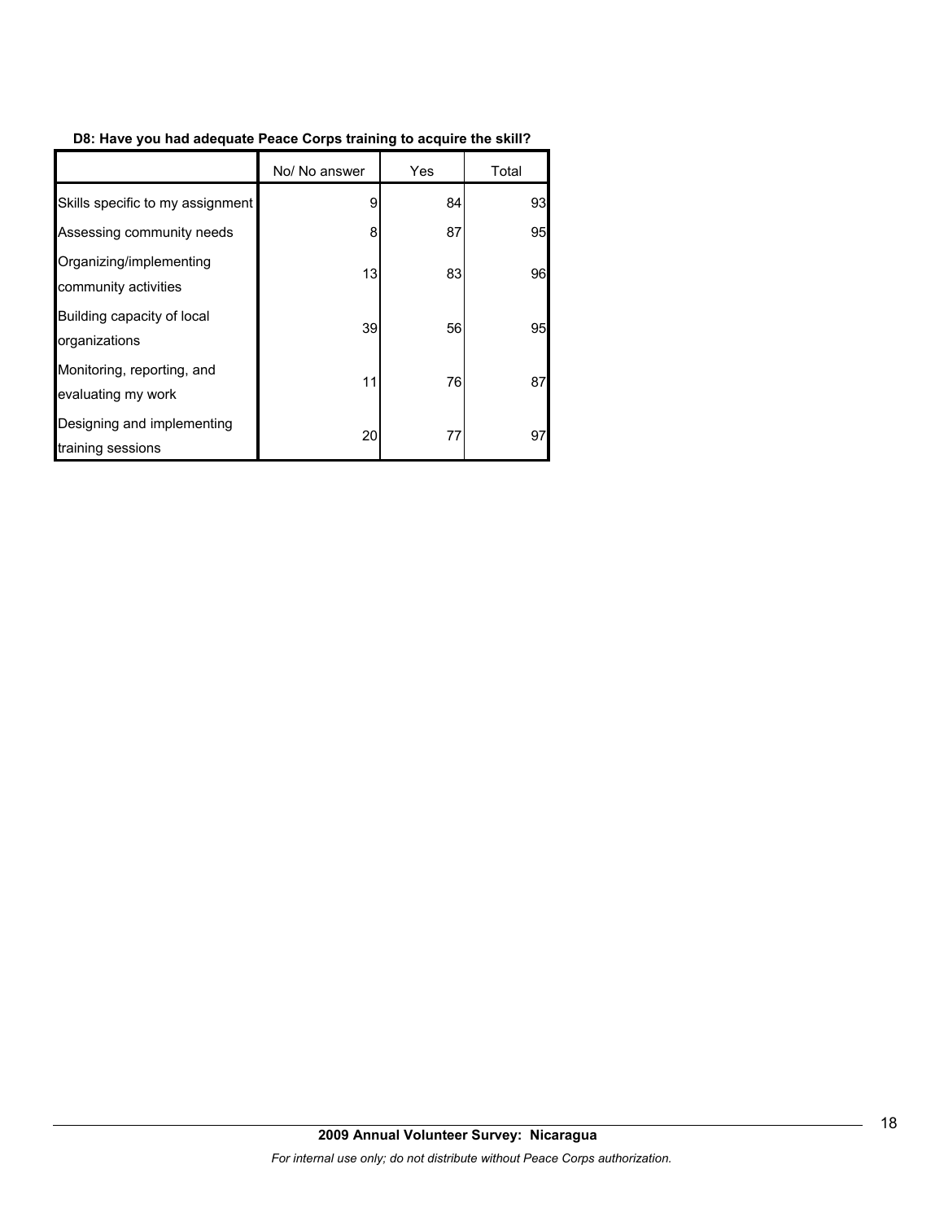**D8: Have you had adequate Peace Corps training to acquire the skill?**

| | No/ No answer | Yes | Total |
|---|---|---|---|
| Skills specific to my assignment | 9 | 84 | 93 |
| Assessing community needs | 8 | 87 | 95 |
| Organizing/implementing community activities | 13 | 83 | 96 |
| Building capacity of local organizations | 39 | 56 | 95 |
| Monitoring, reporting, and evaluating my work | 11 | 76 | 87 |
| Designing and implementing training sessions | 20 | 77 | 97 |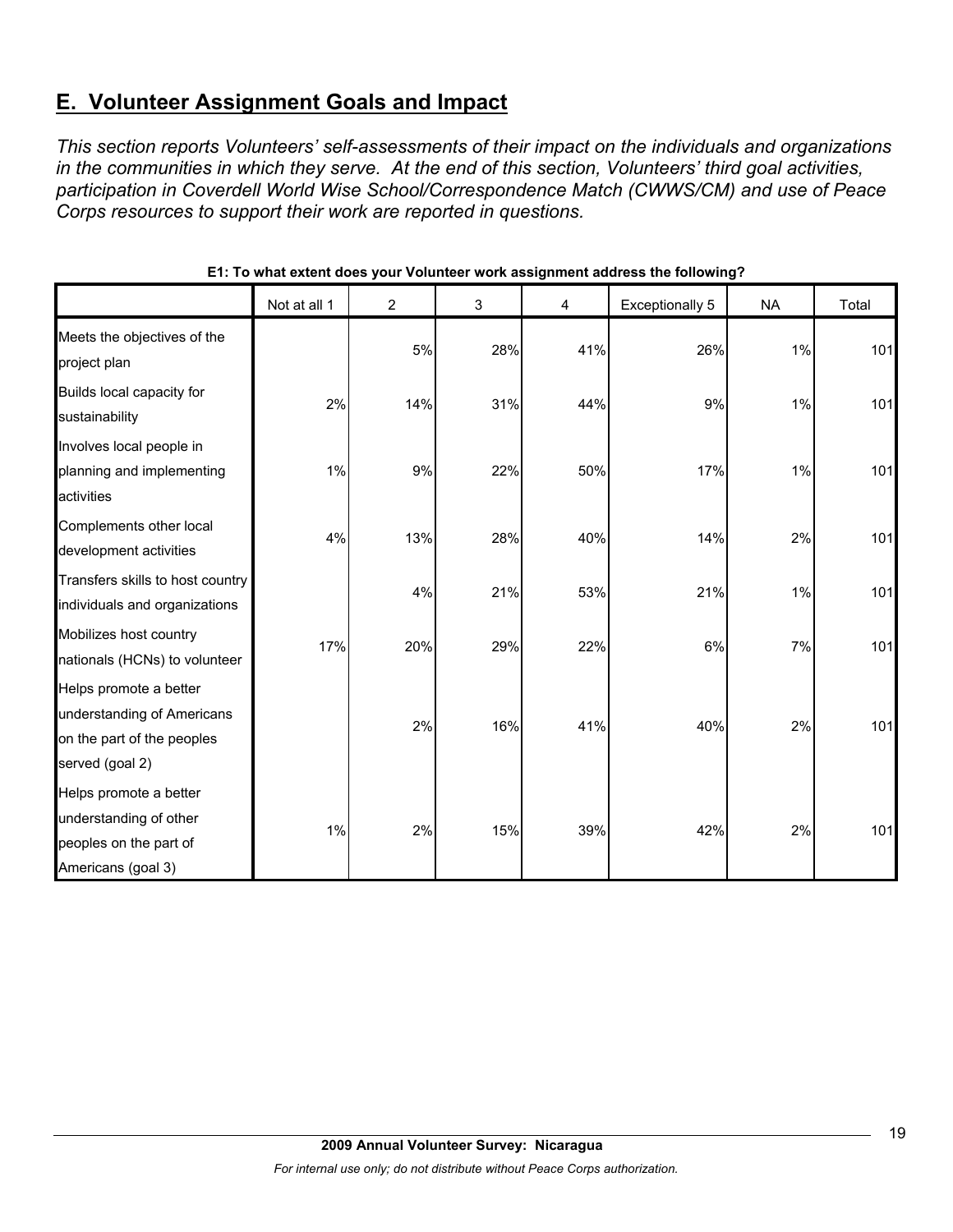## E. Volunteer Assignment Goals and Impact

*This section reports Volunteers' self-assessments of their impact on the individuals and organizations in the communities in which they serve. At the end of this section, Volunteers' third goal activities, participation in Coverdell World Wise School/Correspondence Match (CWWS/CM) and use of Peace Corps resources to support their work are reported in questions.*

**E1: To what extent does your Volunteer work assignment address the following?**

| | Not at all 1 | 2 | 3 | 4 | Exceptionally 5 | NA | Total |
|---|---|---|---|---|---|---|---|
| Meets the objectives of the project plan | | 5% | 28% | 41% | 26% | 1% | 101 |
| Builds local capacity for sustainability | 2% | 14% | 31% | 44% | 9% | 1% | 101 |
| Involves local people in planning and implementing activities | 1% | 9% | 22% | 50% | 17% | 1% | 101 |
| Complements other local development activities | 4% | 13% | 28% | 40% | 14% | 2% | 101 |
| Transfers skills to host country individuals and organizations | | 4% | 21% | 53% | 21% | 1% | 101 |
| Mobilizes host country nationals (HCNs) to volunteer | 17% | 20% | 29% | 22% | 6% | 7% | 101 |
| Helps promote a better understanding of Americans on the part of the peoples served (goal 2) | | 2% | 16% | 41% | 40% | 2% | 101 |
| Helps promote a better understanding of other peoples on the part of Americans (goal 3) | 1% | 2% | 15% | 39% | 42% | 2% | 101 |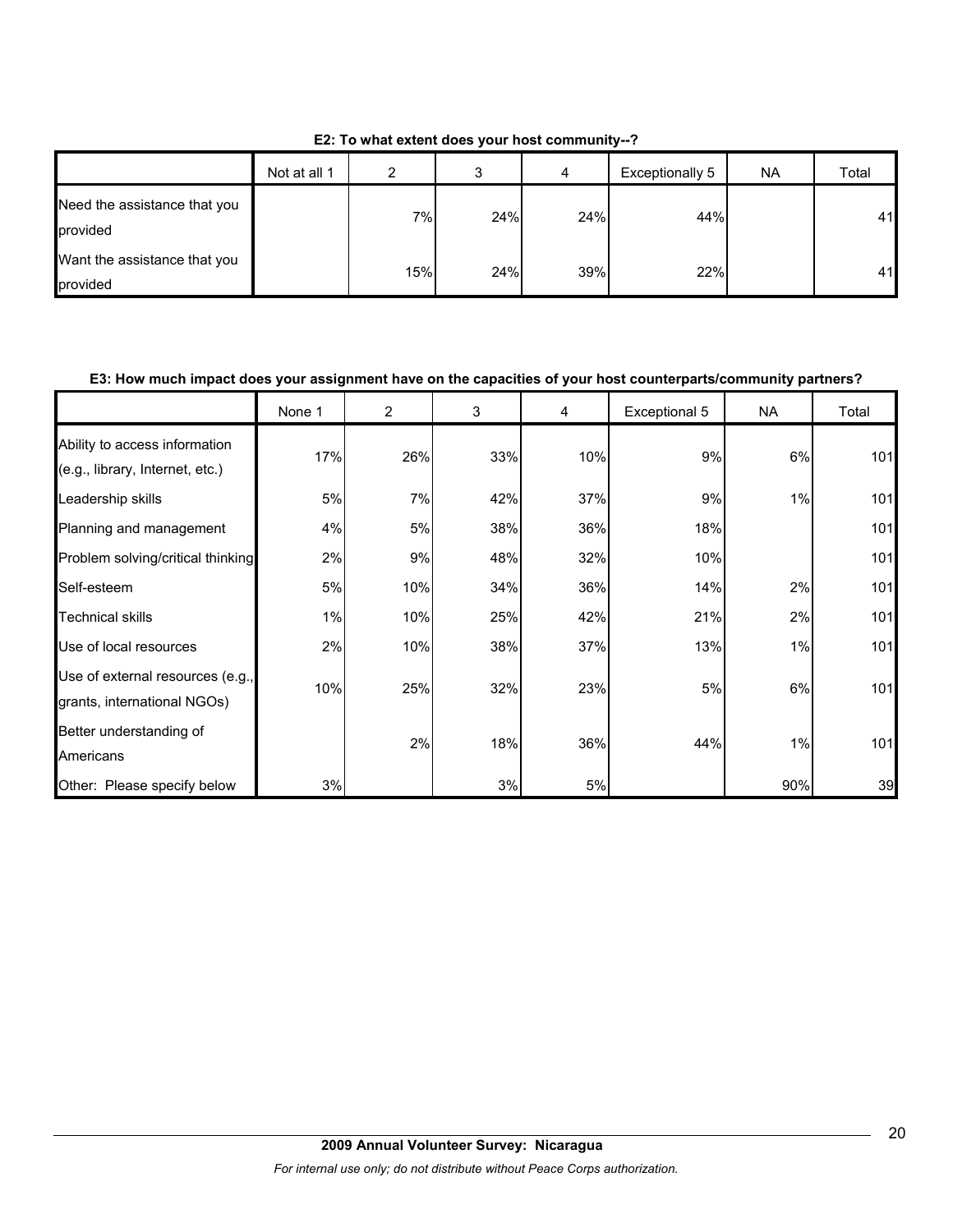**E2: To what extent does your host community--?**

| | Not at all 1 | 2 | 3 | 4 | Exceptionally 5 | NA | Total |
|---|---|---|---|---|---|---|---|
| Need the assistance that you provided | | 7% | 24% | 24% | 44% | | 41 |
| Want the assistance that you provided | | 15% | 24% | 39% | 22% | | 41 |

**E3: How much impact does your assignment have on the capacities of your host counterparts/community partners?**

| | None 1 | 2 | 3 | 4 | Exceptional 5 | NA | Total |
|---|---|---|---|---|---|---|---|
| Ability to access information (e.g., library, Internet, etc.) | 17% | 26% | 33% | 10% | 9% | 6% | 101 |
| Leadership skills | 5% | 7% | 42% | 37% | 9% | 1% | 101 |
| Planning and management | 4% | 5% | 38% | 36% | 18% | | 101 |
| Problem solving/critical thinking | 2% | 9% | 48% | 32% | 10% | | 101 |
| Self-esteem | 5% | 10% | 34% | 36% | 14% | 2% | 101 |
| Technical skills | 1% | 10% | 25% | 42% | 21% | 2% | 101 |
| Use of local resources | 2% | 10% | 38% | 37% | 13% | 1% | 101 |
| Use of external resources (e.g., grants, international NGOs) | 10% | 25% | 32% | 23% | 5% | 6% | 101 |
| Better understanding of Americans | | 2% | 18% | 36% | 44% | 1% | 101 |
| Other: Please specify below | 3% | | 3% | 5% | | 90% | 39 |

**2009 Annual Volunteer Survey: Nicaragua**

*For internal use only; do not distribute without Peace Corps authorization.*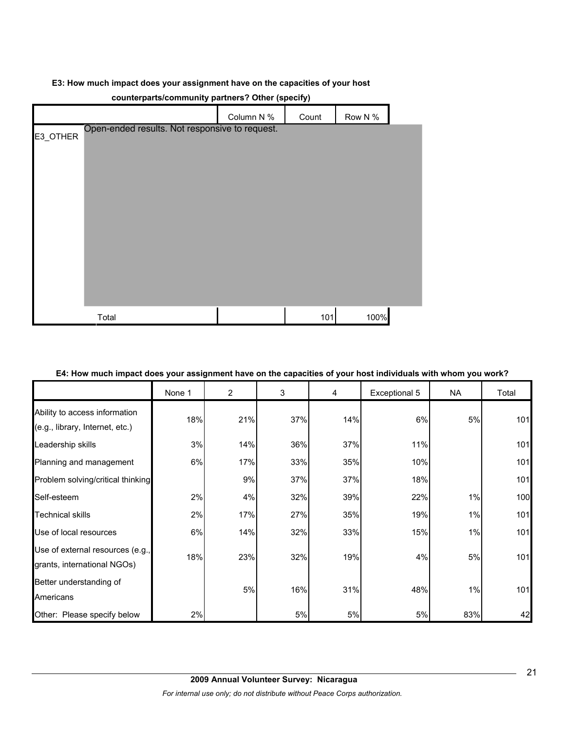**E3: How much impact does your assignment have on the capacities of your host counterparts/community partners? Other (specify)**

| | | Column N % | Count | Row N % |
|---|---|---|---|---|
| E3_OTHER | Open-ended results. Not responsive to request. | | | |
| | Total | | 101 | 100% |

**E4: How much impact does your assignment have on the capacities of your host individuals with whom you work?**

| | None 1 | 2 | 3 | 4 | Exceptional 5 | NA | Total |
|---|---|---|---|---|---|---|---|
| Ability to access information (e.g., library, Internet, etc.) | 18% | 21% | 37% | 14% | 6% | 5% | 101 |
| Leadership skills | 3% | 14% | 36% | 37% | 11% | | 101 |
| Planning and management | 6% | 17% | 33% | 35% | 10% | | 101 |
| Problem solving/critical thinking | | 9% | 37% | 37% | 18% | | 101 |
| Self-esteem | 2% | 4% | 32% | 39% | 22% | 1% | 100 |
| Technical skills | 2% | 17% | 27% | 35% | 19% | 1% | 101 |
| Use of local resources | 6% | 14% | 32% | 33% | 15% | 1% | 101 |
| Use of external resources (e.g., grants, international NGOs) | 18% | 23% | 32% | 19% | 4% | 5% | 101 |
| Better understanding of Americans | | 5% | 16% | 31% | 48% | 1% | 101 |
| Other: Please specify below | 2% | | 5% | 5% | 5% | 83% | 42 |

**2009 Annual Volunteer Survey: Nicaragua**

*For internal use only; do not distribute without Peace Corps authorization.*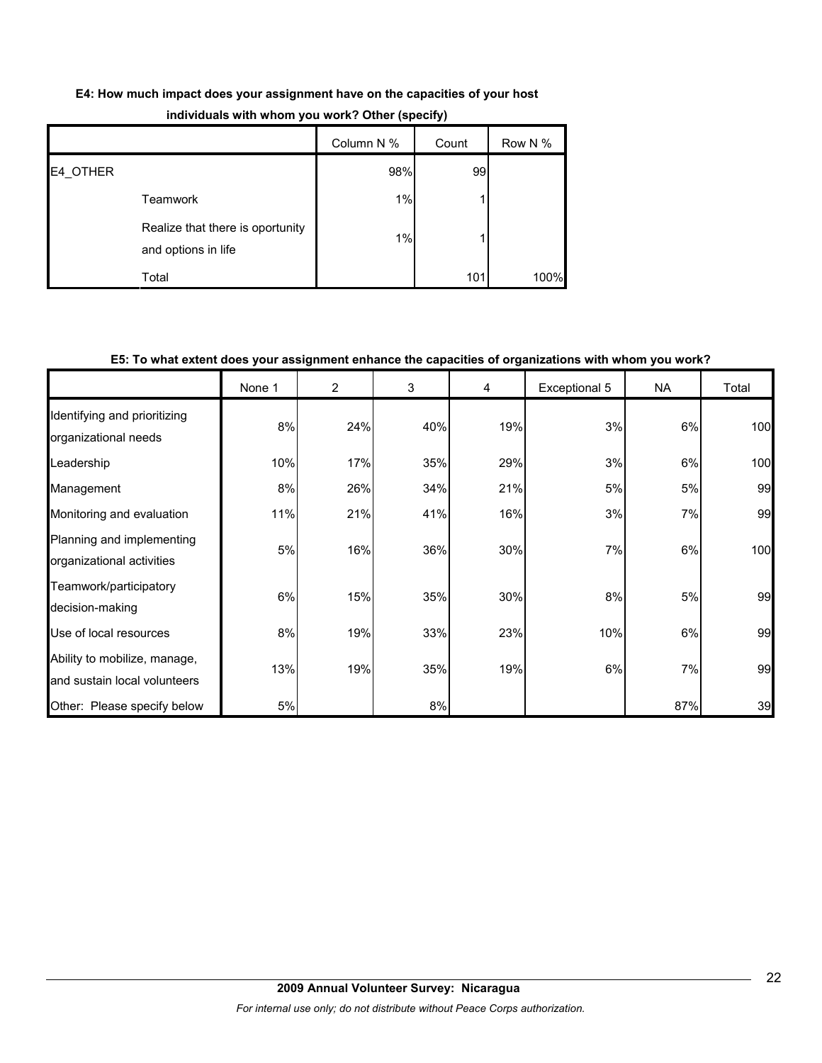**E4: How much impact does your assignment have on the capacities of your host individuals with whom you work? Other (specify)**

| | | Column N % | Count | Row N % |
|---|---|---|---|---|
| E4_OTHER | | 98% | 99 | |
| | Teamwork | 1% | 1 | |
| | Realize that there is oportunity and options in life | 1% | 1 | |
| | Total | | 101 | 100% |

**E5: To what extent does your assignment enhance the capacities of organizations with whom you work?**

| | None 1 | 2 | 3 | 4 | Exceptional 5 | NA | Total |
|---|---|---|---|---|---|---|---|
| Identifying and prioritizing organizational needs | 8% | 24% | 40% | 19% | 3% | 6% | 100 |
| Leadership | 10% | 17% | 35% | 29% | 3% | 6% | 100 |
| Management | 8% | 26% | 34% | 21% | 5% | 5% | 99 |
| Monitoring and evaluation | 11% | 21% | 41% | 16% | 3% | 7% | 99 |
| Planning and implementing organizational activities | 5% | 16% | 36% | 30% | 7% | 6% | 100 |
| Teamwork/participatory decision-making | 6% | 15% | 35% | 30% | 8% | 5% | 99 |
| Use of local resources | 8% | 19% | 33% | 23% | 10% | 6% | 99 |
| Ability to mobilize, manage, and sustain local volunteers | 13% | 19% | 35% | 19% | 6% | 7% | 99 |
| Other: Please specify below | 5% | | 8% | | | 87% | 39 |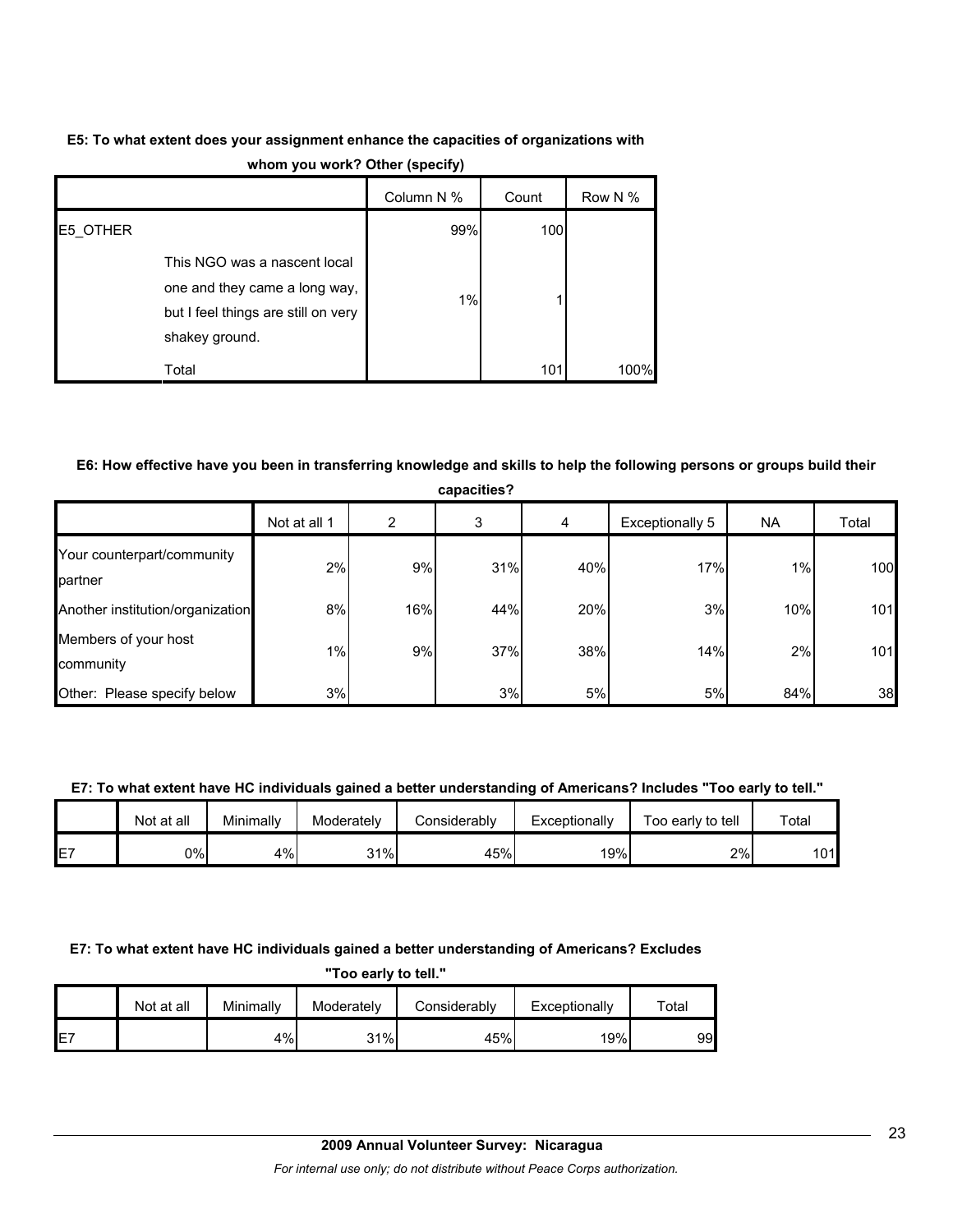**E5: To what extent does your assignment enhance the capacities of organizations with whom you work? Other (specify)**

| | | Column N % | Count | Row N % |
|---|---|---|---|---|
| E5_OTHER | | 99% | 100 | |
| | This NGO was a nascent local one and they came a long way, but I feel things are still on very shakey ground. | 1% | 1 | |
| | Total | | 101 | 100% |

**E6: How effective have you been in transferring knowledge and skills to help the following persons or groups build their capacities?**

| | Not at all 1 | 2 | 3 | 4 | Exceptionally 5 | NA | Total |
|---|---|---|---|---|---|---|---|
| Your counterpart/community partner | 2% | 9% | 31% | 40% | 17% | 1% | 100 |
| Another institution/organization | 8% | 16% | 44% | 20% | 3% | 10% | 101 |
| Members of your host community | 1% | 9% | 37% | 38% | 14% | 2% | 101 |
| Other: Please specify below | 3% | | 3% | 5% | 5% | 84% | 38 |

**E7: To what extent have HC individuals gained a better understanding of Americans? Includes "Too early to tell."**

| | Not at all | Minimally | Moderately | Considerably | Exceptionally | Too early to tell | Total |
|---|---|---|---|---|---|---|---|
| E7 | 0% | 4% | 31% | 45% | 19% | 2% | 101 |

**E7: To what extent have HC individuals gained a better understanding of Americans? Excludes "Too early to tell."**

| | Not at all | Minimally | Moderately | Considerably | Exceptionally | Total |
|---|---|---|---|---|---|---|
| E7 | | 4% | 31% | 45% | 19% | 99 |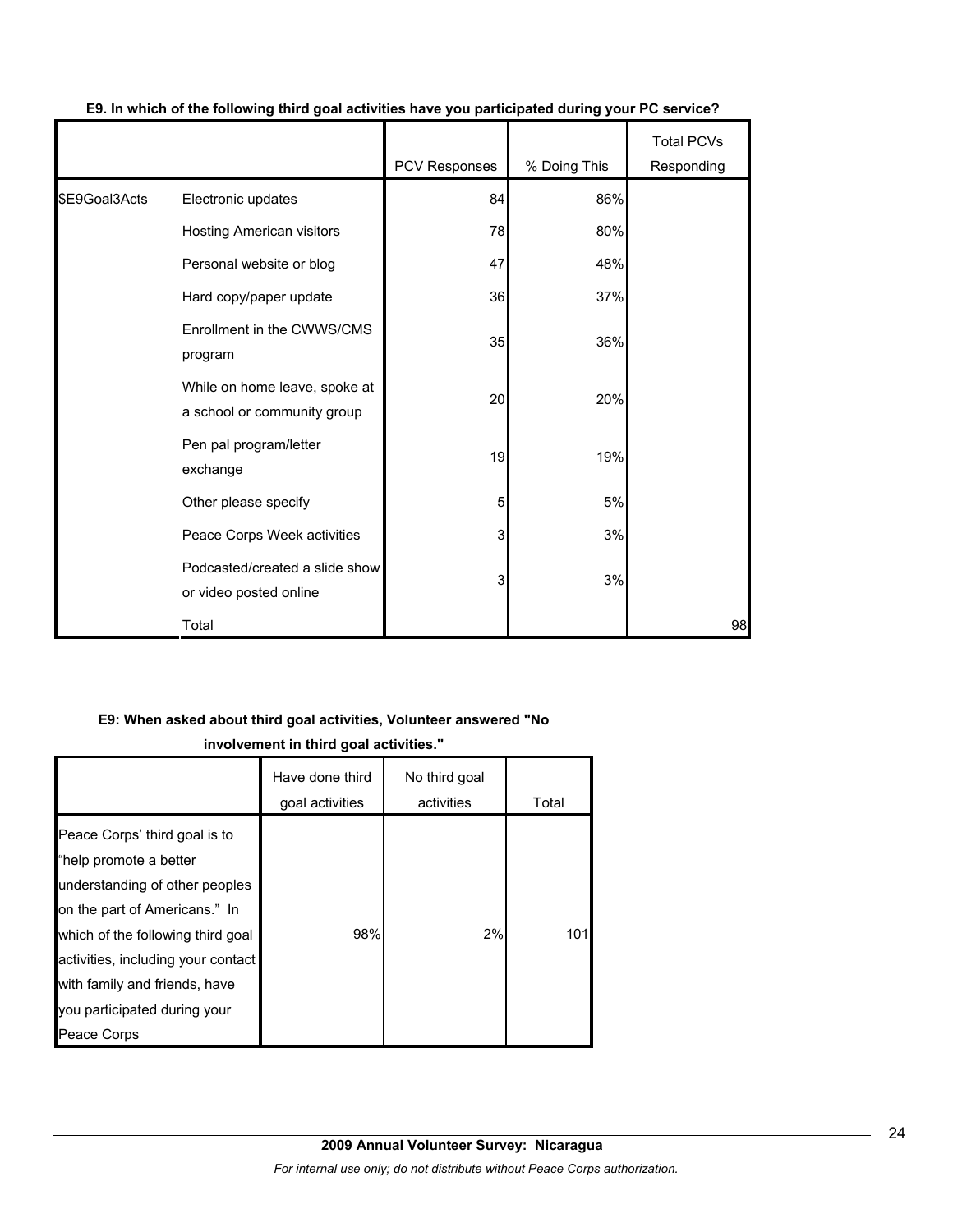**E9. In which of the following third goal activities have you participated during your PC service?**

| | | PCV Responses | % Doing This | Total PCVs Responding |
|---|---|---|---|---|
| $E9Goal3Acts | Electronic updates | 84 | 86% | |
| | Hosting American visitors | 78 | 80% | |
| | Personal website or blog | 47 | 48% | |
| | Hard copy/paper update | 36 | 37% | |
| | Enrollment in the CWWS/CMS program | 35 | 36% | |
| | While on home leave, spoke at a school or community group | 20 | 20% | |
| | Pen pal program/letter exchange | 19 | 19% | |
| | Other please specify | 5 | 5% | |
| | Peace Corps Week activities | 3 | 3% | |
| | Podcasted/created a slide show or video posted online | 3 | 3% | |
| | Total | | | 98 |

**E9: When asked about third goal activities, Volunteer answered "No involvement in third goal activities."**

| | Have done third goal activities | No third goal activities | Total |
|---|---|---|---|
| Peace Corps' third goal is to "help promote a better understanding of other peoples on the part of Americans." In which of the following third goal activities, including your contact with family and friends, have you participated during your Peace Corps | 98% | 2% | 101 |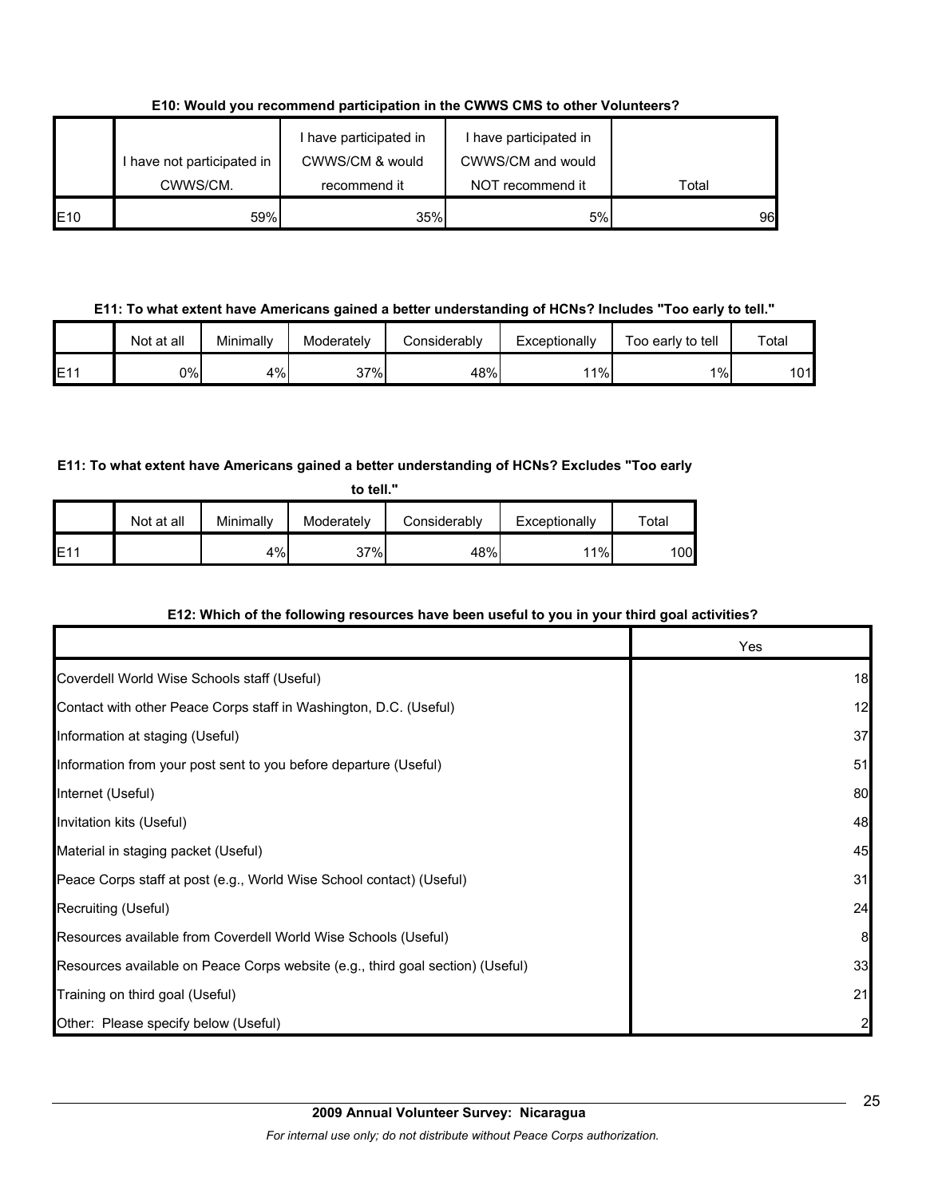**E10: Would you recommend participation in the CWWS CMS to other Volunteers?**

| | I have not participated in CWWS/CM. | I have participated in CWWS/CM & would recommend it | I have participated in CWWS/CM and would NOT recommend it | Total |
|---|---|---|---|---|
| E10 | 59% | 35% | 5% | 96 |

**E11: To what extent have Americans gained a better understanding of HCNs? Includes "Too early to tell."**

| | Not at all | Minimally | Moderately | Considerably | Exceptionally | Too early to tell | Total |
|---|---|---|---|---|---|---|---|
| E11 | 0% | 4% | 37% | 48% | 11% | 1% | 101 |

**E11: To what extent have Americans gained a better understanding of HCNs? Excludes "Too early to tell."**

| | Not at all | Minimally | Moderately | Considerably | Exceptionally | Total |
|---|---|---|---|---|---|---|
| E11 | | 4% | 37% | 48% | 11% | 100 |

**E12: Which of the following resources have been useful to you in your third goal activities?**

| | Yes |
|---|---|
| Coverdell World Wise Schools staff (Useful) | 18 |
| Contact with other Peace Corps staff in Washington, D.C. (Useful) | 12 |
| Information at staging (Useful) | 37 |
| Information from your post sent to you before departure (Useful) | 51 |
| Internet (Useful) | 80 |
| Invitation kits (Useful) | 48 |
| Material in staging packet (Useful) | 45 |
| Peace Corps staff at post (e.g., World Wise School contact) (Useful) | 31 |
| Recruiting (Useful) | 24 |
| Resources available from Coverdell World Wise Schools (Useful) | 8 |
| Resources available on Peace Corps website (e.g., third goal section) (Useful) | 33 |
| Training on third goal (Useful) | 21 |
| Other: Please specify below (Useful) | 2 |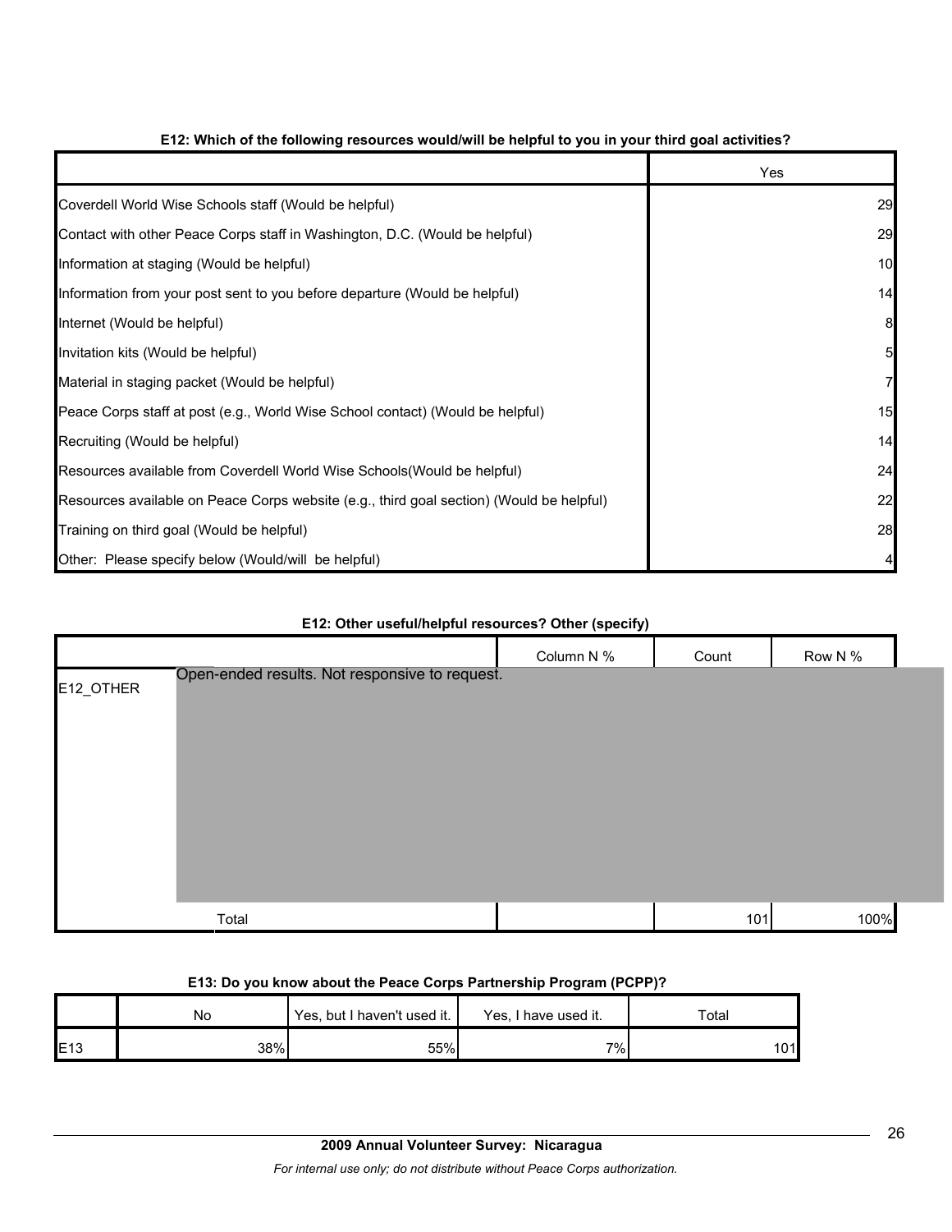**E12: Which of the following resources would/will be helpful to you in your third goal activities?**

| | Yes |
|---|---|
| Coverdell World Wise Schools staff (Would be helpful) | 29 |
| Contact with other Peace Corps staff in Washington, D.C. (Would be helpful) | 29 |
| Information at staging (Would be helpful) | 10 |
| Information from your post sent to you before departure (Would be helpful) | 14 |
| Internet (Would be helpful) | 8 |
| Invitation kits (Would be helpful) | 5 |
| Material in staging packet (Would be helpful) | 7 |
| Peace Corps staff at post (e.g., World Wise School contact) (Would be helpful) | 15 |
| Recruiting (Would be helpful) | 14 |
| Resources available from Coverdell World Wise Schools(Would be helpful) | 24 |
| Resources available on Peace Corps website (e.g., third goal section) (Would be helpful) | 22 |
| Training on third goal (Would be helpful) | 28 |
| Other: Please specify below (Would/will be helpful) | 4 |

**E12: Other useful/helpful resources? Other (specify)**

| | | Column N % | Count | Row N % |
|---|---|---|---|---|
| E12_OTHER | Open-ended results. Not responsive to request. | | | |
| | Total | | 101 | 100% |

**E13: Do you know about the Peace Corps Partnership Program (PCPP)?**

| | No | Yes, but I haven't used it. | Yes, I have used it. | Total |
|---|---|---|---|---|
| E13 | 38% | 55% | 7% | 101 |

**2009 Annual Volunteer Survey: Nicaragua**

*For internal use only; do not distribute without Peace Corps authorization.*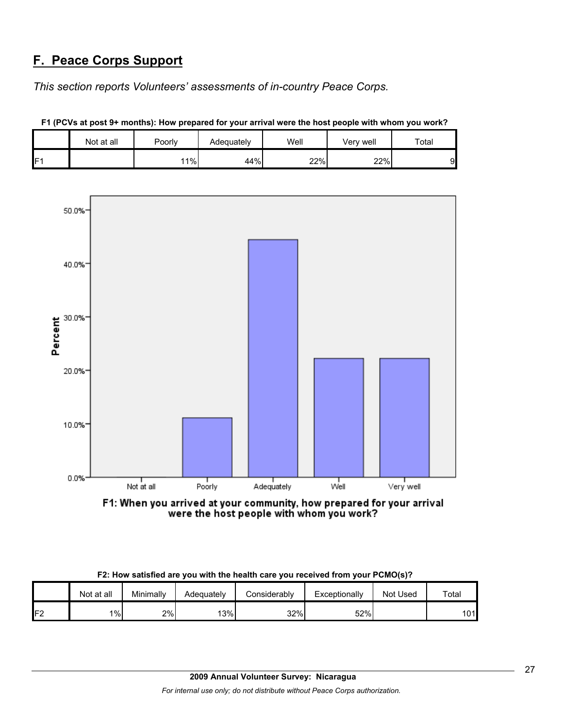## F. Peace Corps Support

*This section reports Volunteers' assessments of in-country Peace Corps.*

**F1 (PCVs at post 9+ months): How prepared for your arrival were the host people with whom you work?**

| | Not at all | Poorly | Adequately | Well | Very well | Total |
|---|---|---|---|---|---|---|
| F1 | | 11% | 44% | 22% | 22% | 9 |

F1: When you arrived at your community, how prepared for your arrival were the host people with whom you work?

**F2: How satisfied are you with the health care you received from your PCMO(s)?**

| | Not at all | Minimally | Adequately | Considerably | Exceptionally | Not Used | Total |
|---|---|---|---|---|---|---|---|
| F2 | 1% | 2% | 13% | 32% | 52% | | 101 |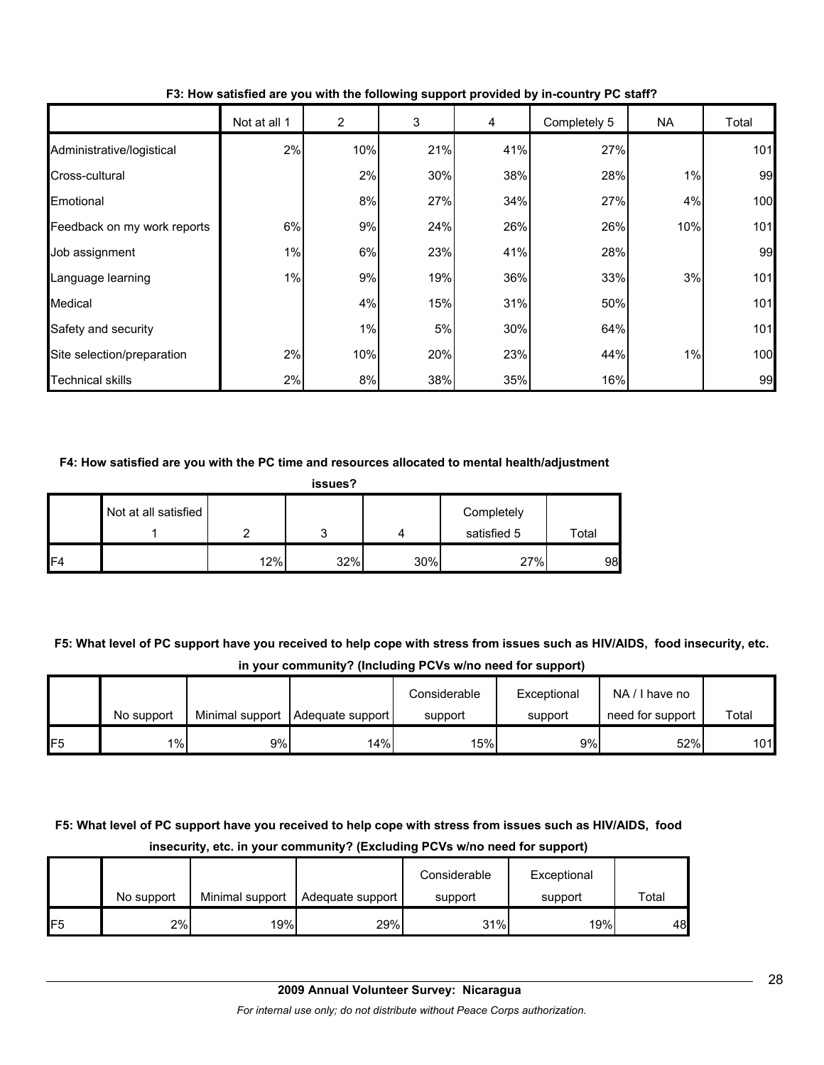**F3: How satisfied are you with the following support provided by in-country PC staff?**

| | Not at all 1 | 2 | 3 | 4 | Completely 5 | NA | Total |
|---|---|---|---|---|---|---|---|
| Administrative/logistical | 2% | 10% | 21% | 41% | 27% | | 101 |
| Cross-cultural | | 2% | 30% | 38% | 28% | 1% | 99 |
| Emotional | | 8% | 27% | 34% | 27% | 4% | 100 |
| Feedback on my work reports | 6% | 9% | 24% | 26% | 26% | 10% | 101 |
| Job assignment | 1% | 6% | 23% | 41% | 28% | | 99 |
| Language learning | 1% | 9% | 19% | 36% | 33% | 3% | 101 |
| Medical | | 4% | 15% | 31% | 50% | | 101 |
| Safety and security | | 1% | 5% | 30% | 64% | | 101 |
| Site selection/preparation | 2% | 10% | 20% | 23% | 44% | 1% | 100 |
| Technical skills | 2% | 8% | 38% | 35% | 16% | | 99 |

**F4: How satisfied are you with the PC time and resources allocated to mental health/adjustment issues?**

| | Not at all satisfied 1 | 2 | 3 | 4 | Completely satisfied 5 | Total |
|---|---|---|---|---|---|---|
| F4 | | 12% | 32% | 30% | 27% | 98 |

**F5: What level of PC support have you received to help cope with stress from issues such as HIV/AIDS, food insecurity, etc. in your community? (Including PCVs w/no need for support)**

| | No support | Minimal support | Adequate support | Considerable support | Exceptional support | NA / I have no need for support | Total |
|---|---|---|---|---|---|---|---|
| F5 | 1% | 9% | 14% | 15% | 9% | 52% | 101 |

**F5: What level of PC support have you received to help cope with stress from issues such as HIV/AIDS, food insecurity, etc. in your community? (Excluding PCVs w/no need for support)**

| | No support | Minimal support | Adequate support | Considerable support | Exceptional support | Total |
|---|---|---|---|---|---|---|
| F5 | 2% | 19% | 29% | 31% | 19% | 48 |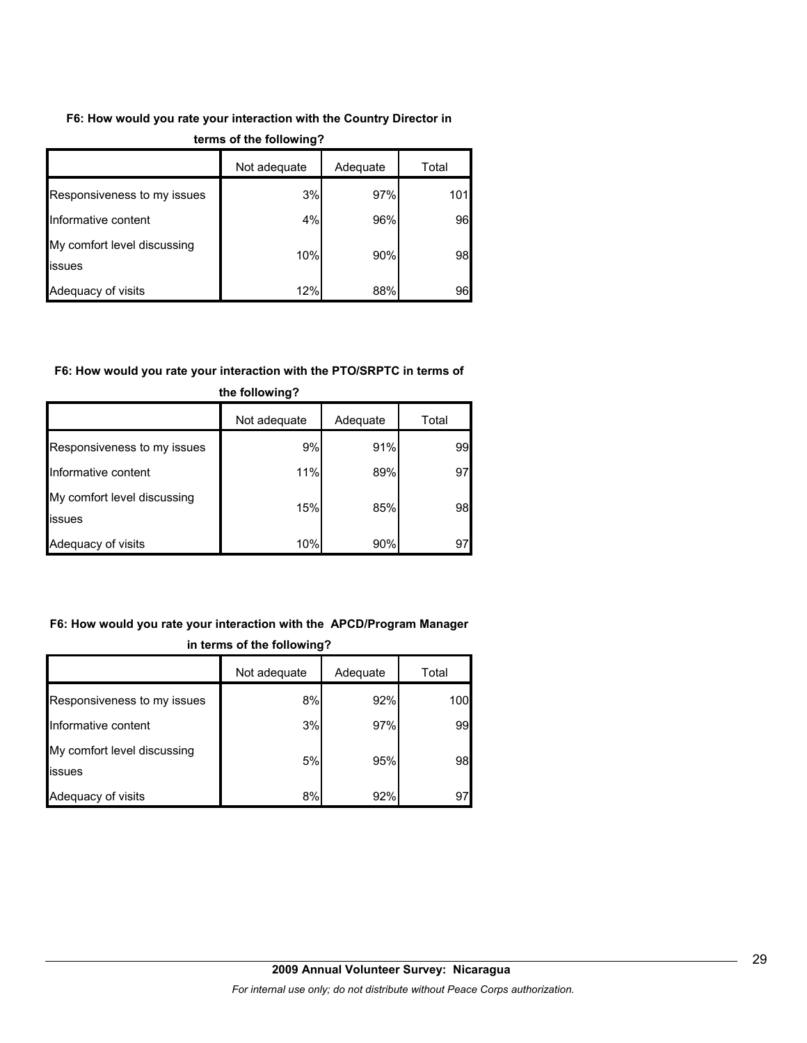**F6: How would you rate your interaction with the Country Director in terms of the following?**

| | Not adequate | Adequate | Total |
|---|---|---|---|
| Responsiveness to my issues | 3% | 97% | 101 |
| Informative content | 4% | 96% | 96 |
| My comfort level discussing issues | 10% | 90% | 98 |
| Adequacy of visits | 12% | 88% | 96 |

**F6: How would you rate your interaction with the PTO/SRPTC in terms of the following?**

| | Not adequate | Adequate | Total |
|---|---|---|---|
| Responsiveness to my issues | 9% | 91% | 99 |
| Informative content | 11% | 89% | 97 |
| My comfort level discussing issues | 15% | 85% | 98 |
| Adequacy of visits | 10% | 90% | 97 |

**F6: How would you rate your interaction with the APCD/Program Manager in terms of the following?**

| | Not adequate | Adequate | Total |
|---|---|---|---|
| Responsiveness to my issues | 8% | 92% | 100 |
| Informative content | 3% | 97% | 99 |
| My comfort level discussing issues | 5% | 95% | 98 |
| Adequacy of visits | 8% | 92% | 97 |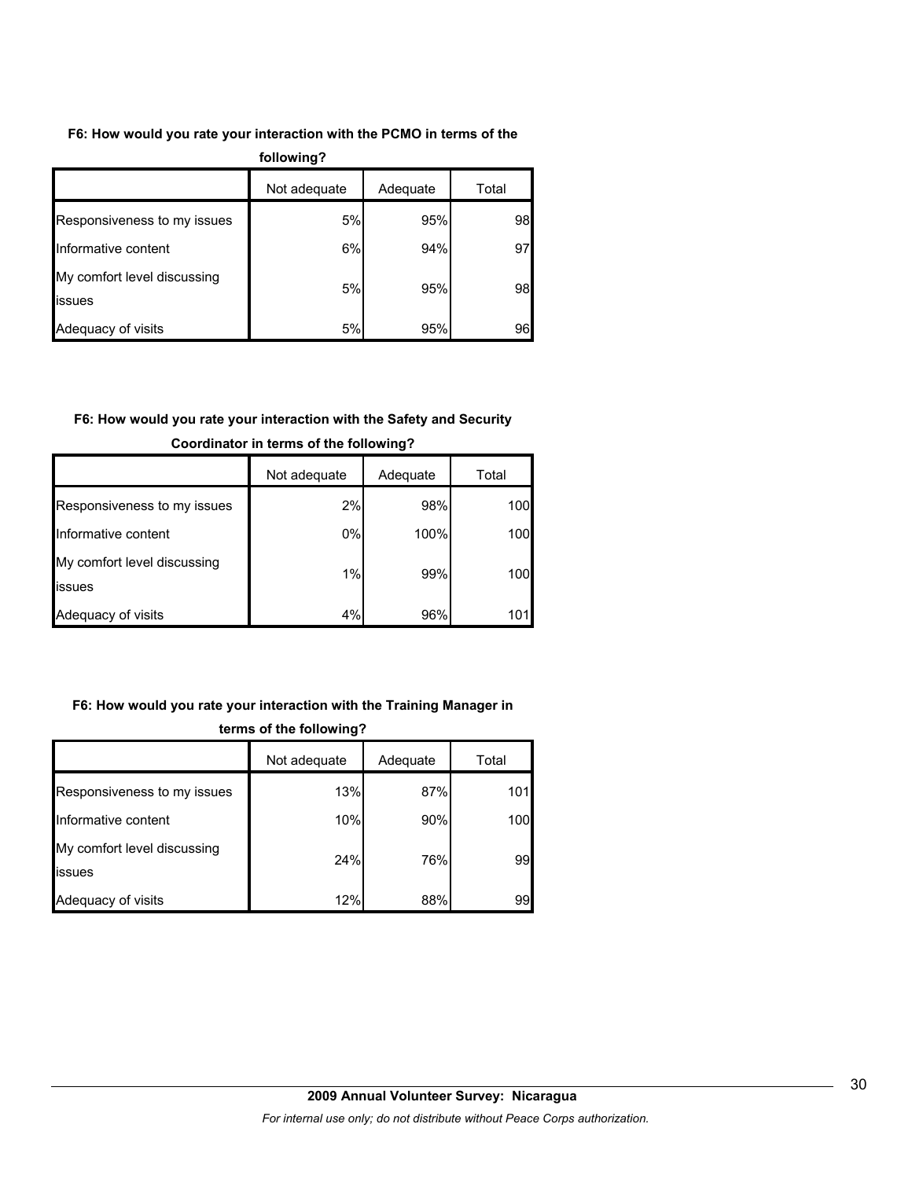**F6: How would you rate your interaction with the PCMO in terms of the following?**

| | Not adequate | Adequate | Total |
|---|---|---|---|
| Responsiveness to my issues | 5% | 95% | 98 |
| Informative content | 6% | 94% | 97 |
| My comfort level discussing issues | 5% | 95% | 98 |
| Adequacy of visits | 5% | 95% | 96 |

**F6: How would you rate your interaction with the Safety and Security Coordinator in terms of the following?**

| | Not adequate | Adequate | Total |
|---|---|---|---|
| Responsiveness to my issues | 2% | 98% | 100 |
| Informative content | 0% | 100% | 100 |
| My comfort level discussing issues | 1% | 99% | 100 |
| Adequacy of visits | 4% | 96% | 101 |

**F6: How would you rate your interaction with the Training Manager in terms of the following?**

| | Not adequate | Adequate | Total |
|---|---|---|---|
| Responsiveness to my issues | 13% | 87% | 101 |
| Informative content | 10% | 90% | 100 |
| My comfort level discussing issues | 24% | 76% | 99 |
| Adequacy of visits | 12% | 88% | 99 |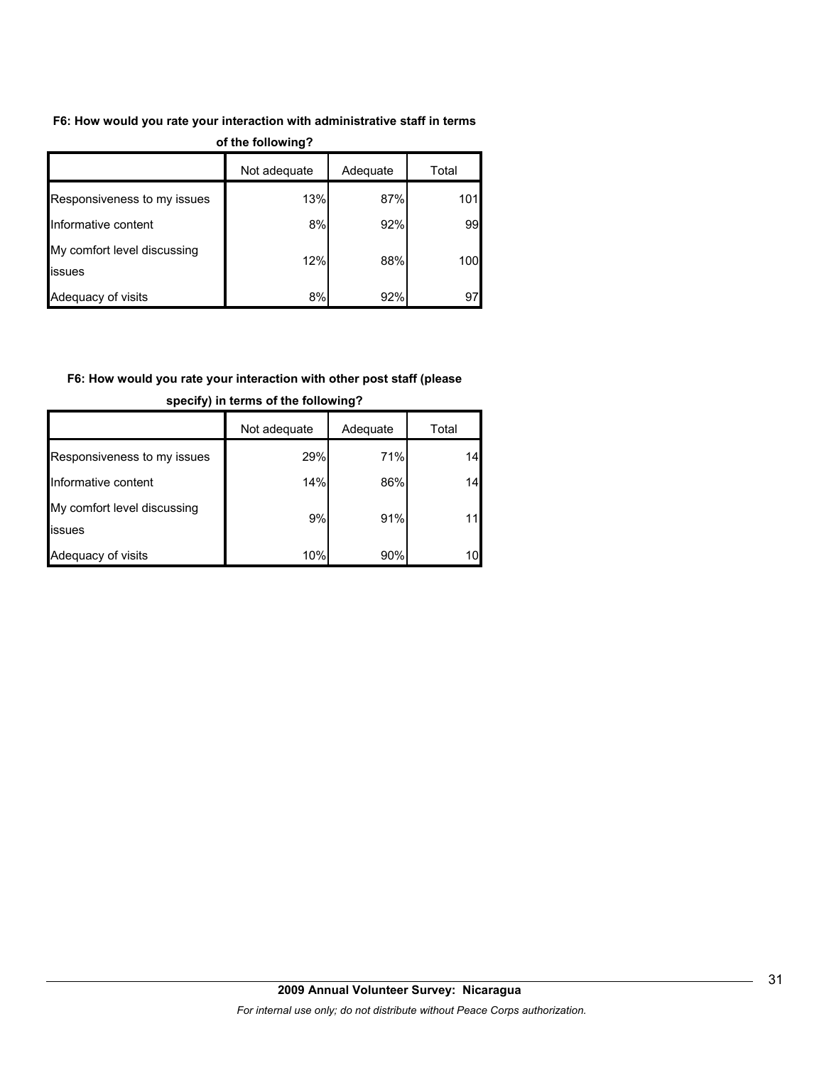**F6: How would you rate your interaction with administrative staff in terms of the following?**

| | Not adequate | Adequate | Total |
|---|---|---|---|
| Responsiveness to my issues | 13% | 87% | 101 |
| Informative content | 8% | 92% | 99 |
| My comfort level discussing issues | 12% | 88% | 100 |
| Adequacy of visits | 8% | 92% | 97 |

**F6: How would you rate your interaction with other post staff (please specify) in terms of the following?**

| | Not adequate | Adequate | Total |
|---|---|---|---|
| Responsiveness to my issues | 29% | 71% | 14 |
| Informative content | 14% | 86% | 14 |
| My comfort level discussing issues | 9% | 91% | 11 |
| Adequacy of visits | 10% | 90% | 10 |

**2009 Annual Volunteer Survey: Nicaragua**

*For internal use only; do not distribute without Peace Corps authorization.*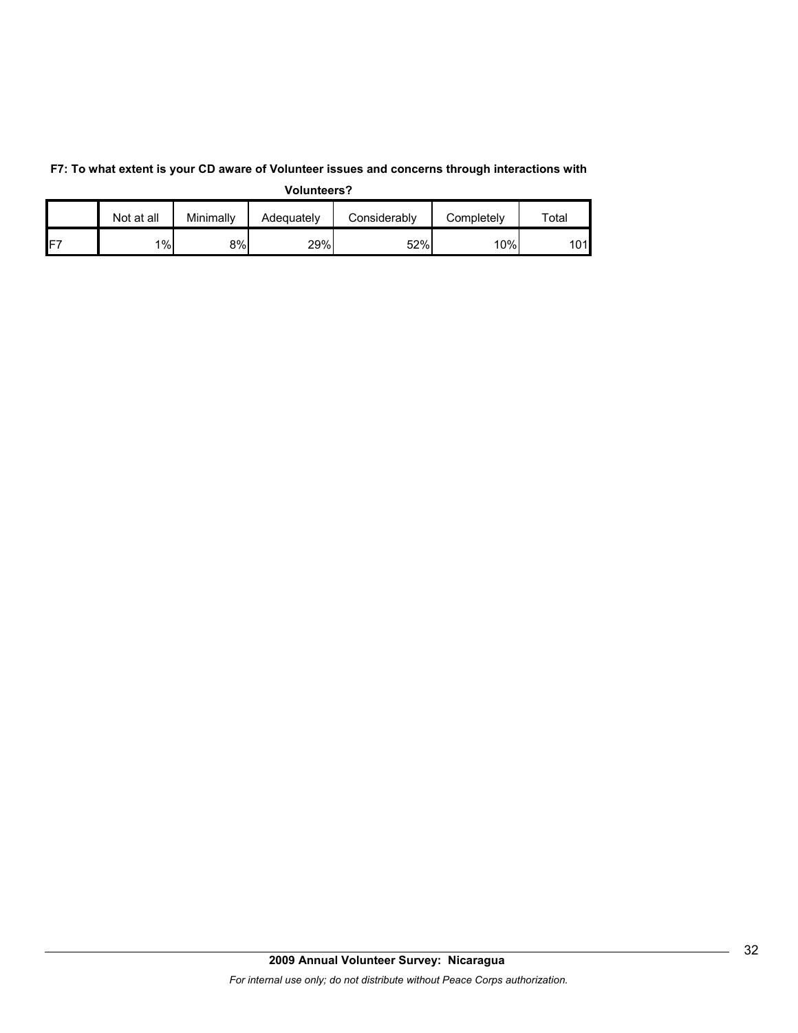**F7: To what extent is your CD aware of Volunteer issues and concerns through interactions with Volunteers?**

| | Not at all | Minimally | Adequately | Considerably | Completely | Total |
|---|---|---|---|---|---|---|
| F7 | 1% | 8% | 29% | 52% | 10% | 101 |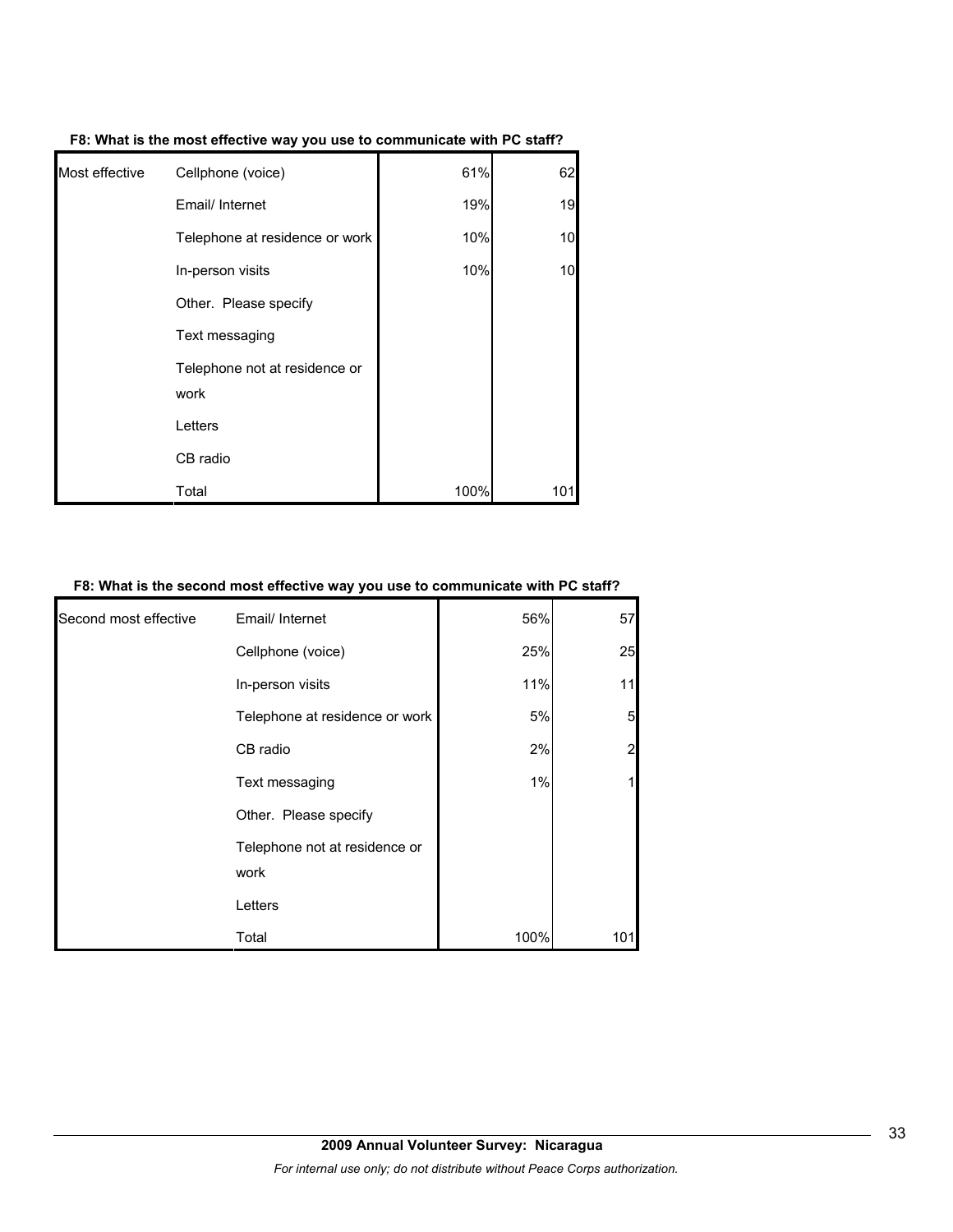**F8: What is the most effective way you use to communicate with PC staff?**

| | | | |
|---|---|---|---|
| Most effective | Cellphone (voice) | 61% | 62 |
| | Email/ Internet | 19% | 19 |
| | Telephone at residence or work | 10% | 10 |
| | In-person visits | 10% | 10 |
| | Other. Please specify | | |
| | Text messaging | | |
| | Telephone not at residence or work | | |
| | Letters | | |
| | CB radio | | |
| | Total | 100% | 101 |

**F8: What is the second most effective way you use to communicate with PC staff?**

| | | | |
|---|---|---|---|
| Second most effective | Email/ Internet | 56% | 57 |
| | Cellphone (voice) | 25% | 25 |
| | In-person visits | 11% | 11 |
| | Telephone at residence or work | 5% | 5 |
| | CB radio | 2% | 2 |
| | Text messaging | 1% | 1 |
| | Other. Please specify | | |
| | Telephone not at residence or work | | |
| | Letters | | |
| | Total | 100% | 101 |

**2009 Annual Volunteer Survey: Nicaragua**

*For internal use only; do not distribute without Peace Corps authorization.*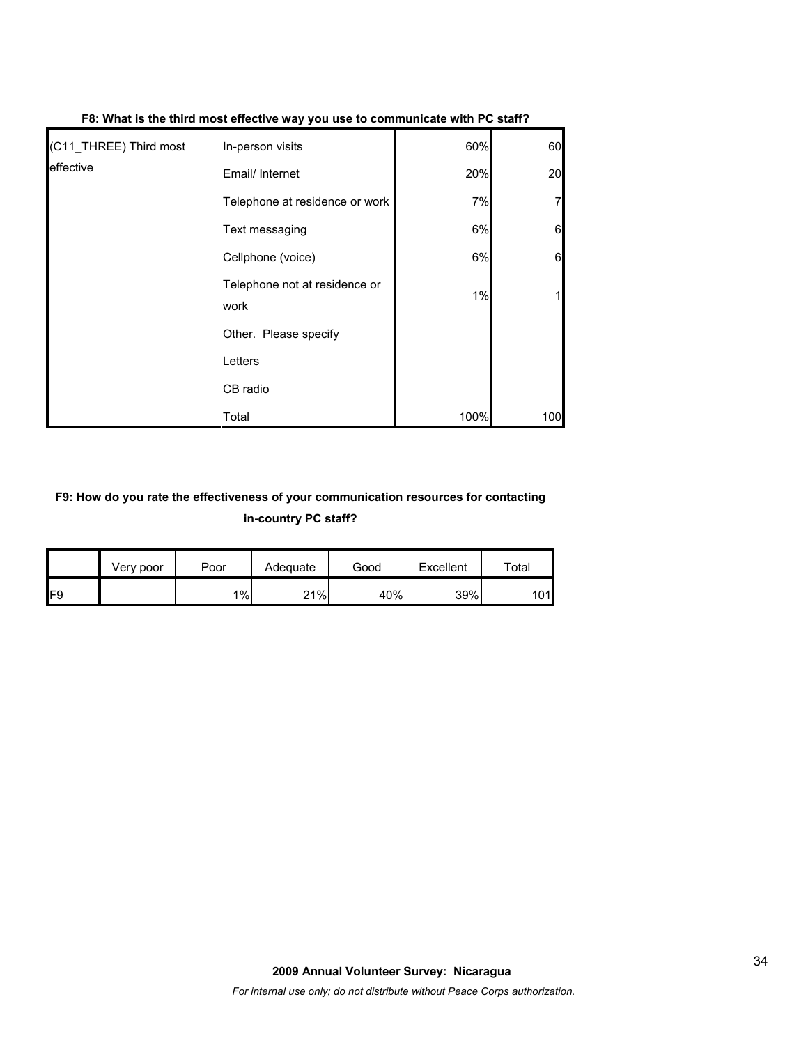**F8: What is the third most effective way you use to communicate with PC staff?**

| | | | |
|---|---|---|---|
| (C11_THREE) Third most effective | In-person visits | 60% | 60 |
| | Email/ Internet | 20% | 20 |
| | Telephone at residence or work | 7% | 7 |
| | Text messaging | 6% | 6 |
| | Cellphone (voice) | 6% | 6 |
| | Telephone not at residence or work | 1% | 1 |
| | Other. Please specify | | |
| | Letters | | |
| | CB radio | | |
| | Total | 100% | 100 |

**F9: How do you rate the effectiveness of your communication resources for contacting in-country PC staff?**

| | Very poor | Poor | Adequate | Good | Excellent | Total |
|---|---|---|---|---|---|---|
| F9 | | 1% | 21% | 40% | 39% | 101 |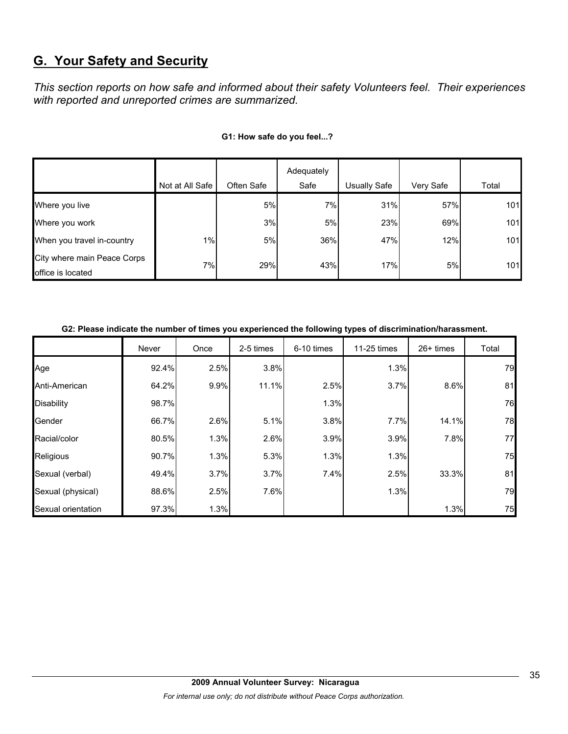## G. Your Safety and Security

*This section reports on how safe and informed about their safety Volunteers feel. Their experiences with reported and unreported crimes are summarized.*

**G1: How safe do you feel...?**

| | Not at All Safe | Often Safe | Adequately Safe | Usually Safe | Very Safe | Total |
|---|---|---|---|---|---|---|
| Where you live | | 5% | 7% | 31% | 57% | 101 |
| Where you work | | 3% | 5% | 23% | 69% | 101 |
| When you travel in-country | 1% | 5% | 36% | 47% | 12% | 101 |
| City where main Peace Corps office is located | 7% | 29% | 43% | 17% | 5% | 101 |

**G2: Please indicate the number of times you experienced the following types of discrimination/harassment.**

| | Never | Once | 2-5 times | 6-10 times | 11-25 times | 26+ times | Total |
|---|---|---|---|---|---|---|---|
| Age | 92.4% | 2.5% | 3.8% | | 1.3% | | 79 |
| Anti-American | 64.2% | 9.9% | 11.1% | 2.5% | 3.7% | 8.6% | 81 |
| Disability | 98.7% | | | 1.3% | | | 76 |
| Gender | 66.7% | 2.6% | 5.1% | 3.8% | 7.7% | 14.1% | 78 |
| Racial/color | 80.5% | 1.3% | 2.6% | 3.9% | 3.9% | 7.8% | 77 |
| Religious | 90.7% | 1.3% | 5.3% | 1.3% | 1.3% | | 75 |
| Sexual (verbal) | 49.4% | 3.7% | 3.7% | 7.4% | 2.5% | 33.3% | 81 |
| Sexual (physical) | 88.6% | 2.5% | 7.6% | | 1.3% | | 79 |
| Sexual orientation | 97.3% | 1.3% | | | | 1.3% | 75 |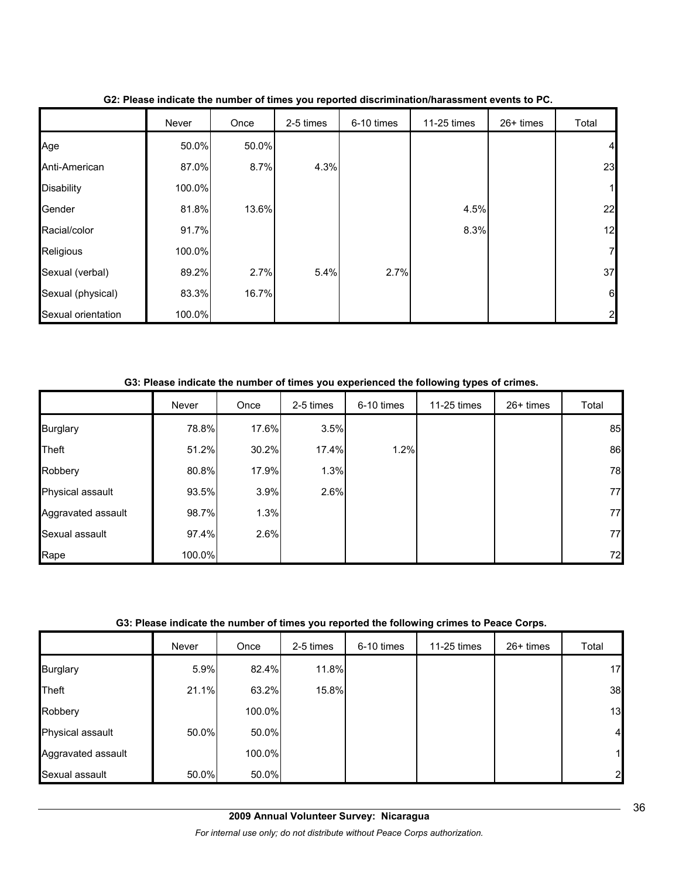**G2: Please indicate the number of times you reported discrimination/harassment events to PC.**

| | Never | Once | 2-5 times | 6-10 times | 11-25 times | 26+ times | Total |
|---|---|---|---|---|---|---|---|
| Age | 50.0% | 50.0% | | | | | 4 |
| Anti-American | 87.0% | 8.7% | 4.3% | | | | 23 |
| Disability | 100.0% | | | | | | 1 |
| Gender | 81.8% | 13.6% | | | 4.5% | | 22 |
| Racial/color | 91.7% | | | | 8.3% | | 12 |
| Religious | 100.0% | | | | | | 7 |
| Sexual (verbal) | 89.2% | 2.7% | 5.4% | 2.7% | | | 37 |
| Sexual (physical) | 83.3% | 16.7% | | | | | 6 |
| Sexual orientation | 100.0% | | | | | | 2 |

**G3: Please indicate the number of times you experienced the following types of crimes.**

| | Never | Once | 2-5 times | 6-10 times | 11-25 times | 26+ times | Total |
|---|---|---|---|---|---|---|---|
| Burglary | 78.8% | 17.6% | 3.5% | | | | 85 |
| Theft | 51.2% | 30.2% | 17.4% | 1.2% | | | 86 |
| Robbery | 80.8% | 17.9% | 1.3% | | | | 78 |
| Physical assault | 93.5% | 3.9% | 2.6% | | | | 77 |
| Aggravated assault | 98.7% | 1.3% | | | | | 77 |
| Sexual assault | 97.4% | 2.6% | | | | | 77 |
| Rape | 100.0% | | | | | | 72 |

**G3: Please indicate the number of times you reported the following crimes to Peace Corps.**

| | Never | Once | 2-5 times | 6-10 times | 11-25 times | 26+ times | Total |
|---|---|---|---|---|---|---|---|
| Burglary | 5.9% | 82.4% | 11.8% | | | | 17 |
| Theft | 21.1% | 63.2% | 15.8% | | | | 38 |
| Robbery | | 100.0% | | | | | 13 |
| Physical assault | 50.0% | 50.0% | | | | | 4 |
| Aggravated assault | | 100.0% | | | | | 1 |
| Sexual assault | 50.0% | 50.0% | | | | | 2 |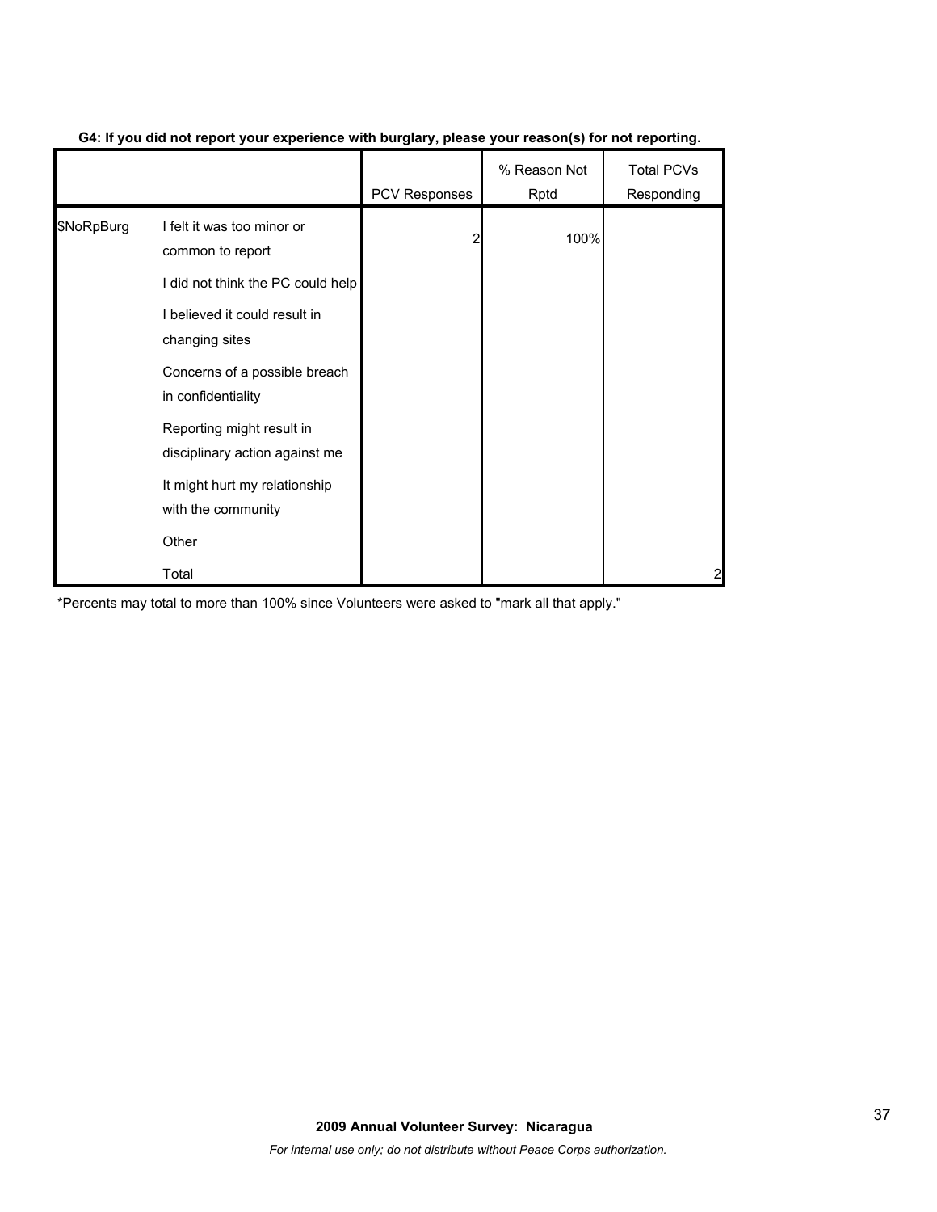**G4: If you did not report your experience with burglary, please your reason(s) for not reporting.**

| | | PCV Responses | % Reason Not Rptd | Total PCVs Responding |
|---|---|---|---|---|
| $NoRpBurg | I felt it was too minor or common to report | 2 | 100% | |
| | I did not think the PC could help | | | |
| | I believed it could result in changing sites | | | |
| | Concerns of a possible breach in confidentiality | | | |
| | Reporting might result in disciplinary action against me | | | |
| | It might hurt my relationship with the community | | | |
| | Other | | | |
| | Total | | | 2 |

*Percents may total to more than 100% since Volunteers were asked to "mark all that apply."

**2009 Annual Volunteer Survey: Nicaragua**

*For internal use only; do not distribute without Peace Corps authorization.*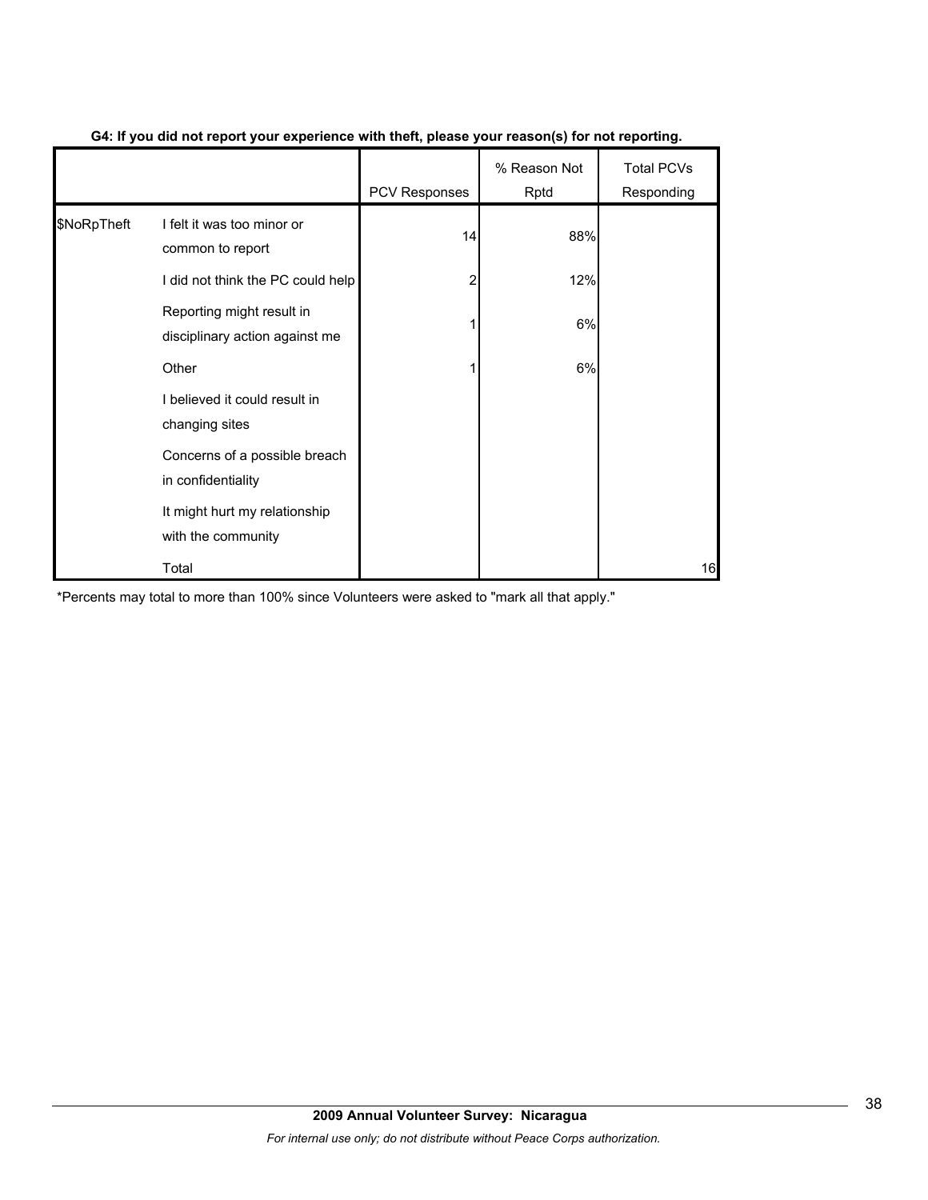**G4: If you did not report your experience with theft, please your reason(s) for not reporting.**

| | | PCV Responses | % Reason Not Rptd | Total PCVs Responding |
|---|---|---|---|---|
| $NoRpTheft | I felt it was too minor or common to report | 14 | 88% | |
| | I did not think the PC could help | 2 | 12% | |
| | Reporting might result in disciplinary action against me | 1 | 6% | |
| | Other | 1 | 6% | |
| | I believed it could result in changing sites | | | |
| | Concerns of a possible breach in confidentiality | | | |
| | It might hurt my relationship with the community | | | |
| | Total | | | 16 |

*Percents may total to more than 100% since Volunteers were asked to "mark all that apply."

**2009 Annual Volunteer Survey: Nicaragua**

*For internal use only; do not distribute without Peace Corps authorization.*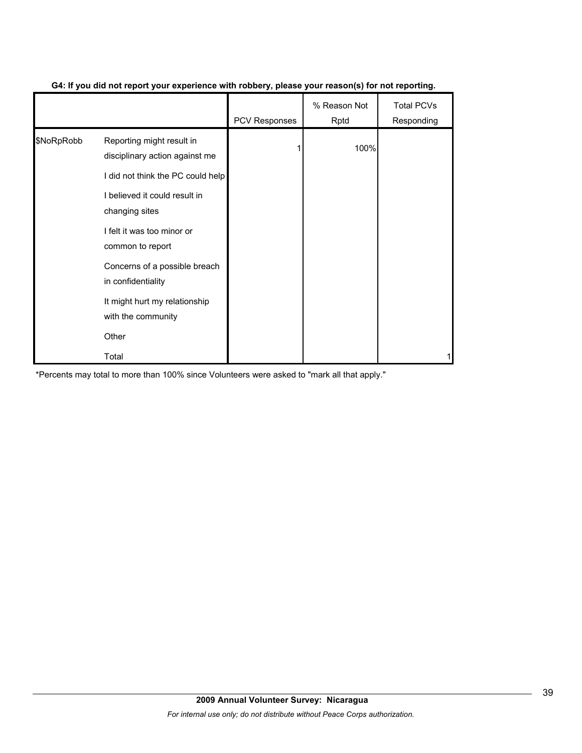**G4: If you did not report your experience with robbery, please your reason(s) for not reporting.**

| | | PCV Responses | % Reason Not Rptd | Total PCVs Responding |
|---|---|---|---|---|
| $NoRpRobb | Reporting might result in disciplinary action against me | 1 | 100% | |
| | I did not think the PC could help | | | |
| | I believed it could result in changing sites | | | |
| | I felt it was too minor or common to report | | | |
| | Concerns of a possible breach in confidentiality | | | |
| | It might hurt my relationship with the community | | | |
| | Other | | | |
| | Total | | | 1 |

*Percents may total to more than 100% since Volunteers were asked to "mark all that apply."

**2009 Annual Volunteer Survey: Nicaragua**

*For internal use only; do not distribute without Peace Corps authorization.*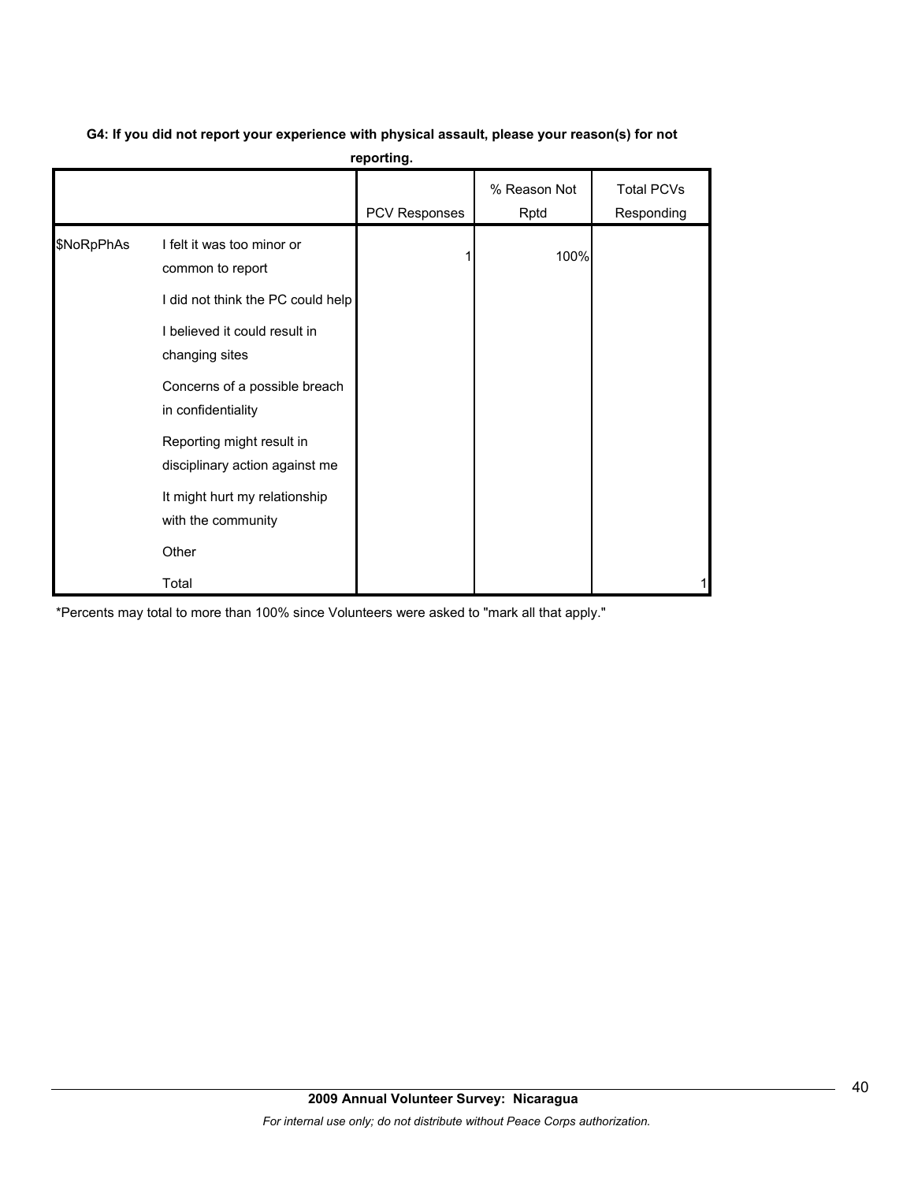**G4: If you did not report your experience with physical assault, please your reason(s) for not reporting.**

| | | PCV Responses | % Reason Not Rptd | Total PCVs Responding |
|---|---|---|---|---|
| $NoRpPhAs | I felt it was too minor or common to report | 1 | 100% | |
| | I did not think the PC could help | | | |
| | I believed it could result in changing sites | | | |
| | Concerns of a possible breach in confidentiality | | | |
| | Reporting might result in disciplinary action against me | | | |
| | It might hurt my relationship with the community | | | |
| | Other | | | |
| | Total | | | 1 |

*Percents may total to more than 100% since Volunteers were asked to "mark all that apply."

**2009 Annual Volunteer Survey: Nicaragua**

*For internal use only; do not distribute without Peace Corps authorization.*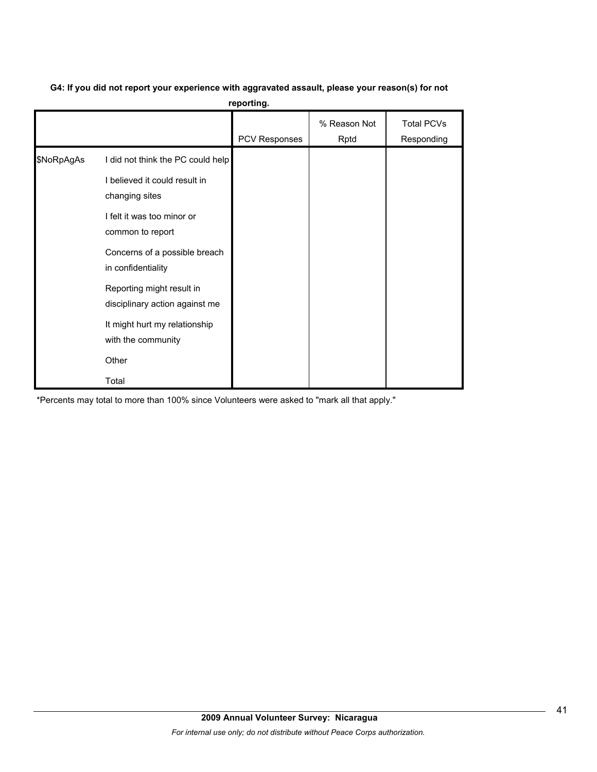**G4: If you did not report your experience with aggravated assault, please your reason(s) for not reporting.**

| | | PCV Responses | % Reason Not Rptd | Total PCVs Responding |
|---|---|---|---|---|
| $NoRpAgAs | I did not think the PC could help | | | |
| | I believed it could result in changing sites | | | |
| | I felt it was too minor or common to report | | | |
| | Concerns of a possible breach in confidentiality | | | |
| | Reporting might result in disciplinary action against me | | | |
| | It might hurt my relationship with the community | | | |
| | Other | | | |
| | Total | | | |

*Percents may total to more than 100% since Volunteers were asked to "mark all that apply."

**2009 Annual Volunteer Survey: Nicaragua**

*For internal use only; do not distribute without Peace Corps authorization.*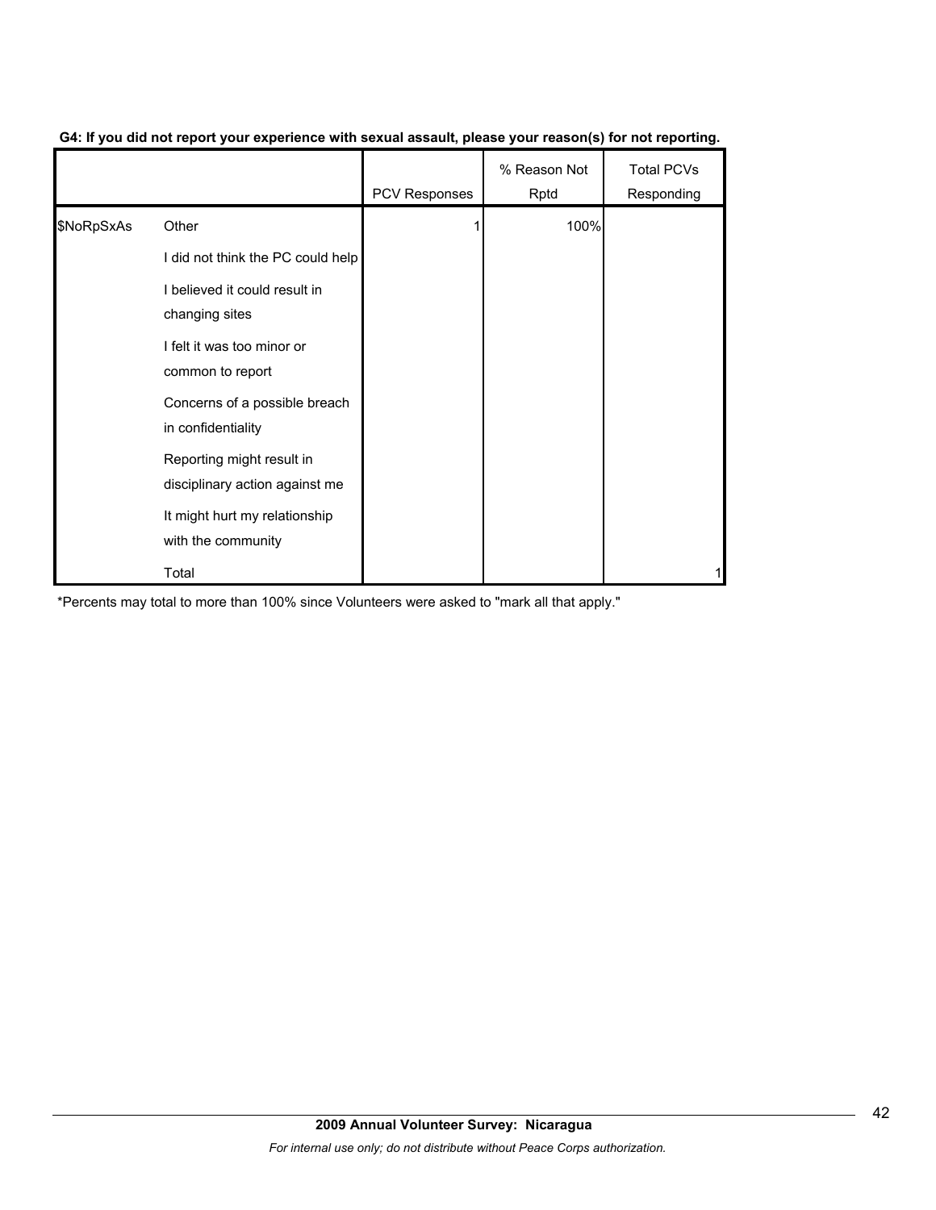**G4: If you did not report your experience with sexual assault, please your reason(s) for not reporting.**

| | | PCV Responses | % Reason Not Rptd | Total PCVs Responding |
|---|---|---|---|---|
| $NoRpSxAs | Other | 1 | 100% | |
| | I did not think the PC could help | | | |
| | I believed it could result in changing sites | | | |
| | I felt it was too minor or common to report | | | |
| | Concerns of a possible breach in confidentiality | | | |
| | Reporting might result in disciplinary action against me | | | |
| | It might hurt my relationship with the community | | | |
| | Total | | | 1 |

*Percents may total to more than 100% since Volunteers were asked to "mark all that apply."

**2009 Annual Volunteer Survey: Nicaragua**

*For internal use only; do not distribute without Peace Corps authorization.*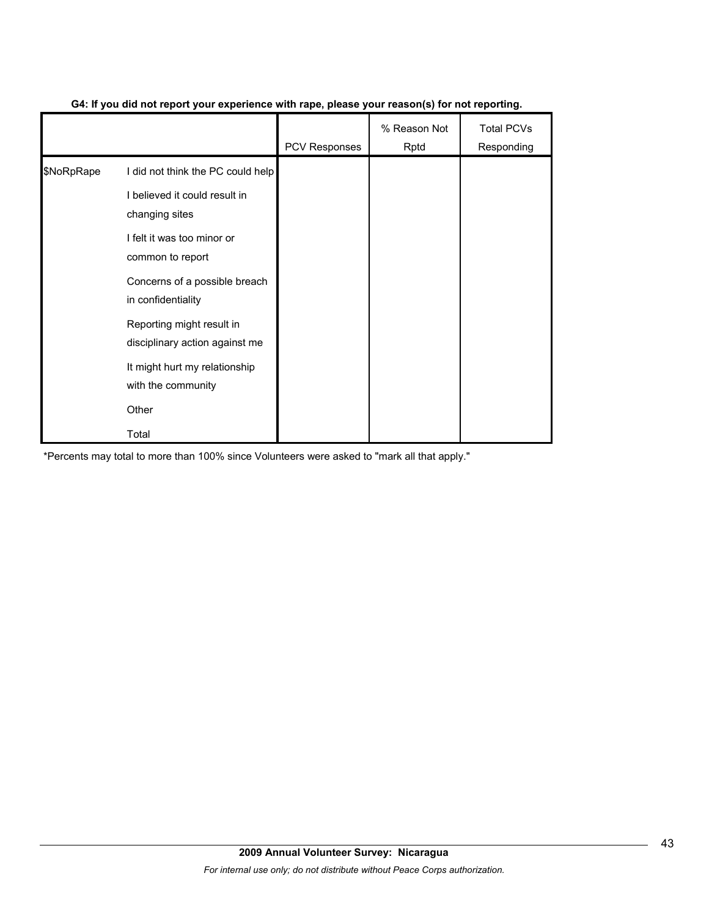**G4: If you did not report your experience with rape, please your reason(s) for not reporting.**

| | | PCV Responses | % Reason Not Rptd | Total PCVs Responding |
|---|---|---|---|---|
| $NoRpRape | I did not think the PC could help | | | |
| | I believed it could result in changing sites | | | |
| | I felt it was too minor or common to report | | | |
| | Concerns of a possible breach in confidentiality | | | |
| | Reporting might result in disciplinary action against me | | | |
| | It might hurt my relationship with the community | | | |
| | Other | | | |
| | Total | | | |

*Percents may total to more than 100% since Volunteers were asked to "mark all that apply."

**2009 Annual Volunteer Survey: Nicaragua**

*For internal use only; do not distribute without Peace Corps authorization.*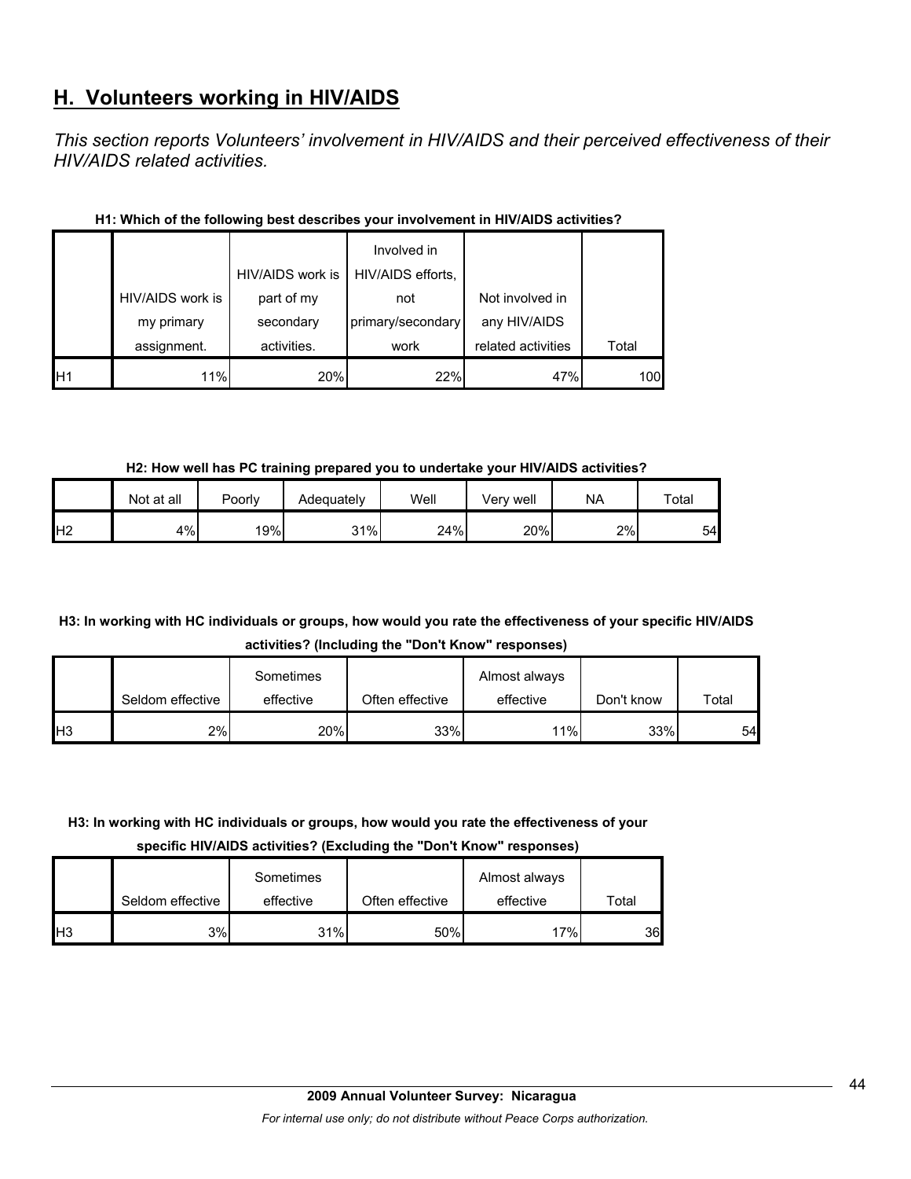## H. Volunteers working in HIV/AIDS

*This section reports Volunteers' involvement in HIV/AIDS and their perceived effectiveness of their HIV/AIDS related activities.*

**H1: Which of the following best describes your involvement in HIV/AIDS activities?**

| | HIV/AIDS work is my primary assignment. | HIV/AIDS work is part of my secondary activities. | Involved in HIV/AIDS efforts, not primary/secondary work | Not involved in any HIV/AIDS related activities | Total |
|---|---|---|---|---|---|
| H1 | 11% | 20% | 22% | 47% | 100 |

**H2: How well has PC training prepared you to undertake your HIV/AIDS activities?**

| | Not at all | Poorly | Adequately | Well | Very well | NA | Total |
|---|---|---|---|---|---|---|---|
| H2 | 4% | 19% | 31% | 24% | 20% | 2% | 54 |

**H3: In working with HC individuals or groups, how would you rate the effectiveness of your specific HIV/AIDS activities? (Including the "Don't Know" responses)**

| | Seldom effective | Sometimes effective | Often effective | Almost always effective | Don't know | Total |
|---|---|---|---|---|---|---|
| H3 | 2% | 20% | 33% | 11% | 33% | 54 |

**H3: In working with HC individuals or groups, how would you rate the effectiveness of your specific HIV/AIDS activities? (Excluding the "Don't Know" responses)**

| | Seldom effective | Sometimes effective | Often effective | Almost always effective | Total |
|---|---|---|---|---|---|
| H3 | 3% | 31% | 50% | 17% | 36 |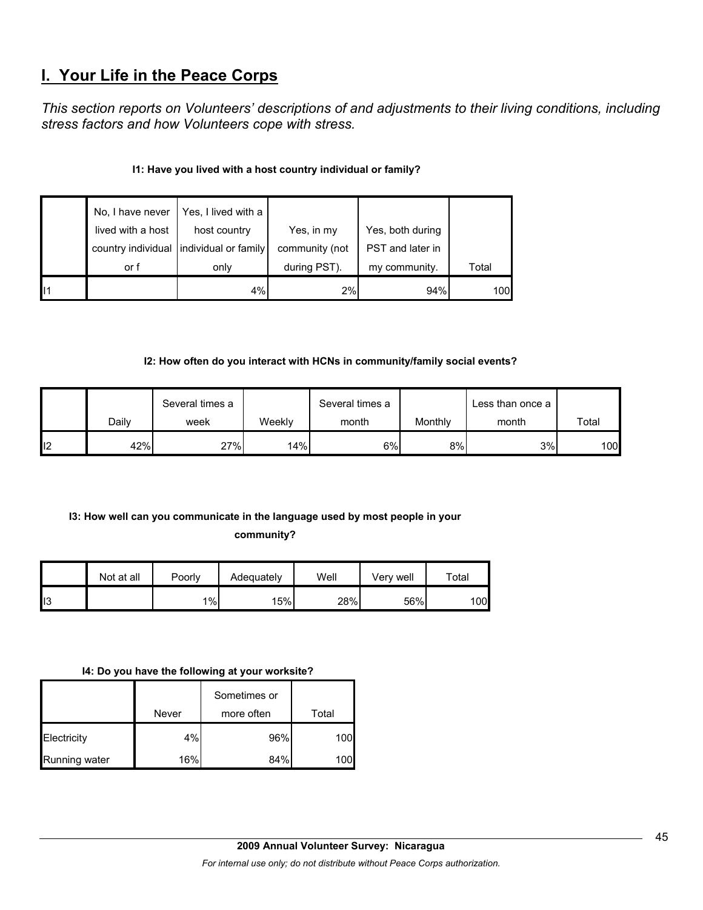# I. Your Life in the Peace Corps

*This section reports on Volunteers' descriptions of and adjustments to their living conditions, including stress factors and how Volunteers cope with stress.*

**I1: Have you lived with a host country individual or family?**

| | No, I have never lived with a host country individual or f | Yes, I lived with a host country individual or family only | Yes, in my community (not during PST). | Yes, both during PST and later in my community. | Total |
|---|---|---|---|---|---|
| I1 | | 4% | 2% | 94% | 100 |

**I2: How often do you interact with HCNs in community/family social events?**

| | Daily | Several times a week | Weekly | Several times a month | Monthly | Less than once a month | Total |
|---|---|---|---|---|---|---|---|
| I2 | 42% | 27% | 14% | 6% | 8% | 3% | 100 |

**I3: How well can you communicate in the language used by most people in your community?**

| | Not at all | Poorly | Adequately | Well | Very well | Total |
|---|---|---|---|---|---|---|
| I3 | | 1% | 15% | 28% | 56% | 100 |

**I4: Do you have the following at your worksite?**

| | Never | Sometimes or more often | Total |
|---|---|---|---|
| Electricity | 4% | 96% | 100 |
| Running water | 16% | 84% | 100 |

**2009 Annual Volunteer Survey: Nicaragua**

*For internal use only; do not distribute without Peace Corps authorization.*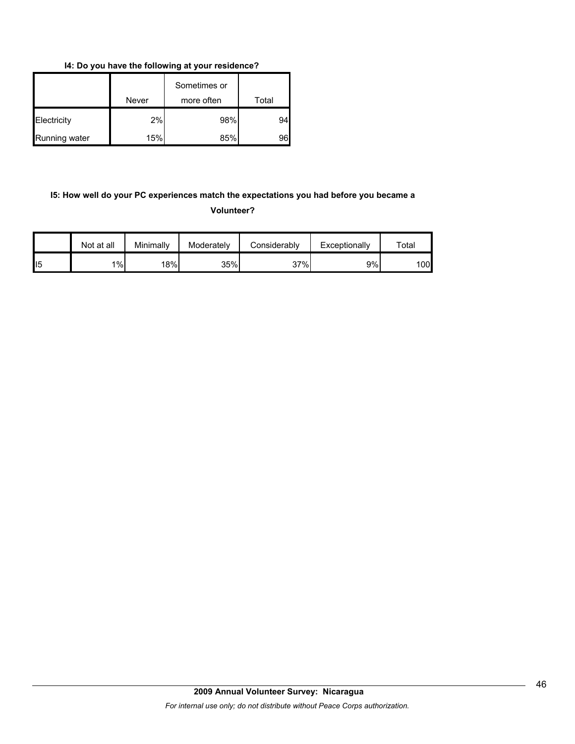**I4: Do you have the following at your residence?**

| | Never | Sometimes or more often | Total |
|---|---|---|---|
| Electricity | 2% | 98% | 94 |
| Running water | 15% | 85% | 96 |

**I5: How well do your PC experiences match the expectations you had before you became a Volunteer?**

| | Not at all | Minimally | Moderately | Considerably | Exceptionally | Total |
|---|---|---|---|---|---|---|
| I5 | 1% | 18% | 35% | 37% | 9% | 100 |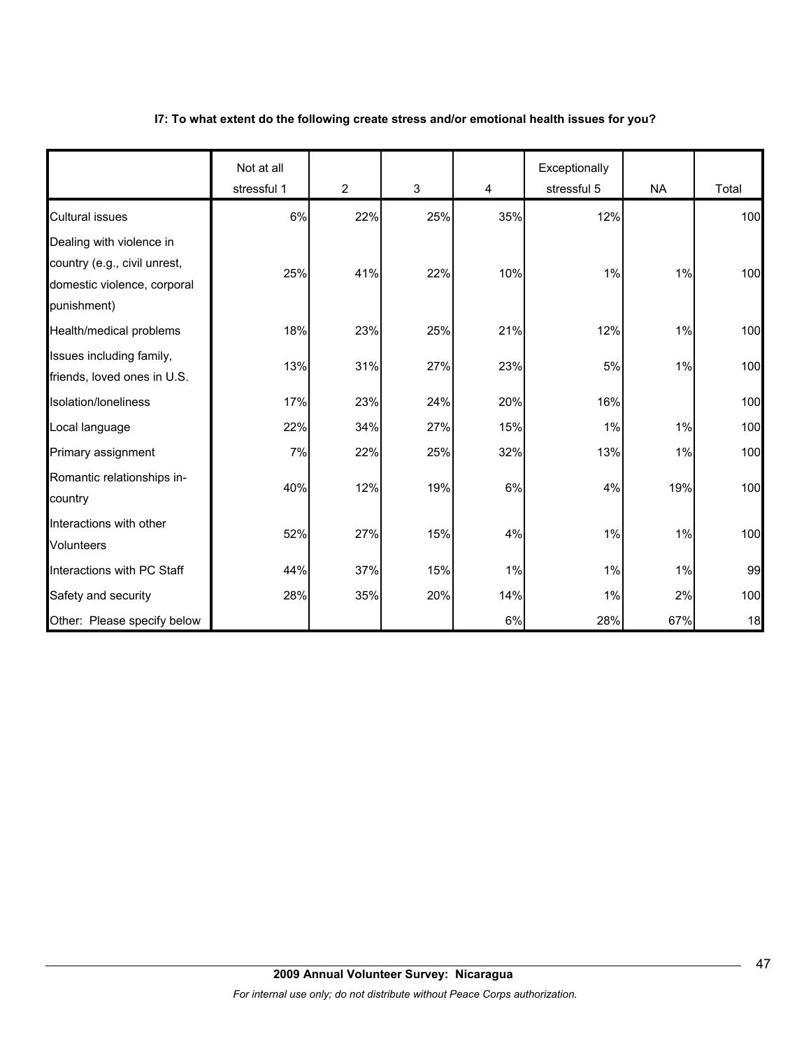**I7: To what extent do the following create stress and/or emotional health issues for you?**

| | Not at all stressful 1 | 2 | 3 | 4 | Exceptionally stressful 5 | NA | Total |
|---|---|---|---|---|---|---|---|
| Cultural issues | 6% | 22% | 25% | 35% | 12% | | 100 |
| Dealing with violence in country (e.g., civil unrest, domestic violence, corporal punishment) | 25% | 41% | 22% | 10% | 1% | 1% | 100 |
| Health/medical problems | 18% | 23% | 25% | 21% | 12% | 1% | 100 |
| Issues including family, friends, loved ones in U.S. | 13% | 31% | 27% | 23% | 5% | 1% | 100 |
| Isolation/loneliness | 17% | 23% | 24% | 20% | 16% | | 100 |
| Local language | 22% | 34% | 27% | 15% | 1% | 1% | 100 |
| Primary assignment | 7% | 22% | 25% | 32% | 13% | 1% | 100 |
| Romantic relationships in-country | 40% | 12% | 19% | 6% | 4% | 19% | 100 |
| Interactions with other Volunteers | 52% | 27% | 15% | 4% | 1% | 1% | 100 |
| Interactions with PC Staff | 44% | 37% | 15% | 1% | 1% | 1% | 99 |
| Safety and security | 28% | 35% | 20% | 14% | 1% | 2% | 100 |
| Other: Please specify below | | | | 6% | 28% | 67% | 18 |

**2009 Annual Volunteer Survey: Nicaragua**

*For internal use only; do not distribute without Peace Corps authorization.*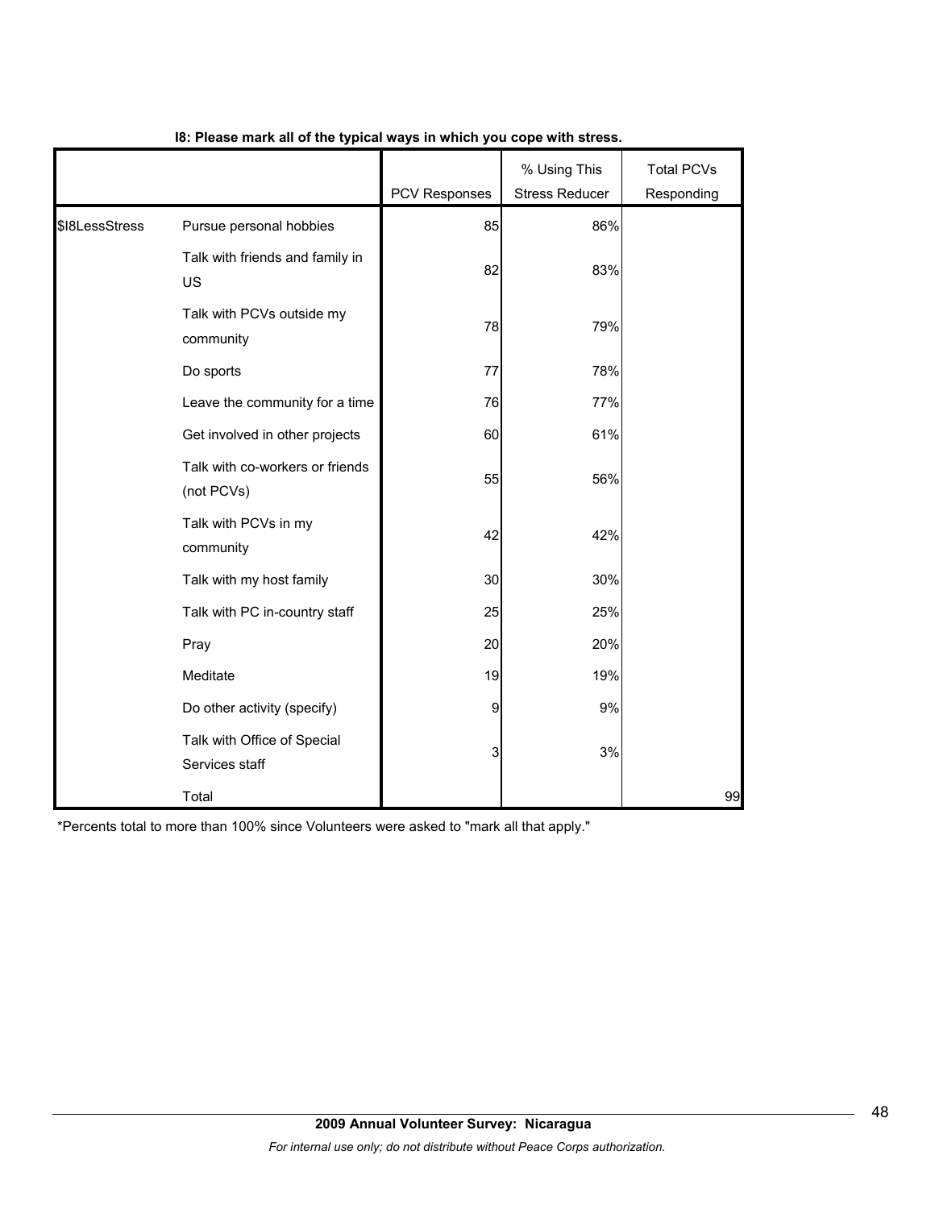**I8: Please mark all of the typical ways in which you cope with stress.**

| | | PCV Responses | % Using This Stress Reducer | Total PCVs Responding |
|---|---|---|---|---|
| $I8LessStress | Pursue personal hobbies | 85 | 86% | |
| | Talk with friends and family in US | 82 | 83% | |
| | Talk with PCVs outside my community | 78 | 79% | |
| | Do sports | 77 | 78% | |
| | Leave the community for a time | 76 | 77% | |
| | Get involved in other projects | 60 | 61% | |
| | Talk with co-workers or friends (not PCVs) | 55 | 56% | |
| | Talk with PCVs in my community | 42 | 42% | |
| | Talk with my host family | 30 | 30% | |
| | Talk with PC in-country staff | 25 | 25% | |
| | Pray | 20 | 20% | |
| | Meditate | 19 | 19% | |
| | Do other activity (specify) | 9 | 9% | |
| | Talk with Office of Special Services staff | 3 | 3% | |
| | Total | | | 99 |

*Percents total to more than 100% since Volunteers were asked to "mark all that apply."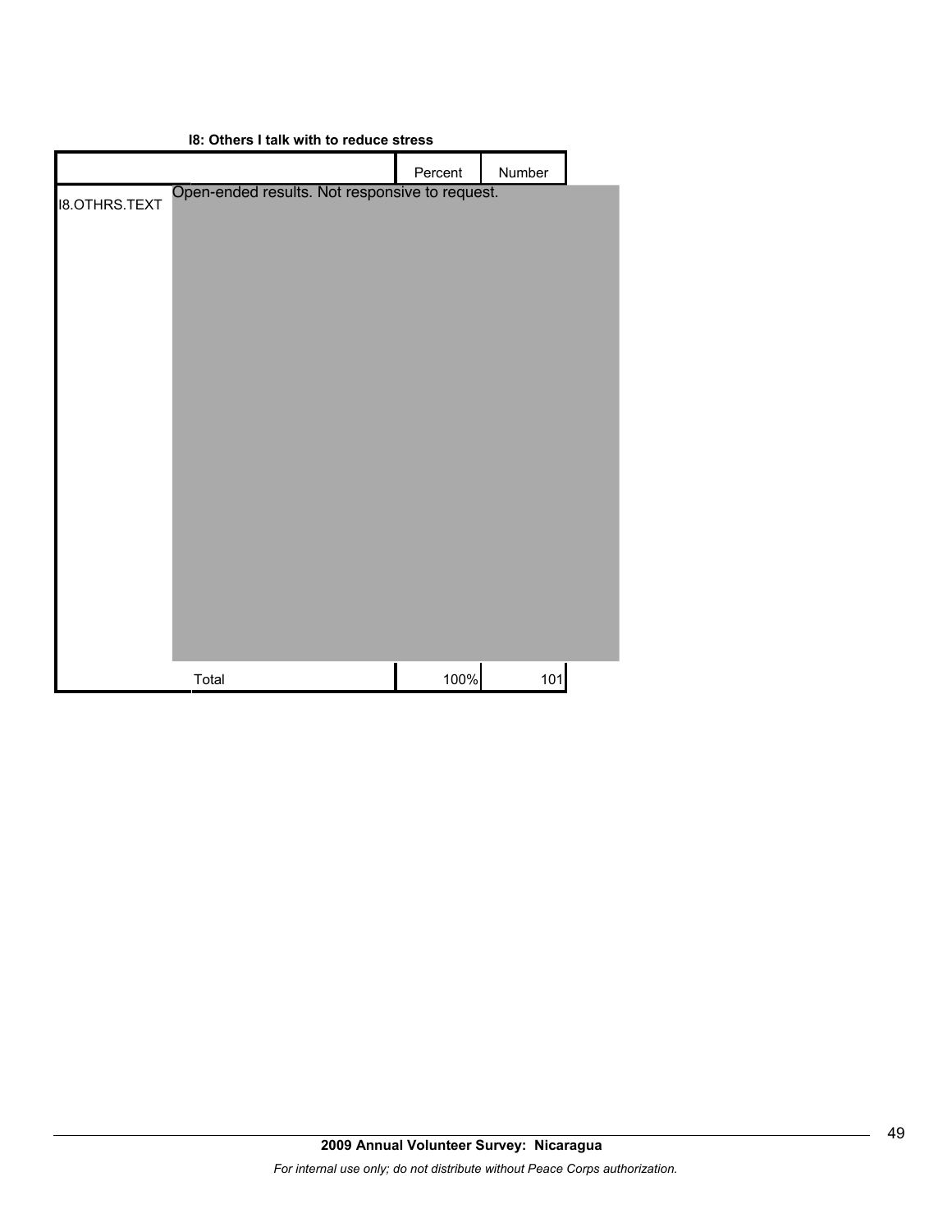**I8: Others I talk with to reduce stress**

| | | Percent | Number |
|---|---|---|---|
| I8.OTHRS.TEXT | Open-ended results. Not responsive to request. | | |
| | Total | 100% | 101 |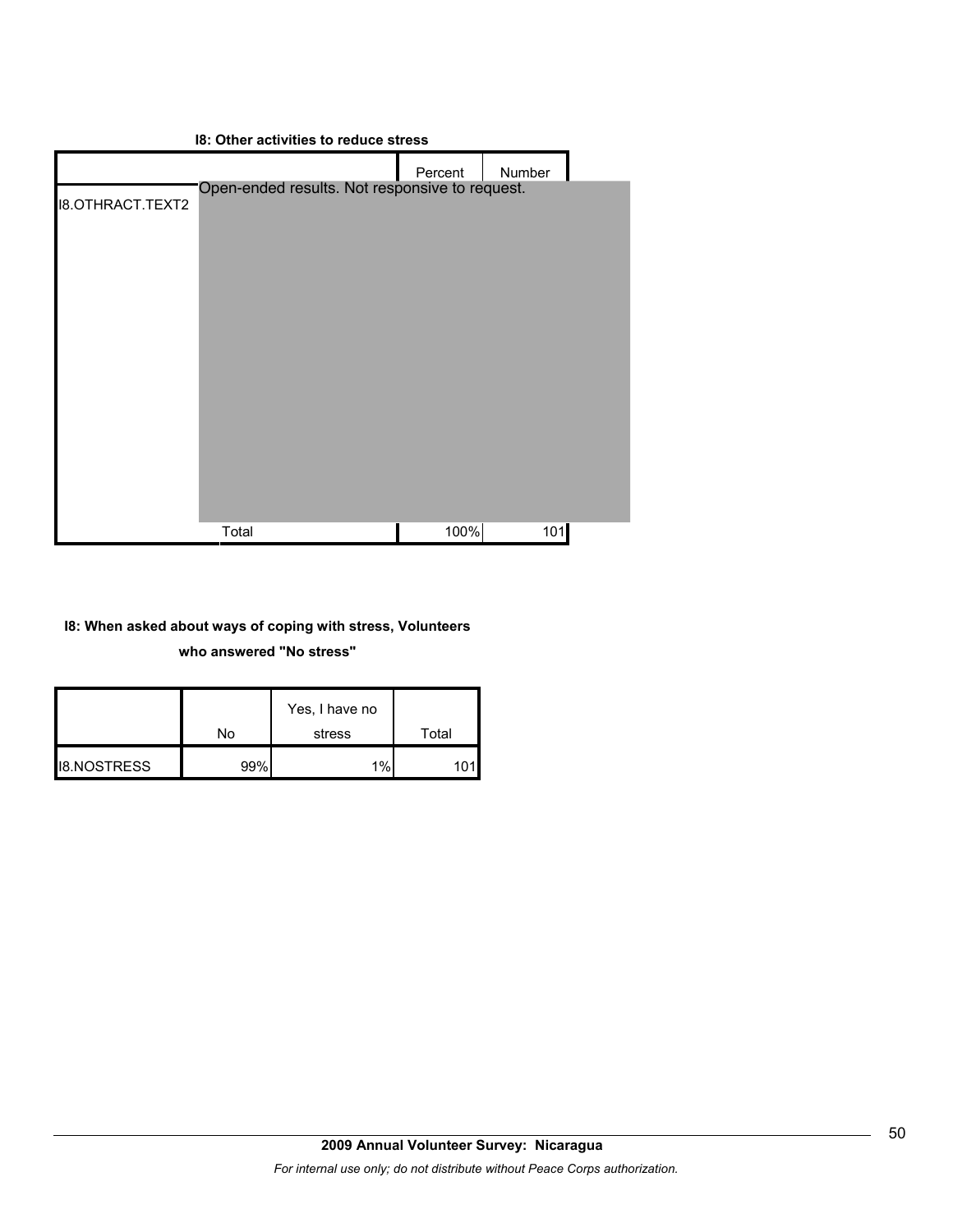**I8: Other activities to reduce stress**

| | | Percent | Number |
|---|---|---|---|
| I8.OTHRACT.TEXT2 | Open-ended results. Not responsive to request. | | |
| | Total | 100% | 101 |

**I8: When asked about ways of coping with stress, Volunteers who answered "No stress"**

| | No | Yes, I have no stress | Total |
|---|---|---|---|
| I8.NOSTRESS | 99% | 1% | 101 |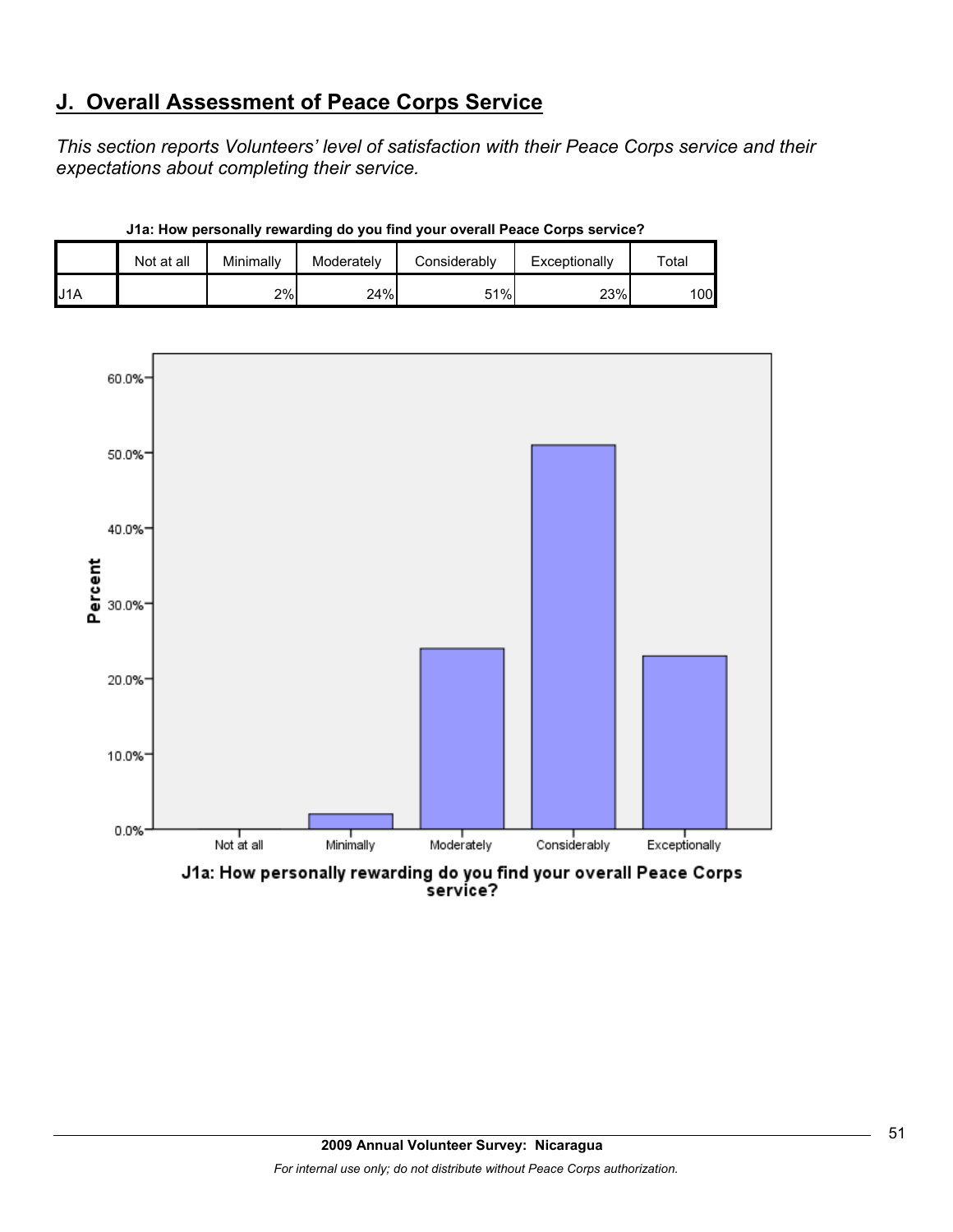## J. Overall Assessment of Peace Corps Service

*This section reports Volunteers' level of satisfaction with their Peace Corps service and their expectations about completing their service.*

**J1a: How personally rewarding do you find your overall Peace Corps service?**

| | Not at all | Minimally | Moderately | Considerably | Exceptionally | Total |
|---|---|---|---|---|---|---|
| J1A | | 2% | 24% | 51% | 23% | 100 |

Percent

60.0%
50.0%
40.0%
30.0%
20.0%
10.0%
0.0%

Not at all | Minimally | Moderately | Considerably | Exceptionally

J1a: How personally rewarding do you find your overall Peace Corps service?

**2009 Annual Volunteer Survey: Nicaragua**

*For internal use only; do not distribute without Peace Corps authorization.*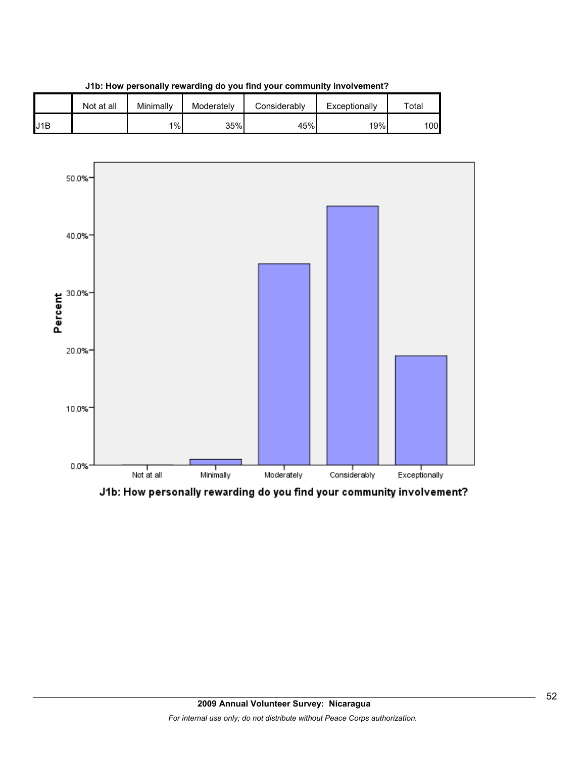**J1b: How personally rewarding do you find your community involvement?**

| | Not at all | Minimally | Moderately | Considerably | Exceptionally | Total |
|---|---|---|---|---|---|---|
| J1B | | 1% | 35% | 45% | 19% | 100 |

J1b: How personally rewarding do you find your community involvement?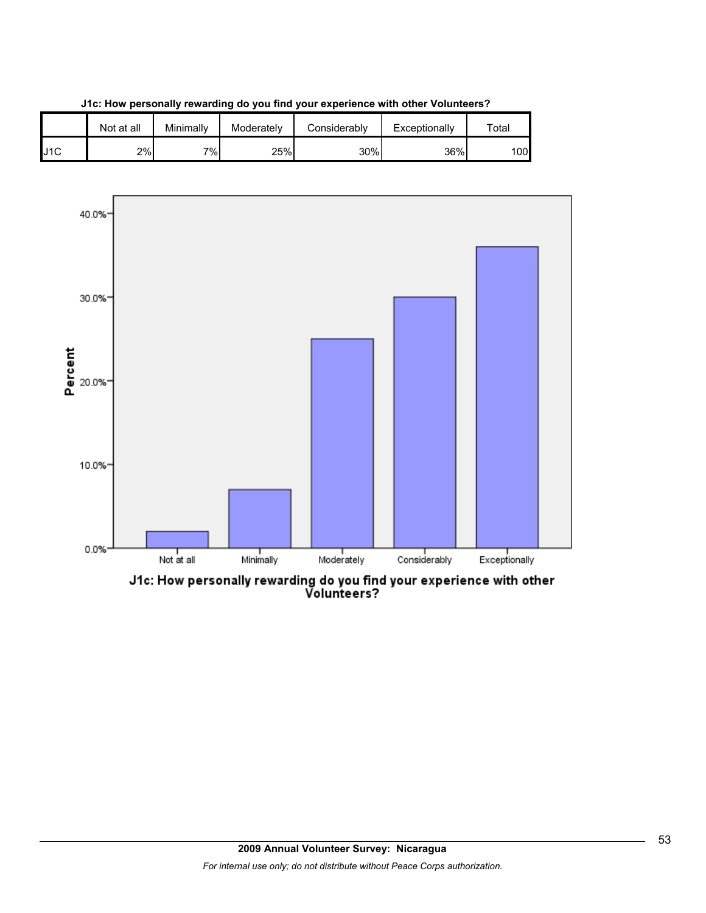**J1c: How personally rewarding do you find your experience with other Volunteers?**

| | Not at all | Minimally | Moderately | Considerably | Exceptionally | Total |
|---|---|---|---|---|---|---|
| J1C | 2% | 7% | 25% | 30% | 36% | 100 |

J1c: How personally rewarding do you find your experience with other Volunteers?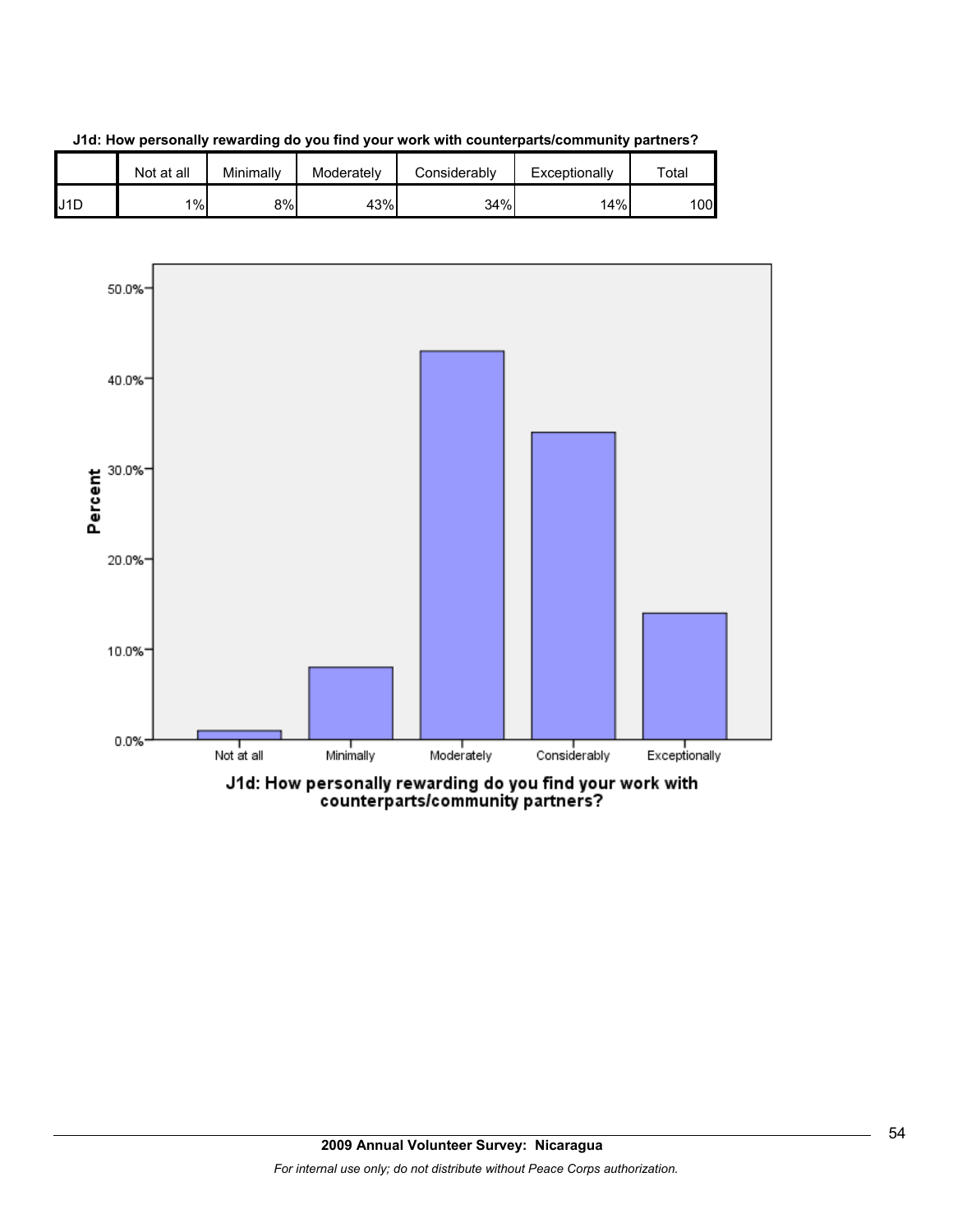**J1d: How personally rewarding do you find your work with counterparts/community partners?**

| | Not at all | Minimally | Moderately | Considerably | Exceptionally | Total |
|---|---|---|---|---|---|---|
| J1D | 1% | 8% | 43% | 34% | 14% | 100 |

**J1d: How personally rewarding do you find your work with counterparts/community partners?**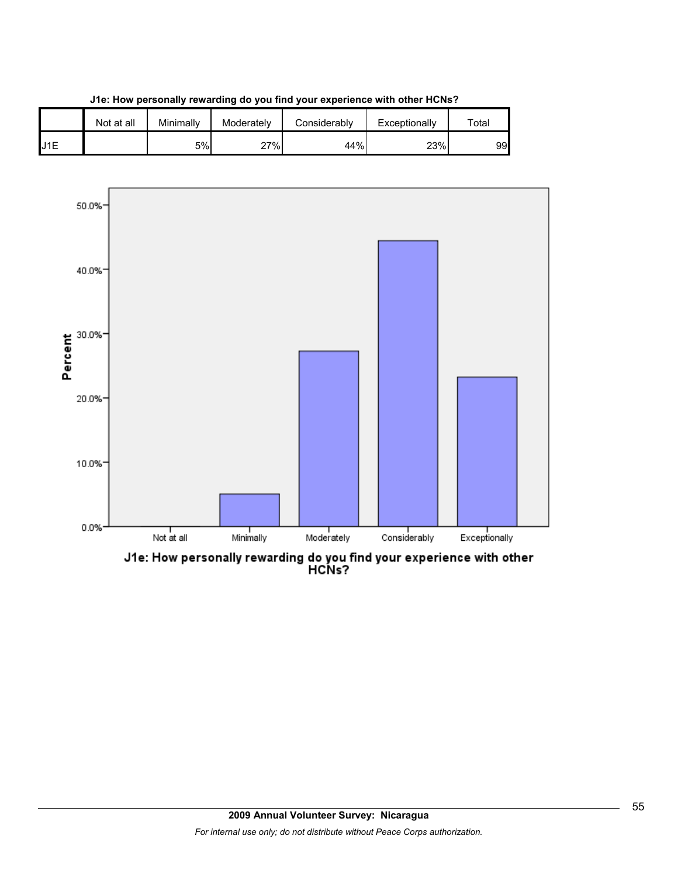**J1e: How personally rewarding do you find your experience with other HCNs?**

| | Not at all | Minimally | Moderately | Considerably | Exceptionally | Total |
|---|---|---|---|---|---|---|
| J1E | | 5% | 27% | 44% | 23% | 99 |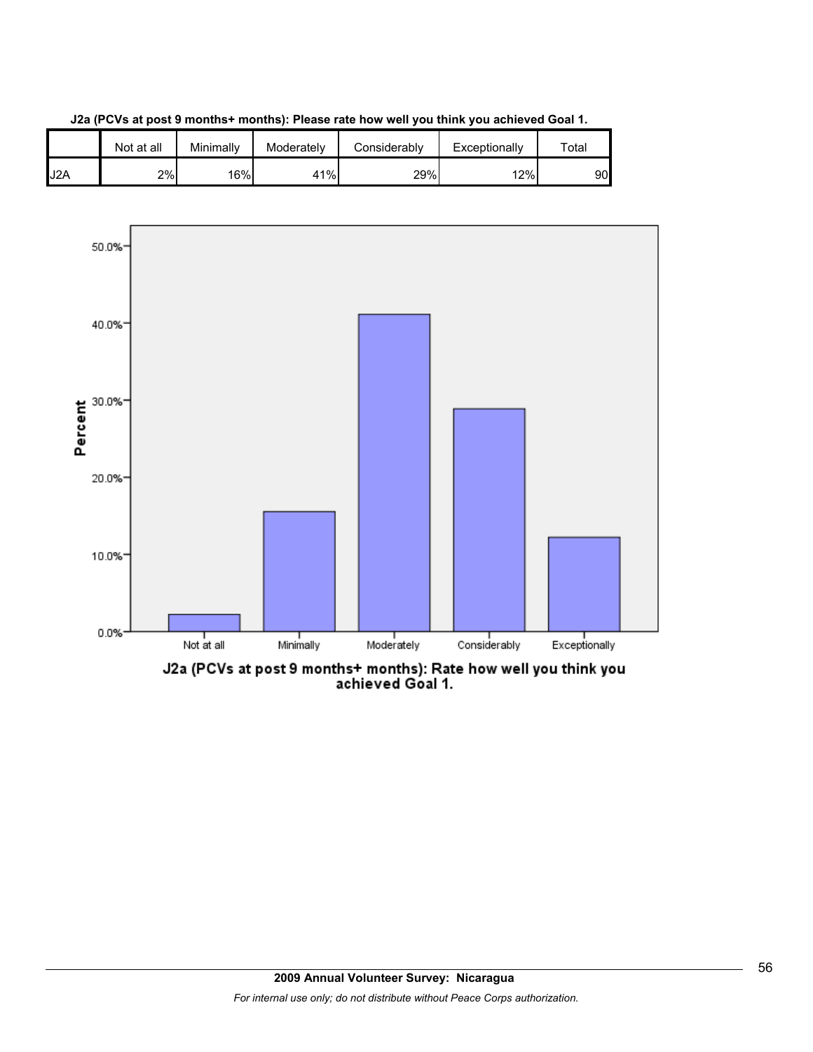**J2a (PCVs at post 9 months+ months): Please rate how well you think you achieved Goal 1.**

| | Not at all | Minimally | Moderately | Considerably | Exceptionally | Total |
|---|---|---|---|---|---|---|
| J2A | 2% | 16% | 41% | 29% | 12% | 90 |

J2a (PCVs at post 9 months+ months): Rate how well you think you achieved Goal 1.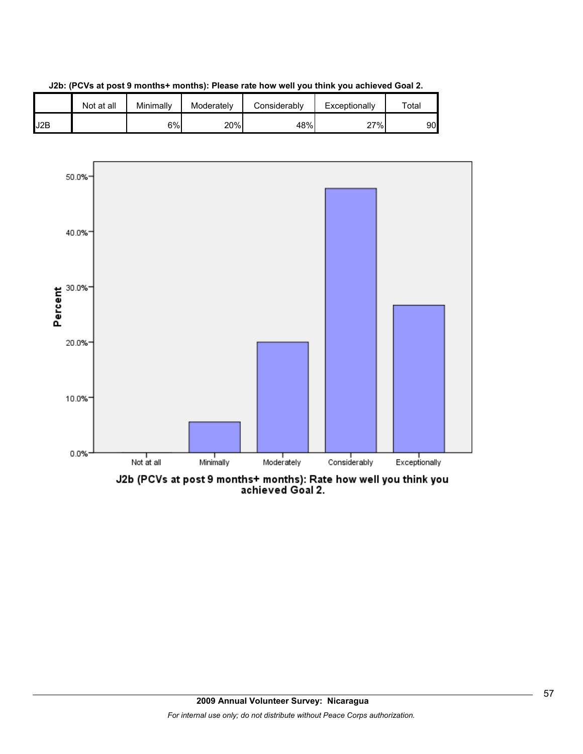**J2b: (PCVs at post 9 months+ months): Please rate how well you think you achieved Goal 2.**

| | Not at all | Minimally | Moderately | Considerably | Exceptionally | Total |
|---|---|---|---|---|---|---|
| J2B | | 6% | 20% | 48% | 27% | 90 |

J2b (PCVs at post 9 months+ months): Rate how well you think you achieved Goal 2.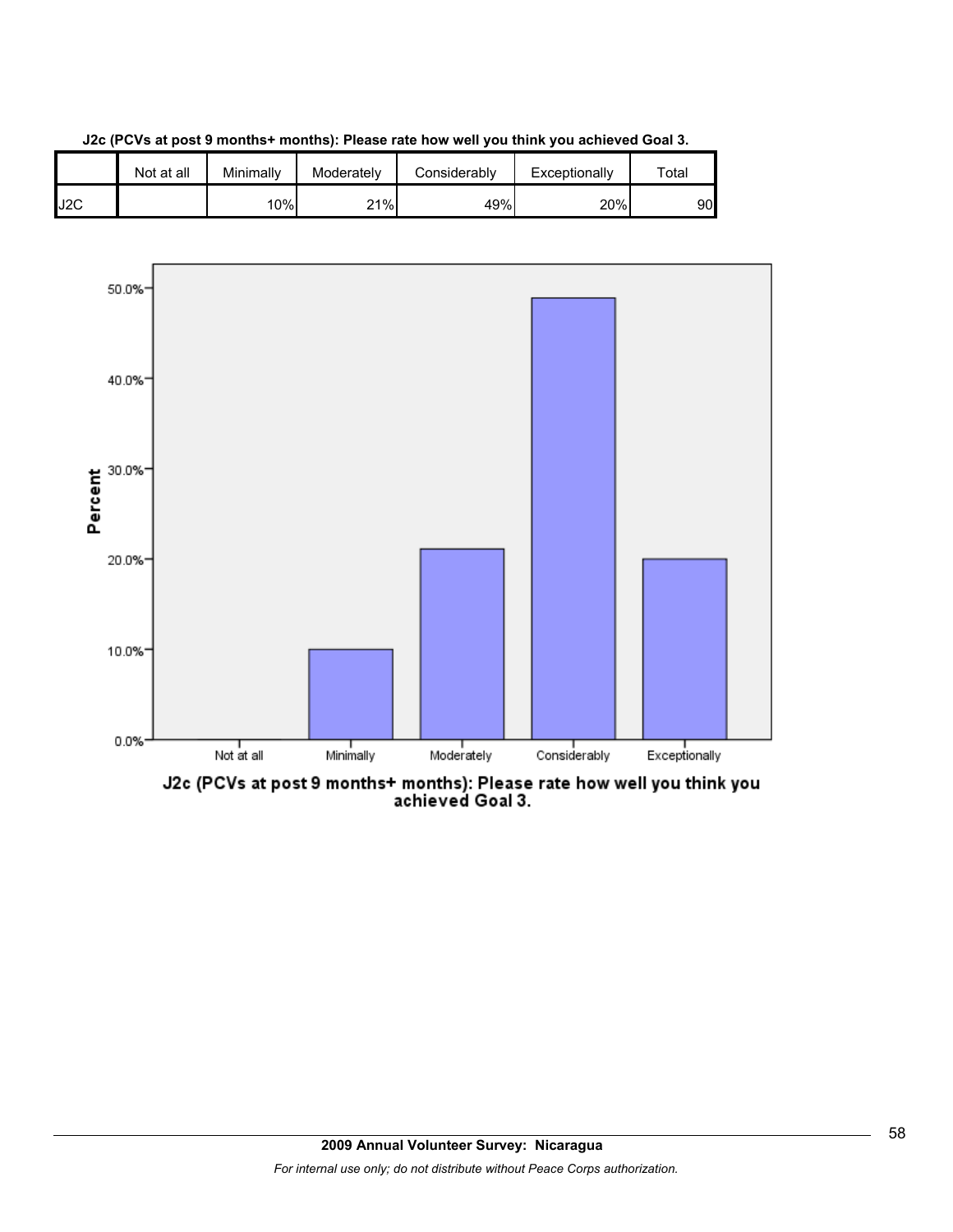**J2c (PCVs at post 9 months+ months): Please rate how well you think you achieved Goal 3.**

| | Not at all | Minimally | Moderately | Considerably | Exceptionally | Total |
|---|---|---|---|---|---|---|
| J2C | | 10% | 21% | 49% | 20% | 90 |

J2c (PCVs at post 9 months+ months): Please rate how well you think you achieved Goal 3.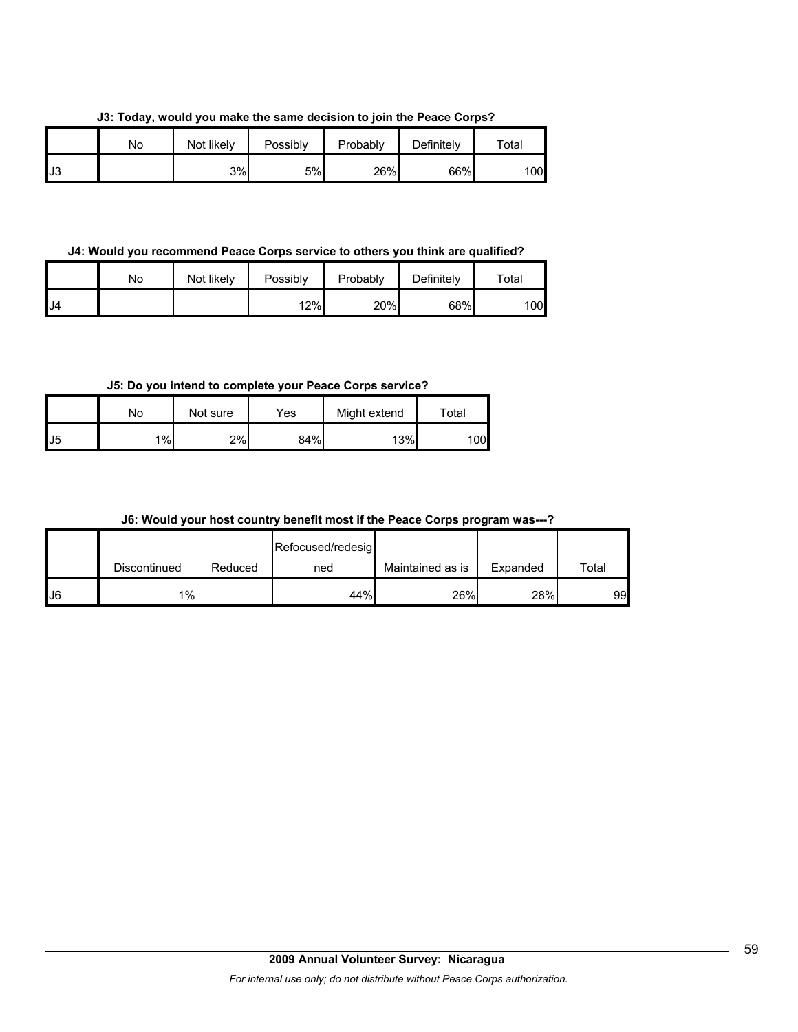**J3: Today, would you make the same decision to join the Peace Corps?**

| | No | Not likely | Possibly | Probably | Definitely | Total |
|---|---|---|---|---|---|---|
| J3 | | 3% | 5% | 26% | 66% | 100 |

**J4: Would you recommend Peace Corps service to others you think are qualified?**

| | No | Not likely | Possibly | Probably | Definitely | Total |
|---|---|---|---|---|---|---|
| J4 | | | 12% | 20% | 68% | 100 |

**J5: Do you intend to complete your Peace Corps service?**

| | No | Not sure | Yes | Might extend | Total |
|---|---|---|---|---|---|
| J5 | 1% | 2% | 84% | 13% | 100 |

**J6: Would your host country benefit most if the Peace Corps program was---?**

| | Discontinued | Reduced | Refocused/redesigned | Maintained as is | Expanded | Total |
|---|---|---|---|---|---|---|
| J6 | 1% | | 44% | 26% | 28% | 99 |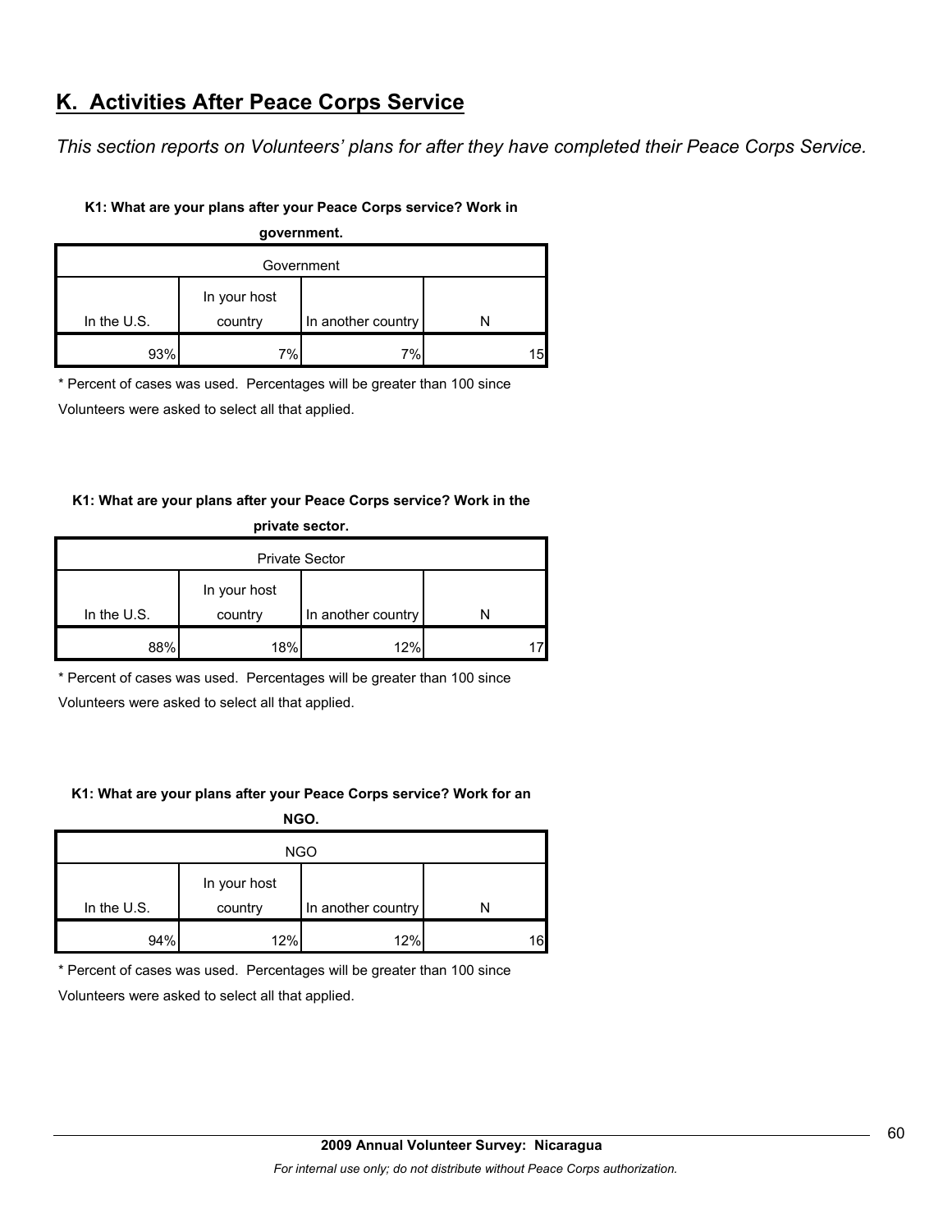## K. Activities After Peace Corps Service

*This section reports on Volunteers' plans for after they have completed their Peace Corps Service.*

**K1: What are your plans after your Peace Corps service? Work in government.**

| Government | | | |
|---|---|---|---|
| In the U.S. | In your host country | In another country | N |
| 93% | 7% | 7% | 15 |

\* Percent of cases was used. Percentages will be greater than 100 since Volunteers were asked to select all that applied.

**K1: What are your plans after your Peace Corps service? Work in the private sector.**

| Private Sector | | | |
|---|---|---|---|
| In the U.S. | In your host country | In another country | N |
| 88% | 18% | 12% | 17 |

\* Percent of cases was used. Percentages will be greater than 100 since Volunteers were asked to select all that applied.

**K1: What are your plans after your Peace Corps service? Work for an NGO.**

| NGO | | | |
|---|---|---|---|
| In the U.S. | In your host country | In another country | N |
| 94% | 12% | 12% | 16 |

\* Percent of cases was used. Percentages will be greater than 100 since Volunteers were asked to select all that applied.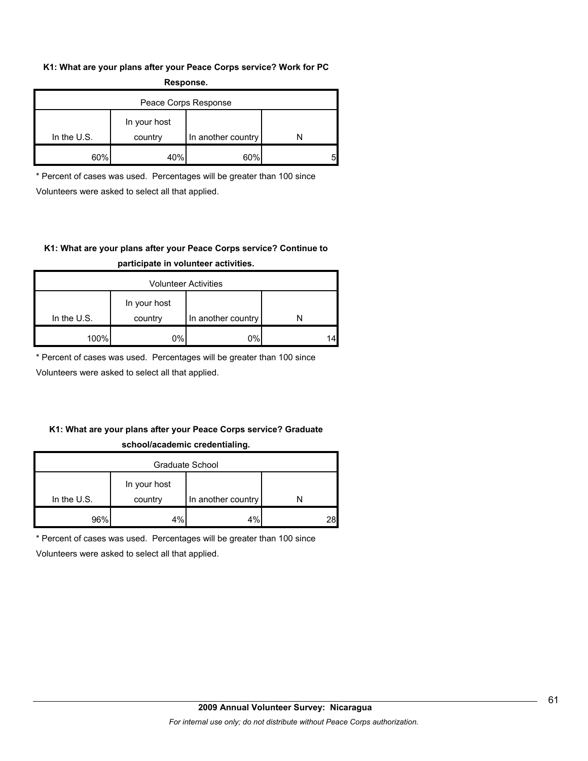**K1: What are your plans after your Peace Corps service? Work for PC Response.**

| Peace Corps Response | | | |
|---|---|---|---|
| In the U.S. | In your host country | In another country | N |
| 60% | 40% | 60% | 5 |

\* Percent of cases was used. Percentages will be greater than 100 since Volunteers were asked to select all that applied.

**K1: What are your plans after your Peace Corps service? Continue to participate in volunteer activities.**

| Volunteer Activities | | | |
|---|---|---|---|
| In the U.S. | In your host country | In another country | N |
| 100% | 0% | 0% | 14 |

\* Percent of cases was used. Percentages will be greater than 100 since Volunteers were asked to select all that applied.

**K1: What are your plans after your Peace Corps service? Graduate school/academic credentialing.**

| Graduate School | | | |
|---|---|---|---|
| In the U.S. | In your host country | In another country | N |
| 96% | 4% | 4% | 28 |

\* Percent of cases was used. Percentages will be greater than 100 since Volunteers were asked to select all that applied.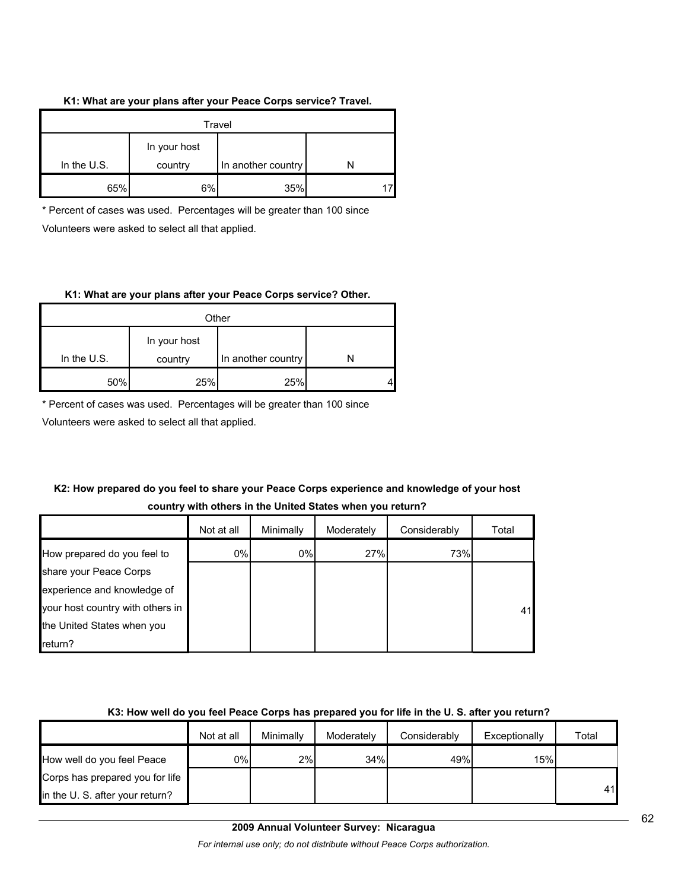**K1: What are your plans after your Peace Corps service? Travel.**

| Travel | | | |
|---|---|---|---|
| In the U.S. | In your host country | In another country | N |
| 65% | 6% | 35% | 17 |

\* Percent of cases was used. Percentages will be greater than 100 since Volunteers were asked to select all that applied.

**K1: What are your plans after your Peace Corps service? Other.**

| Other | | | |
|---|---|---|---|
| In the U.S. | In your host country | In another country | N |
| 50% | 25% | 25% | 4 |

\* Percent of cases was used. Percentages will be greater than 100 since Volunteers were asked to select all that applied.

**K2: How prepared do you feel to share your Peace Corps experience and knowledge of your host country with others in the United States when you return?**

| | Not at all | Minimally | Moderately | Considerably | Total |
|---|---|---|---|---|---|
| How prepared do you feel to share your Peace Corps experience and knowledge of your host country with others in the United States when you return? | 0% | 0% | 27% | 73% | 41 |

**K3: How well do you feel Peace Corps has prepared you for life in the U. S. after you return?**

| | Not at all | Minimally | Moderately | Considerably | Exceptionally | Total |
|---|---|---|---|---|---|---|
| How well do you feel Peace Corps has prepared you for life in the U. S. after your return? | 0% | 2% | 34% | 49% | 15% | 41 |

**2009 Annual Volunteer Survey: Nicaragua**

*For internal use only; do not distribute without Peace Corps authorization.*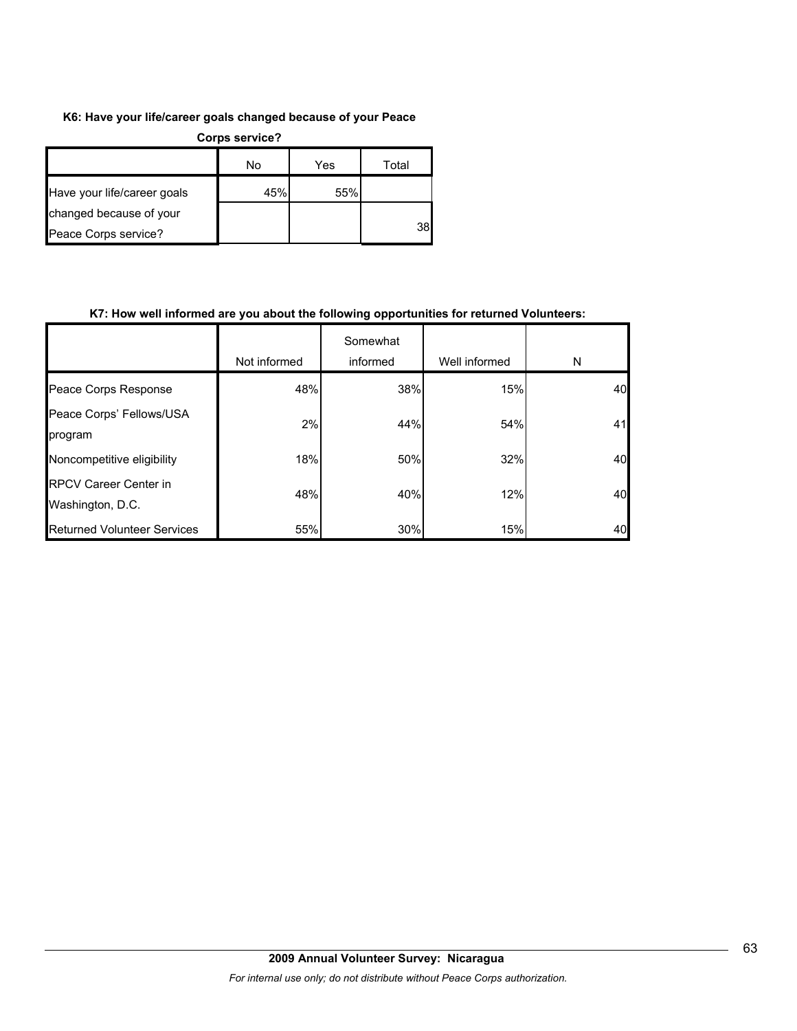**K6: Have your life/career goals changed because of your Peace Corps service?**

|  | No | Yes | Total |
|---|---|---|---|
| Have your life/career goals changed because of your Peace Corps service? | 45% | 55% | 38 |

**K7: How well informed are you about the following opportunities for returned Volunteers:**

|  | Not informed | Somewhat informed | Well informed | N |
|---|---|---|---|---|
| Peace Corps Response | 48% | 38% | 15% | 40 |
| Peace Corps' Fellows/USA program | 2% | 44% | 54% | 41 |
| Noncompetitive eligibility | 18% | 50% | 32% | 40 |
| RPCV Career Center in Washington, D.C. | 48% | 40% | 12% | 40 |
| Returned Volunteer Services | 55% | 30% | 15% | 40 |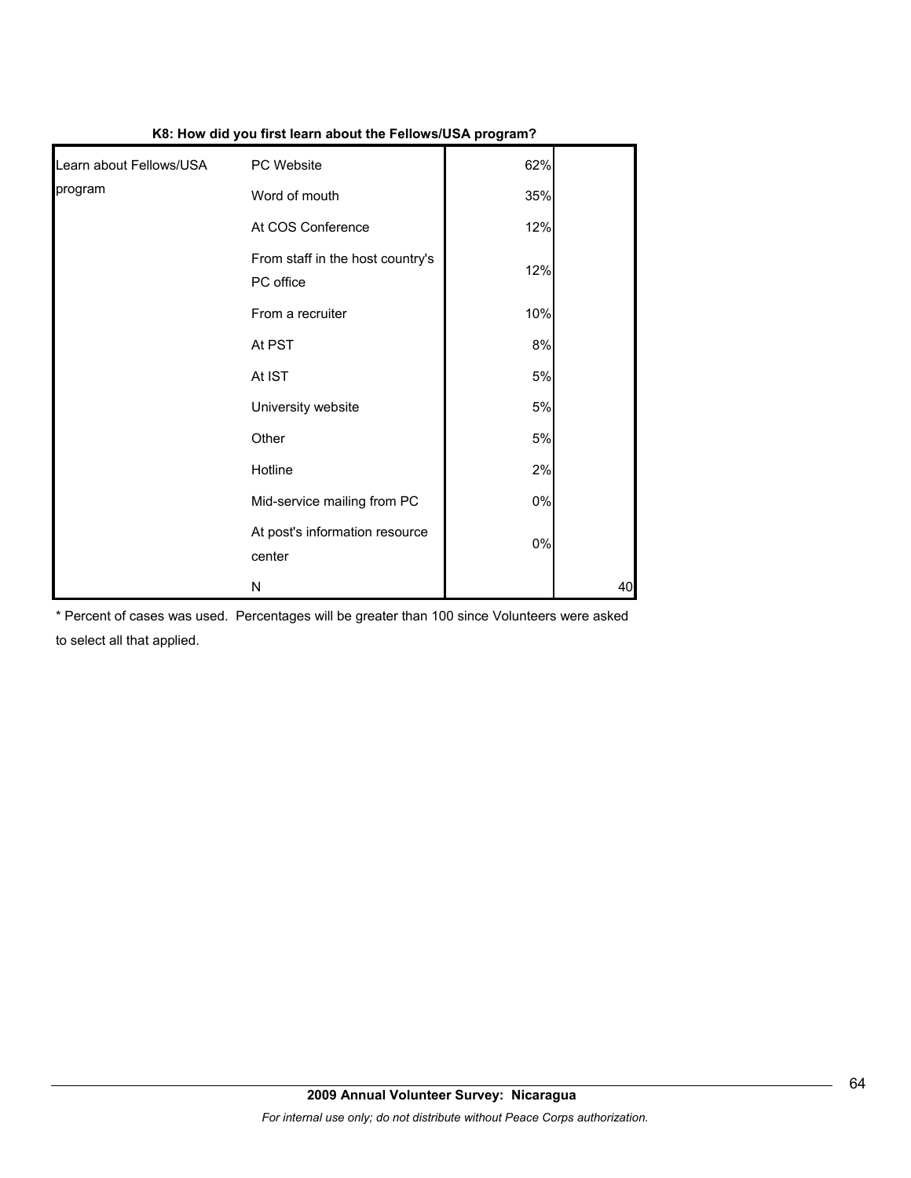**K8: How did you first learn about the Fellows/USA program?**

| | | | |
|---|---|---|---|
| Learn about Fellows/USA program | PC Website | 62% | |
| | Word of mouth | 35% | |
| | At COS Conference | 12% | |
| | From staff in the host country's PC office | 12% | |
| | From a recruiter | 10% | |
| | At PST | 8% | |
| | At IST | 5% | |
| | University website | 5% | |
| | Other | 5% | |
| | Hotline | 2% | |
| | Mid-service mailing from PC | 0% | |
| | At post's information resource center | 0% | |
| | N | | 40 |

* Percent of cases was used. Percentages will be greater than 100 since Volunteers were asked to select all that applied.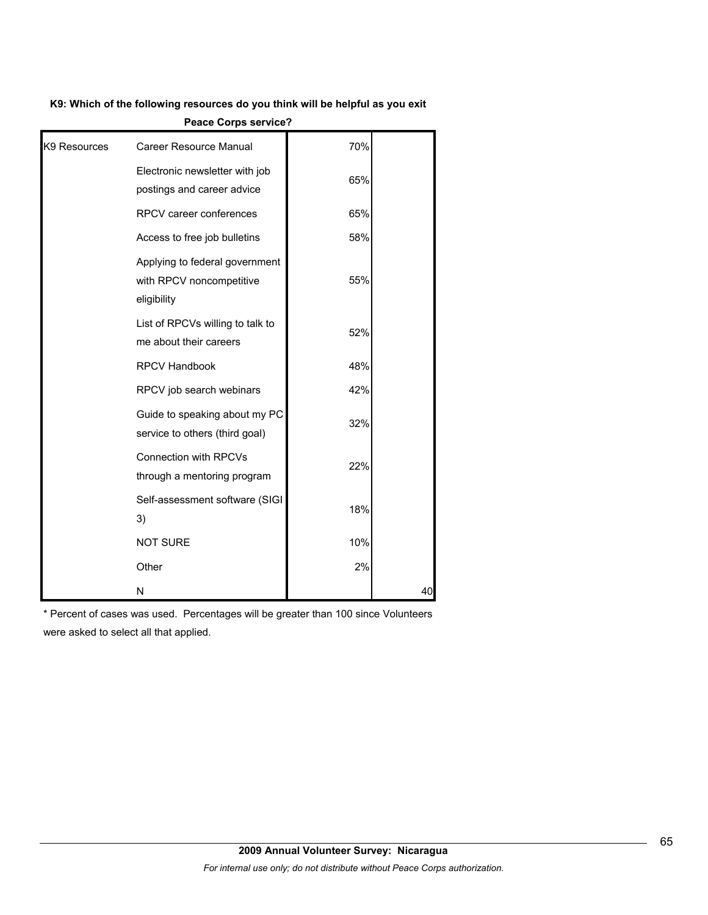**K9: Which of the following resources do you think will be helpful as you exit Peace Corps service?**

| | | | |
|---|---|---|---|
| K9 Resources | Career Resource Manual | 70% | |
| | Electronic newsletter with job postings and career advice | 65% | |
| | RPCV career conferences | 65% | |
| | Access to free job bulletins | 58% | |
| | Applying to federal government with RPCV noncompetitive eligibility | 55% | |
| | List of RPCVs willing to talk to me about their careers | 52% | |
| | RPCV Handbook | 48% | |
| | RPCV job search webinars | 42% | |
| | Guide to speaking about my PC service to others (third goal) | 32% | |
| | Connection with RPCVs through a mentoring program | 22% | |
| | Self-assessment software (SIGI 3) | 18% | |
| | NOT SURE | 10% | |
| | Other | 2% | |
| | N | | 40 |

* Percent of cases was used. Percentages will be greater than 100 since Volunteers were asked to select all that applied.

**2009 Annual Volunteer Survey: Nicaragua**

*For internal use only; do not distribute without Peace Corps authorization.*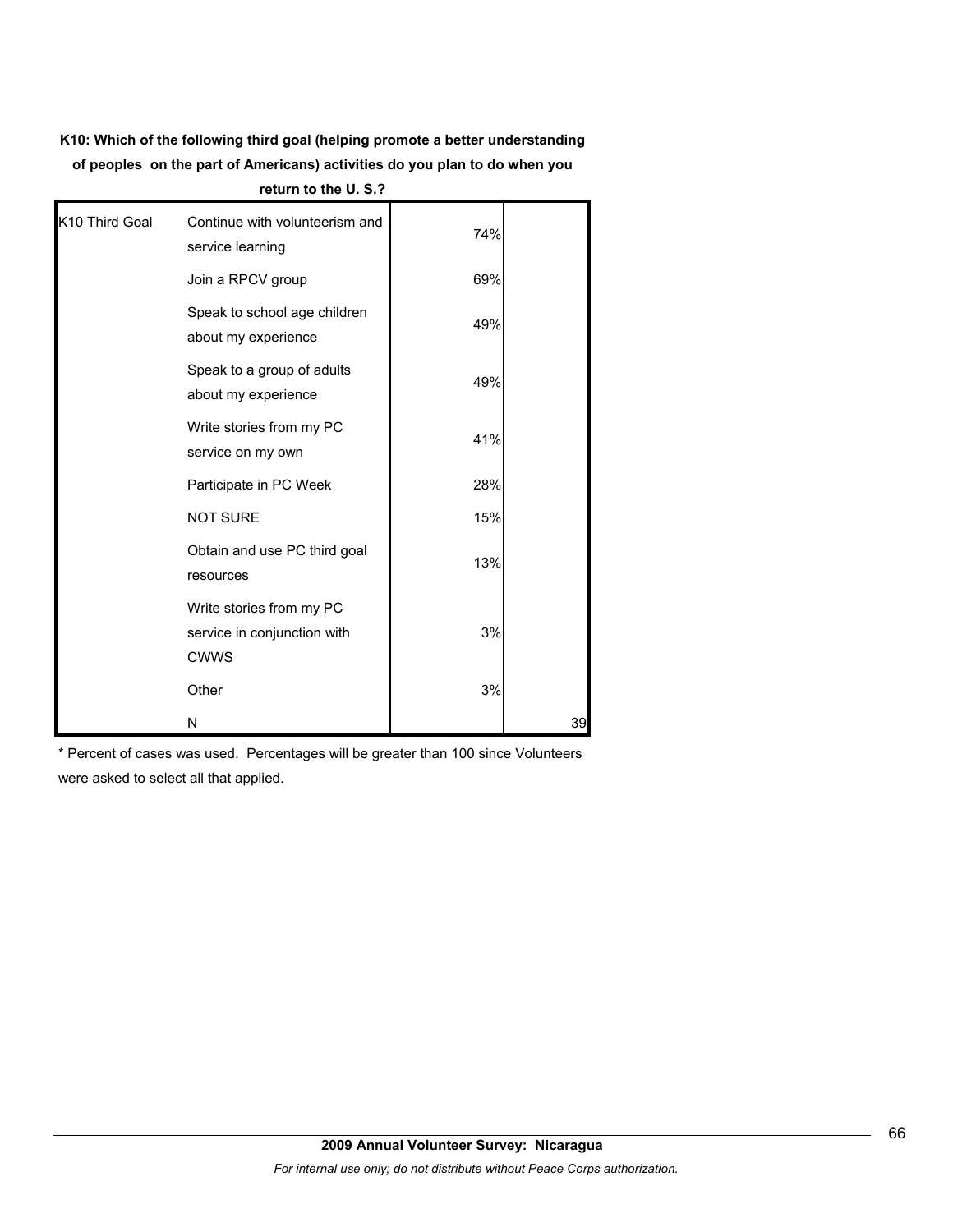**K10: Which of the following third goal (helping promote a better understanding of peoples on the part of Americans) activities do you plan to do when you return to the U. S.?**

| | | | |
|---|---|---|---|
| K10 Third Goal | Continue with volunteerism and service learning | 74% | |
| | Join a RPCV group | 69% | |
| | Speak to school age children about my experience | 49% | |
| | Speak to a group of adults about my experience | 49% | |
| | Write stories from my PC service on my own | 41% | |
| | Participate in PC Week | 28% | |
| | NOT SURE | 15% | |
| | Obtain and use PC third goal resources | 13% | |
| | Write stories from my PC service in conjunction with CWWS | 3% | |
| | Other | 3% | |
| | N | | 39 |

* Percent of cases was used. Percentages will be greater than 100 since Volunteers were asked to select all that applied.

**2009 Annual Volunteer Survey: Nicaragua**

*For internal use only; do not distribute without Peace Corps authorization.*